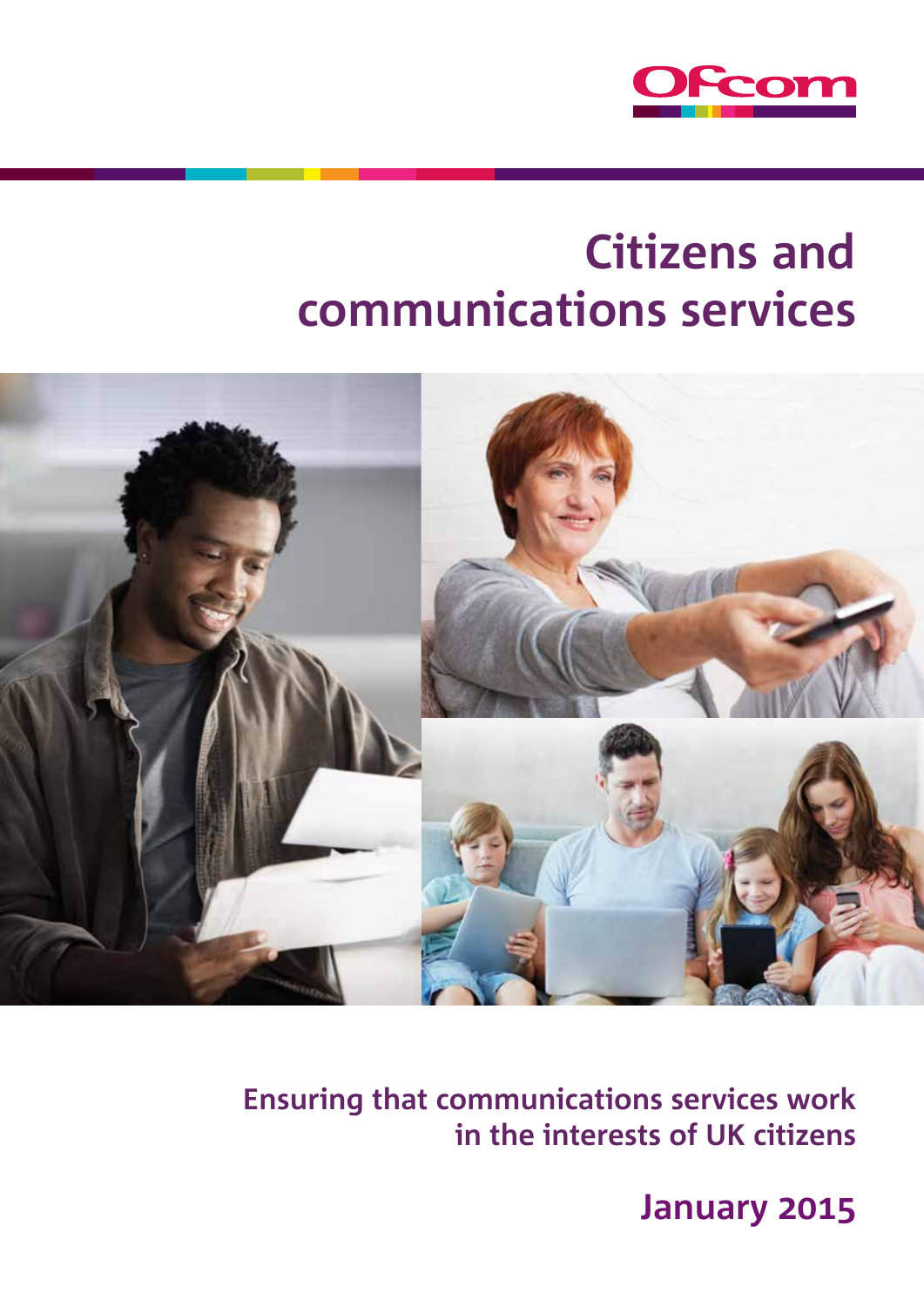Ofcom

# Citizens and communications services

**Ensuring that communications services work in the interests of UK citizens**

**January 2015**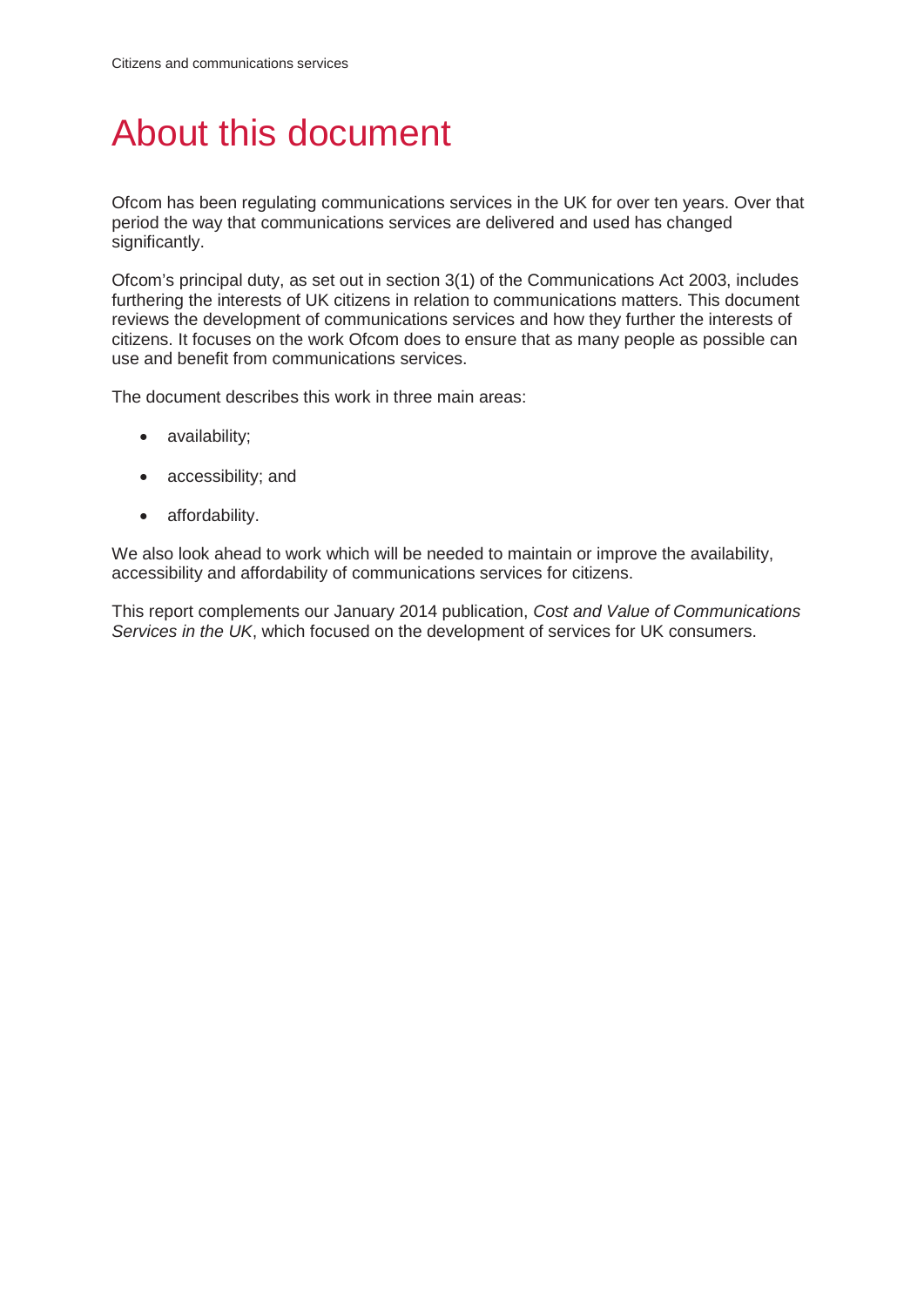# About this document

Ofcom has been regulating communications services in the UK for over ten years. Over that period the way that communications services are delivered and used has changed significantly.

Ofcom's principal duty, as set out in section 3(1) of the Communications Act 2003, includes furthering the interests of UK citizens in relation to communications matters. This document reviews the development of communications services and how they further the interests of citizens. It focuses on the work Ofcom does to ensure that as many people as possible can use and benefit from communications services.

The document describes this work in three main areas:

- availability;
- accessibility; and
- affordability.

We also look ahead to work which will be needed to maintain or improve the availability, accessibility and affordability of communications services for citizens.

This report complements our January 2014 publication, *Cost and Value of Communications Services in the UK*, which focused on the development of services for UK consumers.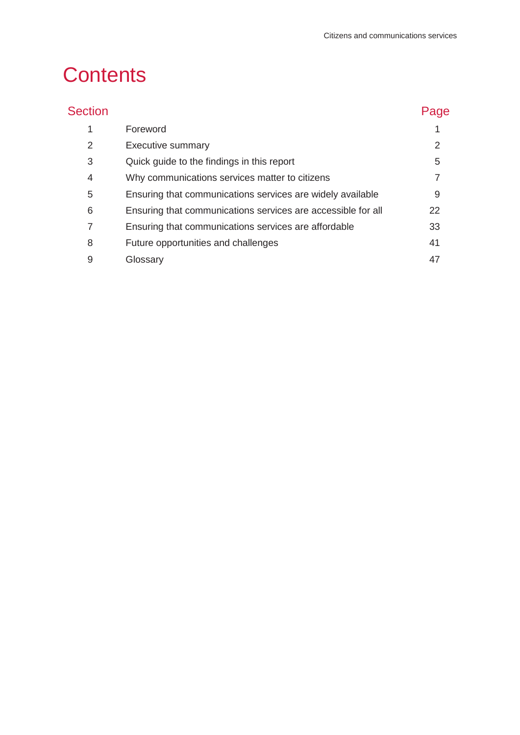# Contents

| Section | | Page |
|---|---|---|
| 1 | Foreword | 1 |
| 2 | Executive summary | 2 |
| 3 | Quick guide to the findings in this report | 5 |
| 4 | Why communications services matter to citizens | 7 |
| 5 | Ensuring that communications services are widely available | 9 |
| 6 | Ensuring that communications services are accessible for all | 22 |
| 7 | Ensuring that communications services are affordable | 33 |
| 8 | Future opportunities and challenges | 41 |
| 9 | Glossary | 47 |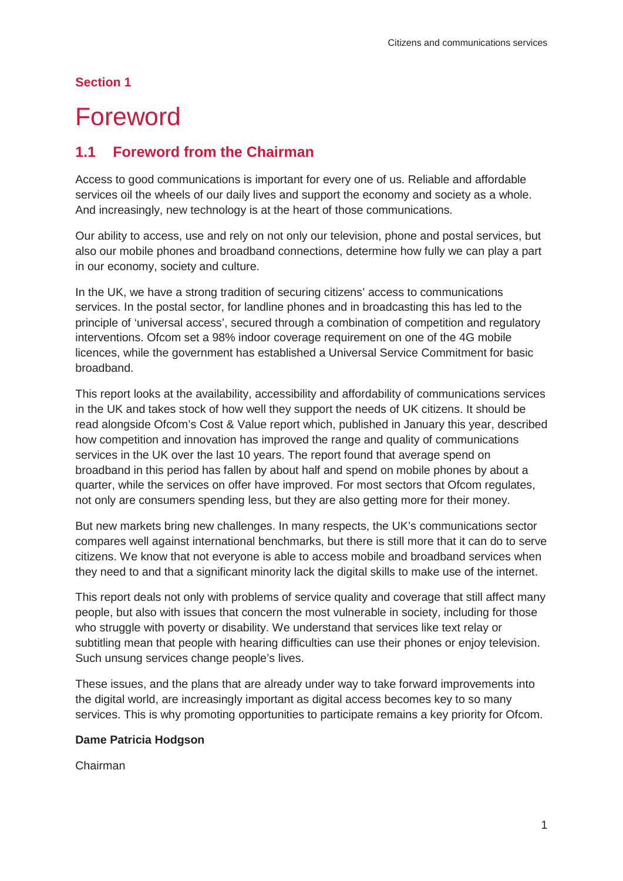## Section 1

# Foreword

## 1.1 Foreword from the Chairman

Access to good communications is important for every one of us. Reliable and affordable services oil the wheels of our daily lives and support the economy and society as a whole. And increasingly, new technology is at the heart of those communications.

Our ability to access, use and rely on not only our television, phone and postal services, but also our mobile phones and broadband connections, determine how fully we can play a part in our economy, society and culture.

In the UK, we have a strong tradition of securing citizens' access to communications services. In the postal sector, for landline phones and in broadcasting this has led to the principle of 'universal access', secured through a combination of competition and regulatory interventions. Ofcom set a 98% indoor coverage requirement on one of the 4G mobile licences, while the government has established a Universal Service Commitment for basic broadband.

This report looks at the availability, accessibility and affordability of communications services in the UK and takes stock of how well they support the needs of UK citizens. It should be read alongside Ofcom's Cost & Value report which, published in January this year, described how competition and innovation has improved the range and quality of communications services in the UK over the last 10 years. The report found that average spend on broadband in this period has fallen by about half and spend on mobile phones by about a quarter, while the services on offer have improved. For most sectors that Ofcom regulates, not only are consumers spending less, but they are also getting more for their money.

But new markets bring new challenges. In many respects, the UK's communications sector compares well against international benchmarks, but there is still more that it can do to serve citizens. We know that not everyone is able to access mobile and broadband services when they need to and that a significant minority lack the digital skills to make use of the internet.

This report deals not only with problems of service quality and coverage that still affect many people, but also with issues that concern the most vulnerable in society, including for those who struggle with poverty or disability. We understand that services like text relay or subtitling mean that people with hearing difficulties can use their phones or enjoy television. Such unsung services change people's lives.

These issues, and the plans that are already under way to take forward improvements into the digital world, are increasingly important as digital access becomes key to so many services. This is why promoting opportunities to participate remains a key priority for Ofcom.

**Dame Patricia Hodgson**

Chairman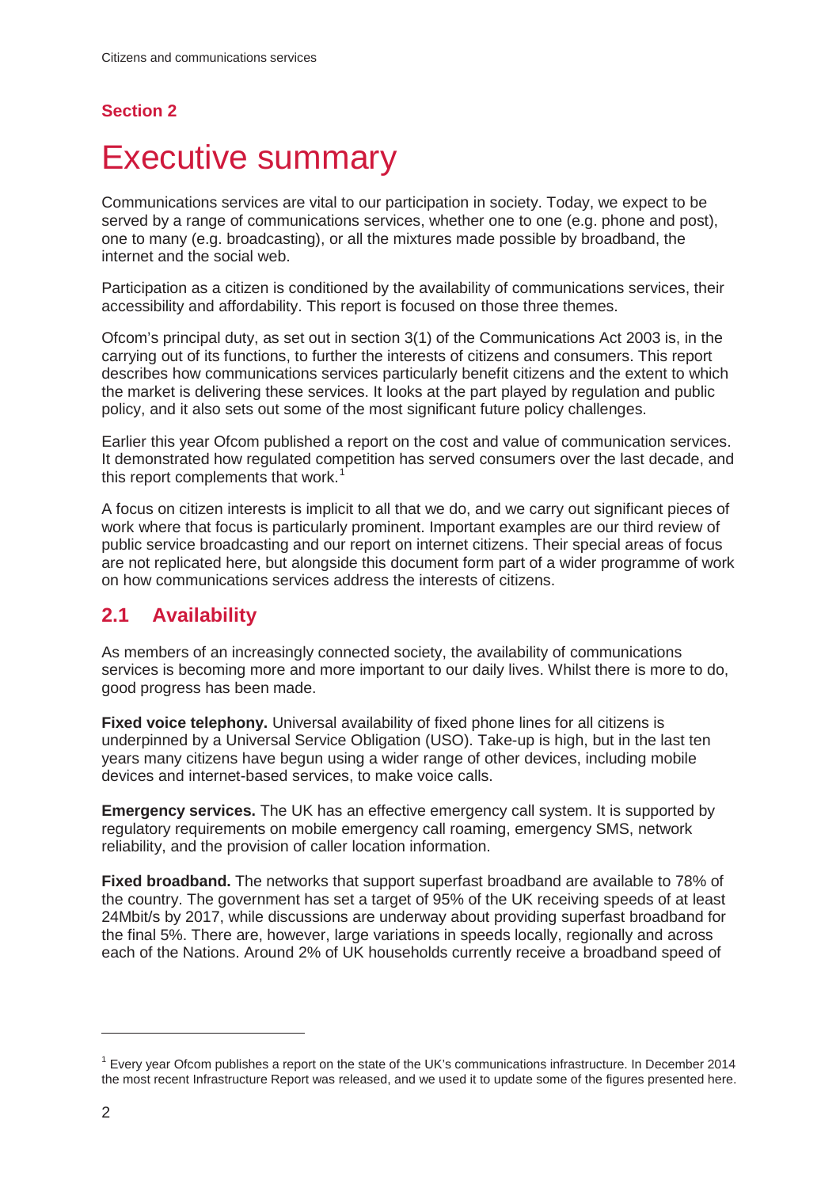## Section 2

# Executive summary

Communications services are vital to our participation in society. Today, we expect to be served by a range of communications services, whether one to one (e.g. phone and post), one to many (e.g. broadcasting), or all the mixtures made possible by broadband, the internet and the social web.

Participation as a citizen is conditioned by the availability of communications services, their accessibility and affordability. This report is focused on those three themes.

Ofcom's principal duty, as set out in section 3(1) of the Communications Act 2003 is, in the carrying out of its functions, to further the interests of citizens and consumers. This report describes how communications services particularly benefit citizens and the extent to which the market is delivering these services. It looks at the part played by regulation and public policy, and it also sets out some of the most significant future policy challenges.

Earlier this year Ofcom published a report on the cost and value of communication services. It demonstrated how regulated competition has served consumers over the last decade, and this report complements that work.[1]

A focus on citizen interests is implicit to all that we do, and we carry out significant pieces of work where that focus is particularly prominent. Important examples are our third review of public service broadcasting and our report on internet citizens. Their special areas of focus are not replicated here, but alongside this document form part of a wider programme of work on how communications services address the interests of citizens.

## 2.1 Availability

As members of an increasingly connected society, the availability of communications services is becoming more and more important to our daily lives. Whilst there is more to do, good progress has been made.

**Fixed voice telephony.** Universal availability of fixed phone lines for all citizens is underpinned by a Universal Service Obligation (USO). Take-up is high, but in the last ten years many citizens have begun using a wider range of other devices, including mobile devices and internet-based services, to make voice calls.

**Emergency services.** The UK has an effective emergency call system. It is supported by regulatory requirements on mobile emergency call roaming, emergency SMS, network reliability, and the provision of caller location information.

**Fixed broadband.** The networks that support superfast broadband are available to 78% of the country. The government has set a target of 95% of the UK receiving speeds of at least 24Mbit/s by 2017, while discussions are underway about providing superfast broadband for the final 5%. There are, however, large variations in speeds locally, regionally and across each of the Nations. Around 2% of UK households currently receive a broadband speed of

---

[1] Every year Ofcom publishes a report on the state of the UK's communications infrastructure. In December 2014 the most recent Infrastructure Report was released, and we used it to update some of the figures presented here.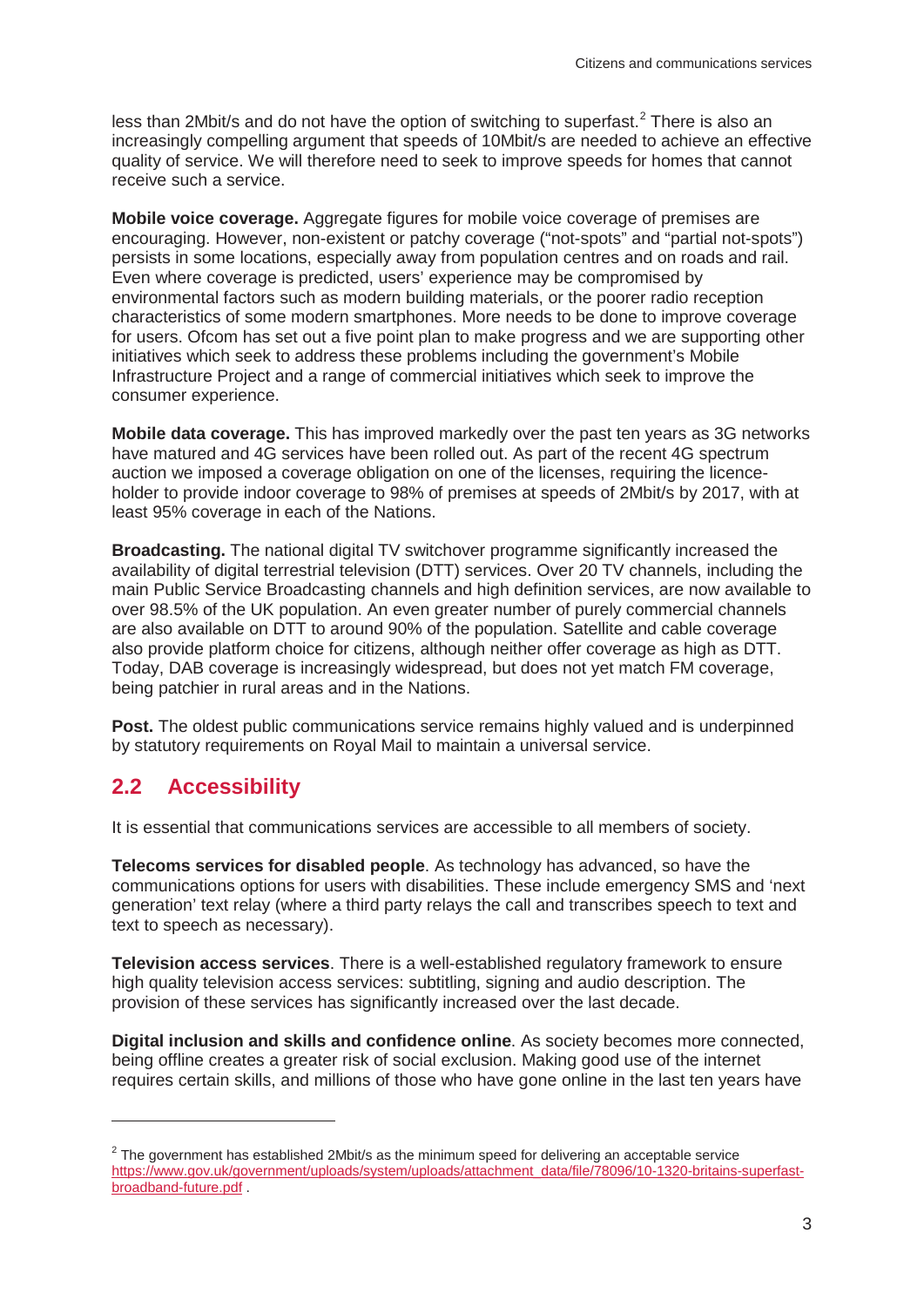less than 2Mbit/s and do not have the option of switching to superfast.[2] There is also an increasingly compelling argument that speeds of 10Mbit/s are needed to achieve an effective quality of service. We will therefore need to seek to improve speeds for homes that cannot receive such a service.

**Mobile voice coverage.** Aggregate figures for mobile voice coverage of premises are encouraging. However, non-existent or patchy coverage ("not-spots" and "partial not-spots") persists in some locations, especially away from population centres and on roads and rail. Even where coverage is predicted, users' experience may be compromised by environmental factors such as modern building materials, or the poorer radio reception characteristics of some modern smartphones. More needs to be done to improve coverage for users. Ofcom has set out a five point plan to make progress and we are supporting other initiatives which seek to address these problems including the government's Mobile Infrastructure Project and a range of commercial initiatives which seek to improve the consumer experience.

**Mobile data coverage.** This has improved markedly over the past ten years as 3G networks have matured and 4G services have been rolled out. As part of the recent 4G spectrum auction we imposed a coverage obligation on one of the licenses, requiring the licence-holder to provide indoor coverage to 98% of premises at speeds of 2Mbit/s by 2017, with at least 95% coverage in each of the Nations.

**Broadcasting.** The national digital TV switchover programme significantly increased the availability of digital terrestrial television (DTT) services. Over 20 TV channels, including the main Public Service Broadcasting channels and high definition services, are now available to over 98.5% of the UK population. An even greater number of purely commercial channels are also available on DTT to around 90% of the population. Satellite and cable coverage also provide platform choice for citizens, although neither offer coverage as high as DTT. Today, DAB coverage is increasingly widespread, but does not yet match FM coverage, being patchier in rural areas and in the Nations.

**Post.** The oldest public communications service remains highly valued and is underpinned by statutory requirements on Royal Mail to maintain a universal service.

## 2.2 Accessibility

It is essential that communications services are accessible to all members of society.

**Telecoms services for disabled people**. As technology has advanced, so have the communications options for users with disabilities. These include emergency SMS and 'next generation' text relay (where a third party relays the call and transcribes speech to text and text to speech as necessary).

**Television access services**. There is a well-established regulatory framework to ensure high quality television access services: subtitling, signing and audio description. The provision of these services has significantly increased over the last decade.

**Digital inclusion and skills and confidence online**. As society becomes more connected, being offline creates a greater risk of social exclusion. Making good use of the internet requires certain skills, and millions of those who have gone online in the last ten years have

---

[2] The government has established 2Mbit/s as the minimum speed for delivering an acceptable service https://www.gov.uk/government/uploads/system/uploads/attachment_data/file/78096/10-1320-britains-superfast-broadband-future.pdf .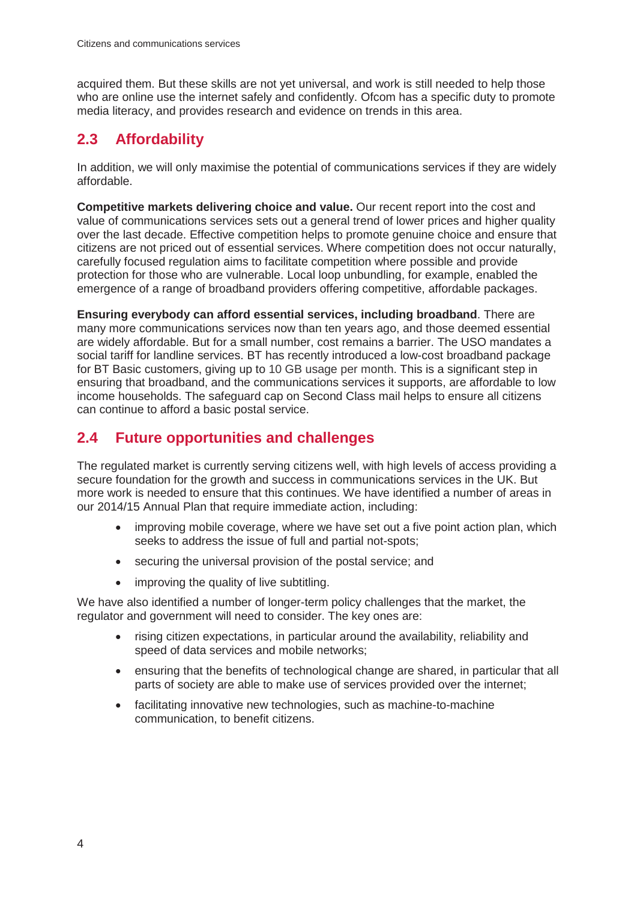acquired them. But these skills are not yet universal, and work is still needed to help those who are online use the internet safely and confidently. Ofcom has a specific duty to promote media literacy, and provides research and evidence on trends in this area.

## 2.3 Affordability

In addition, we will only maximise the potential of communications services if they are widely affordable.

**Competitive markets delivering choice and value.** Our recent report into the cost and value of communications services sets out a general trend of lower prices and higher quality over the last decade. Effective competition helps to promote genuine choice and ensure that citizens are not priced out of essential services. Where competition does not occur naturally, carefully focused regulation aims to facilitate competition where possible and provide protection for those who are vulnerable. Local loop unbundling, for example, enabled the emergence of a range of broadband providers offering competitive, affordable packages.

**Ensuring everybody can afford essential services, including broadband**. There are many more communications services now than ten years ago, and those deemed essential are widely affordable. But for a small number, cost remains a barrier. The USO mandates a social tariff for landline services. BT has recently introduced a low-cost broadband package for BT Basic customers, giving up to 10 GB usage per month. This is a significant step in ensuring that broadband, and the communications services it supports, are affordable to low income households. The safeguard cap on Second Class mail helps to ensure all citizens can continue to afford a basic postal service.

## 2.4 Future opportunities and challenges

The regulated market is currently serving citizens well, with high levels of access providing a secure foundation for the growth and success in communications services in the UK. But more work is needed to ensure that this continues. We have identified a number of areas in our 2014/15 Annual Plan that require immediate action, including:

- improving mobile coverage, where we have set out a five point action plan, which seeks to address the issue of full and partial not-spots;
- securing the universal provision of the postal service; and
- improving the quality of live subtitling.

We have also identified a number of longer-term policy challenges that the market, the regulator and government will need to consider. The key ones are:

- rising citizen expectations, in particular around the availability, reliability and speed of data services and mobile networks;
- ensuring that the benefits of technological change are shared, in particular that all parts of society are able to make use of services provided over the internet;
- facilitating innovative new technologies, such as machine-to-machine communication, to benefit citizens.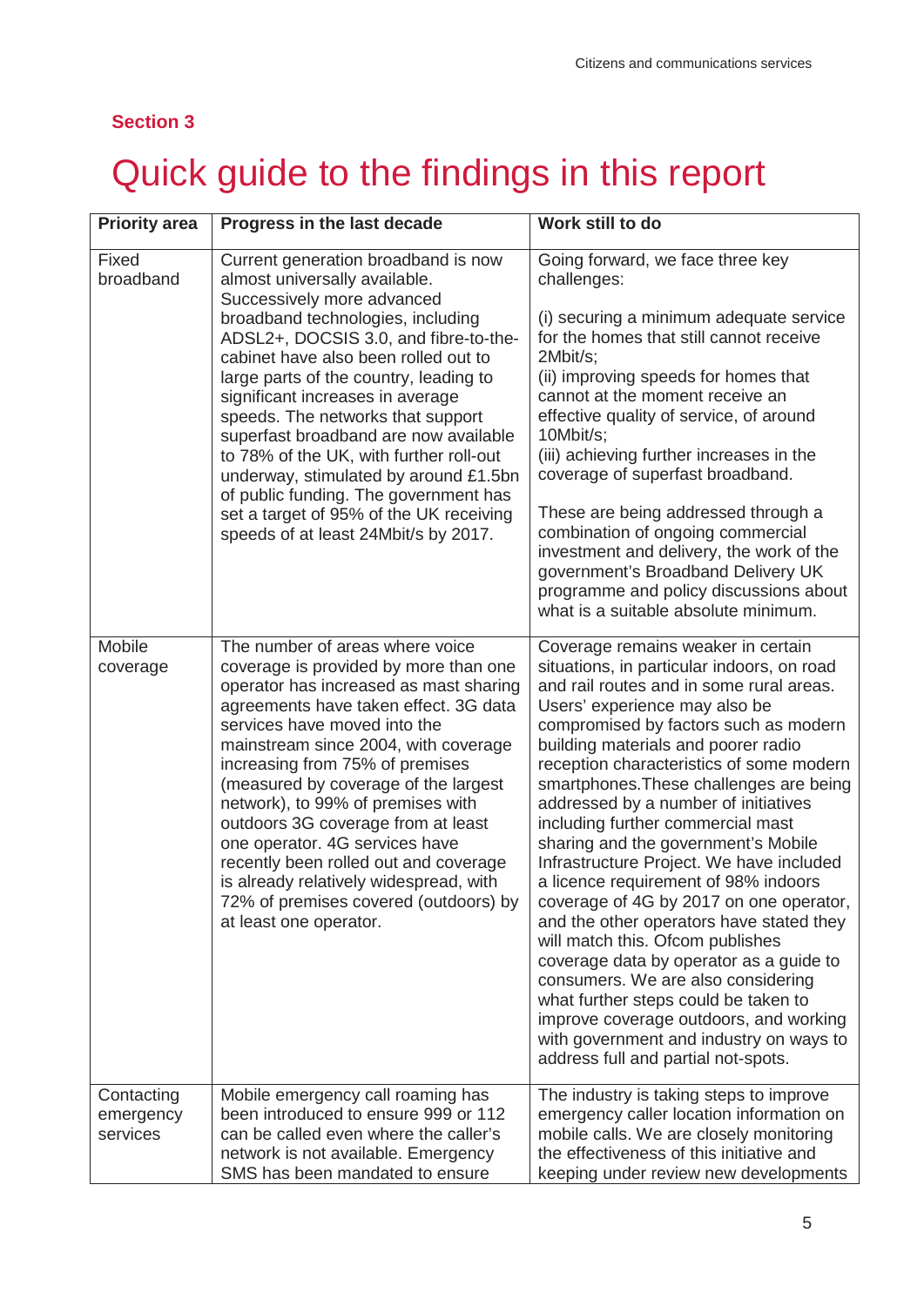## Section 3

# Quick guide to the findings in this report

| Priority area | Progress in the last decade | Work still to do |
|---|---|---|
| Fixed broadband | Current generation broadband is now almost universally available. Successively more advanced broadband technologies, including ADSL2+, DOCSIS 3.0, and fibre-to-the-cabinet have also been rolled out to large parts of the country, leading to significant increases in average speeds. The networks that support superfast broadband are now available to 78% of the UK, with further roll-out underway, stimulated by around £1.5bn of public funding. The government has set a target of 95% of the UK receiving speeds of at least 24Mbit/s by 2017. | Going forward, we face three key challenges:<br><br>(i) securing a minimum adequate service for the homes that still cannot receive 2Mbit/s;<br>(ii) improving speeds for homes that cannot at the moment receive an effective quality of service, of around 10Mbit/s;<br>(iii) achieving further increases in the coverage of superfast broadband.<br><br>These are being addressed through a combination of ongoing commercial investment and delivery, the work of the government's Broadband Delivery UK programme and policy discussions about what is a suitable absolute minimum. |
| Mobile coverage | The number of areas where voice coverage is provided by more than one operator has increased as mast sharing agreements have taken effect. 3G data services have moved into the mainstream since 2004, with coverage increasing from 75% of premises (measured by coverage of the largest network), to 99% of premises with outdoors 3G coverage from at least one operator. 4G services have recently been rolled out and coverage is already relatively widespread, with 72% of premises covered (outdoors) by at least one operator. | Coverage remains weaker in certain situations, in particular indoors, on road and rail routes and in some rural areas. Users' experience may also be compromised by factors such as modern building materials and poorer radio reception characteristics of some modern smartphones.These challenges are being addressed by a number of initiatives including further commercial mast sharing and the government's Mobile Infrastructure Project. We have included a licence requirement of 98% indoors coverage of 4G by 2017 on one operator, and the other operators have stated they will match this. Ofcom publishes coverage data by operator as a guide to consumers. We are also considering what further steps could be taken to improve coverage outdoors, and working with government and industry on ways to address full and partial not-spots. |
| Contacting emergency services | Mobile emergency call roaming has been introduced to ensure 999 or 112 can be called even where the caller's network is not available. Emergency SMS has been mandated to ensure | The industry is taking steps to improve emergency caller location information on mobile calls. We are closely monitoring the effectiveness of this initiative and keeping under review new developments |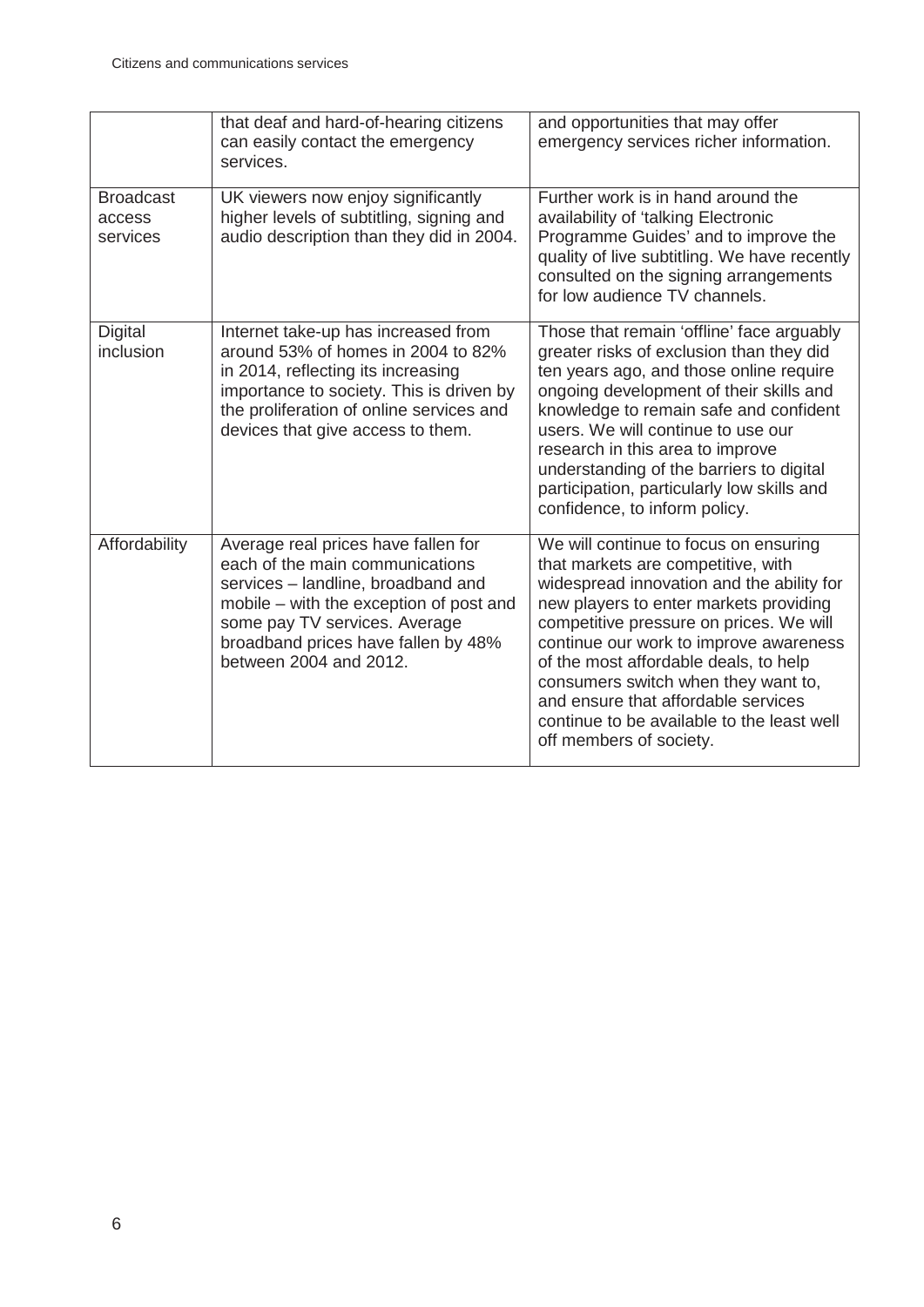| | | |
|---|---|---|
| | that deaf and hard-of-hearing citizens can easily contact the emergency services. | and opportunities that may offer emergency services richer information. |
| Broadcast access services | UK viewers now enjoy significantly higher levels of subtitling, signing and audio description than they did in 2004. | Further work is in hand around the availability of 'talking Electronic Programme Guides' and to improve the quality of live subtitling. We have recently consulted on the signing arrangements for low audience TV channels. |
| Digital inclusion | Internet take-up has increased from around 53% of homes in 2004 to 82% in 2014, reflecting its increasing importance to society. This is driven by the proliferation of online services and devices that give access to them. | Those that remain 'offline' face arguably greater risks of exclusion than they did ten years ago, and those online require ongoing development of their skills and knowledge to remain safe and confident users. We will continue to use our research in this area to improve understanding of the barriers to digital participation, particularly low skills and confidence, to inform policy. |
| Affordability | Average real prices have fallen for each of the main communications services – landline, broadband and mobile – with the exception of post and some pay TV services. Average broadband prices have fallen by 48% between 2004 and 2012. | We will continue to focus on ensuring that markets are competitive, with widespread innovation and the ability for new players to enter markets providing competitive pressure on prices. We will continue our work to improve awareness of the most affordable deals, to help consumers switch when they want to, and ensure that affordable services continue to be available to the least well off members of society. |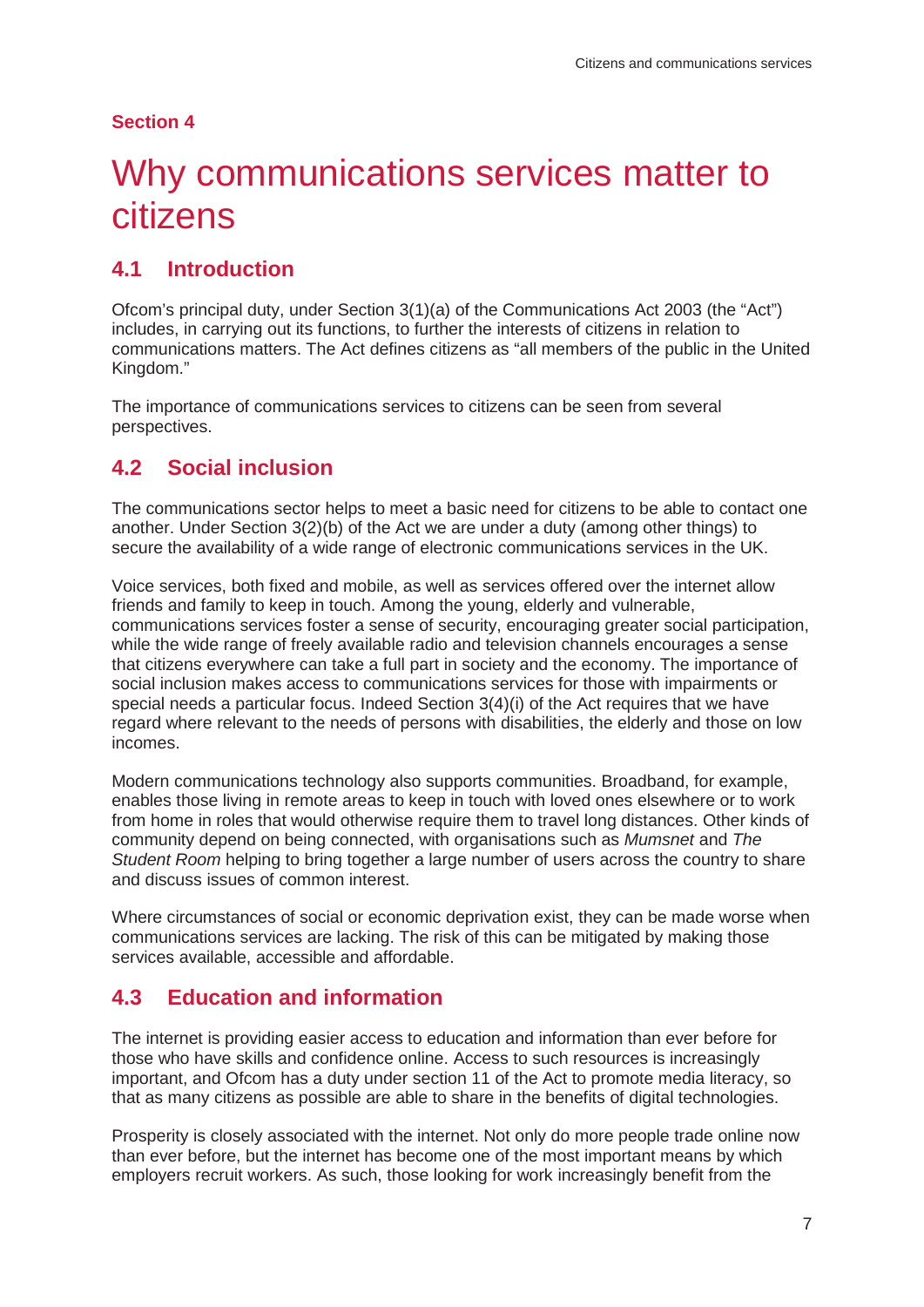**Section 4**

# Why communications services matter to citizens

## 4.1 Introduction

Ofcom's principal duty, under Section 3(1)(a) of the Communications Act 2003 (the "Act") includes, in carrying out its functions, to further the interests of citizens in relation to communications matters. The Act defines citizens as "all members of the public in the United Kingdom."

The importance of communications services to citizens can be seen from several perspectives.

## 4.2 Social inclusion

The communications sector helps to meet a basic need for citizens to be able to contact one another. Under Section 3(2)(b) of the Act we are under a duty (among other things) to secure the availability of a wide range of electronic communications services in the UK.

Voice services, both fixed and mobile, as well as services offered over the internet allow friends and family to keep in touch. Among the young, elderly and vulnerable, communications services foster a sense of security, encouraging greater social participation, while the wide range of freely available radio and television channels encourages a sense that citizens everywhere can take a full part in society and the economy. The importance of social inclusion makes access to communications services for those with impairments or special needs a particular focus. Indeed Section 3(4)(i) of the Act requires that we have regard where relevant to the needs of persons with disabilities, the elderly and those on low incomes.

Modern communications technology also supports communities. Broadband, for example, enables those living in remote areas to keep in touch with loved ones elsewhere or to work from home in roles that would otherwise require them to travel long distances. Other kinds of community depend on being connected, with organisations such as *Mumsnet* and *The Student Room* helping to bring together a large number of users across the country to share and discuss issues of common interest.

Where circumstances of social or economic deprivation exist, they can be made worse when communications services are lacking. The risk of this can be mitigated by making those services available, accessible and affordable.

## 4.3 Education and information

The internet is providing easier access to education and information than ever before for those who have skills and confidence online. Access to such resources is increasingly important, and Ofcom has a duty under section 11 of the Act to promote media literacy, so that as many citizens as possible are able to share in the benefits of digital technologies.

Prosperity is closely associated with the internet. Not only do more people trade online now than ever before, but the internet has become one of the most important means by which employers recruit workers. As such, those looking for work increasingly benefit from the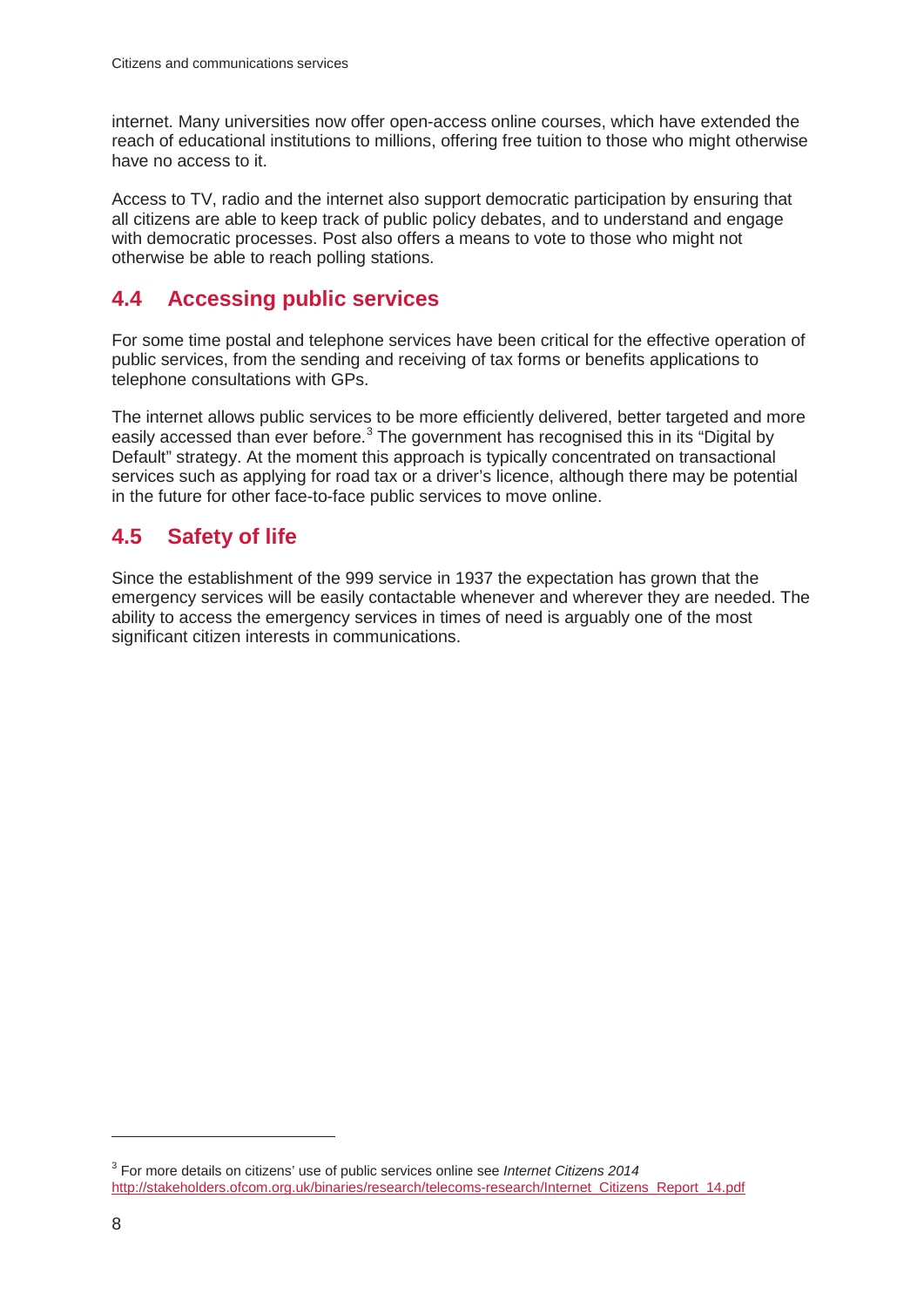internet. Many universities now offer open-access online courses, which have extended the reach of educational institutions to millions, offering free tuition to those who might otherwise have no access to it.

Access to TV, radio and the internet also support democratic participation by ensuring that all citizens are able to keep track of public policy debates, and to understand and engage with democratic processes. Post also offers a means to vote to those who might not otherwise be able to reach polling stations.

## 4.4 Accessing public services

For some time postal and telephone services have been critical for the effective operation of public services, from the sending and receiving of tax forms or benefits applications to telephone consultations with GPs.

The internet allows public services to be more efficiently delivered, better targeted and more easily accessed than ever before.[3] The government has recognised this in its "Digital by Default" strategy. At the moment this approach is typically concentrated on transactional services such as applying for road tax or a driver's licence, although there may be potential in the future for other face-to-face public services to move online.

## 4.5 Safety of life

Since the establishment of the 999 service in 1937 the expectation has grown that the emergency services will be easily contactable whenever and wherever they are needed. The ability to access the emergency services in times of need is arguably one of the most significant citizen interests in communications.

---

[3] For more details on citizens' use of public services online see *Internet Citizens 2014* http://stakeholders.ofcom.org.uk/binaries/research/telecoms-research/Internet_Citizens_Report_14.pdf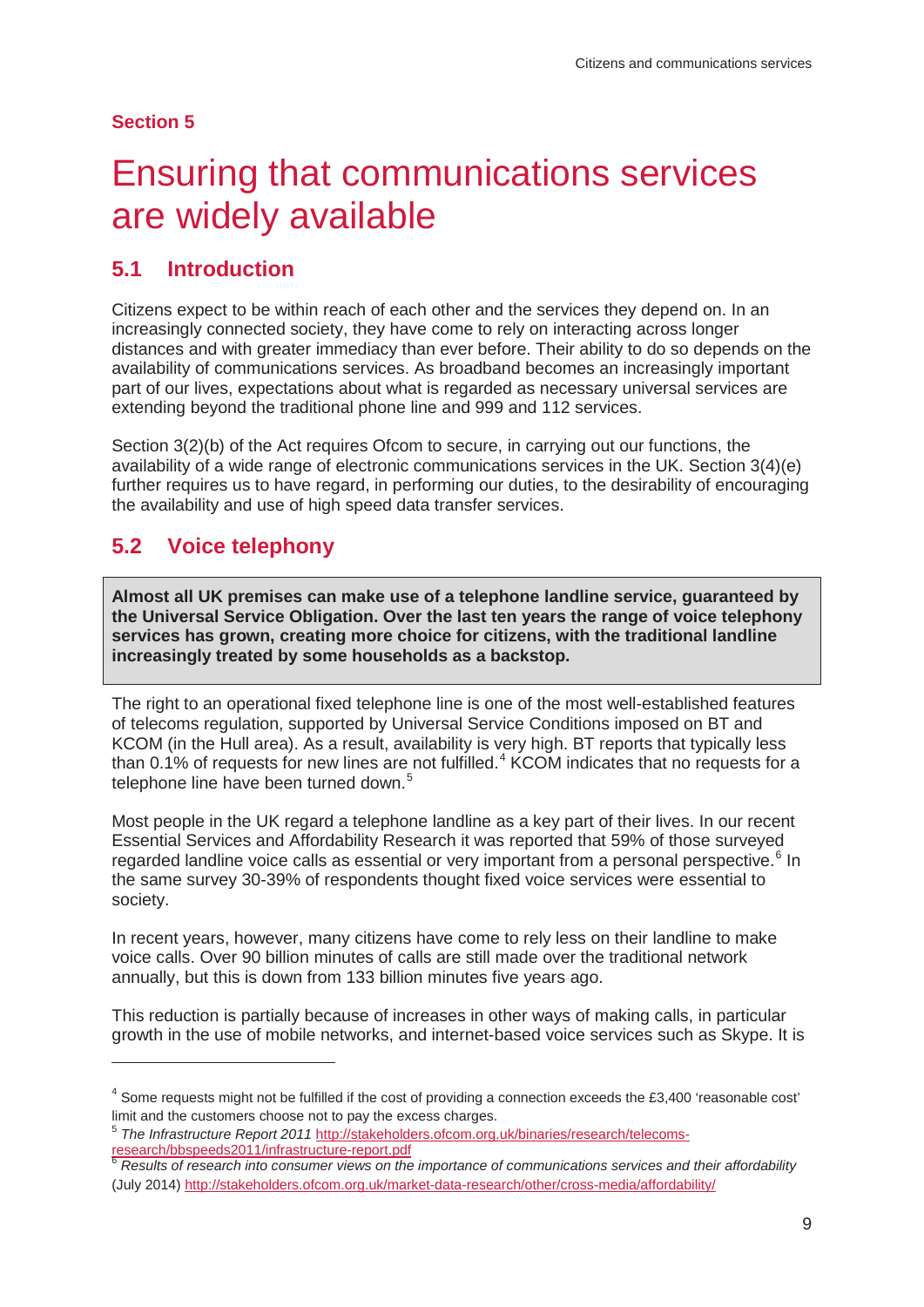**Section 5**

# Ensuring that communications services are widely available

## 5.1 Introduction

Citizens expect to be within reach of each other and the services they depend on. In an increasingly connected society, they have come to rely on interacting across longer distances and with greater immediacy than ever before. Their ability to do so depends on the availability of communications services. As broadband becomes an increasingly important part of our lives, expectations about what is regarded as necessary universal services are extending beyond the traditional phone line and 999 and 112 services.

Section 3(2)(b) of the Act requires Ofcom to secure, in carrying out our functions, the availability of a wide range of electronic communications services in the UK. Section 3(4)(e) further requires us to have regard, in performing our duties, to the desirability of encouraging the availability and use of high speed data transfer services.

## 5.2 Voice telephony

**Almost all UK premises can make use of a telephone landline service, guaranteed by the Universal Service Obligation. Over the last ten years the range of voice telephony services has grown, creating more choice for citizens, with the traditional landline increasingly treated by some households as a backstop.**

The right to an operational fixed telephone line is one of the most well-established features of telecoms regulation, supported by Universal Service Conditions imposed on BT and KCOM (in the Hull area). As a result, availability is very high. BT reports that typically less than 0.1% of requests for new lines are not fulfilled.[4] KCOM indicates that no requests for a telephone line have been turned down.[5]

Most people in the UK regard a telephone landline as a key part of their lives. In our recent Essential Services and Affordability Research it was reported that 59% of those surveyed regarded landline voice calls as essential or very important from a personal perspective.[6] In the same survey 30-39% of respondents thought fixed voice services were essential to society.

In recent years, however, many citizens have come to rely less on their landline to make voice calls. Over 90 billion minutes of calls are still made over the traditional network annually, but this is down from 133 billion minutes five years ago.

This reduction is partially because of increases in other ways of making calls, in particular growth in the use of mobile networks, and internet-based voice services such as Skype. It is

---

[4] Some requests might not be fulfilled if the cost of providing a connection exceeds the £3,400 'reasonable cost' limit and the customers choose not to pay the excess charges.

[5] *The Infrastructure Report 2011* http://stakeholders.ofcom.org.uk/binaries/research/telecoms-research/bbspeeds2011/infrastructure-report.pdf

[6] *Results of research into consumer views on the importance of communications services and their affordability* (July 2014) http://stakeholders.ofcom.org.uk/market-data-research/other/cross-media/affordability/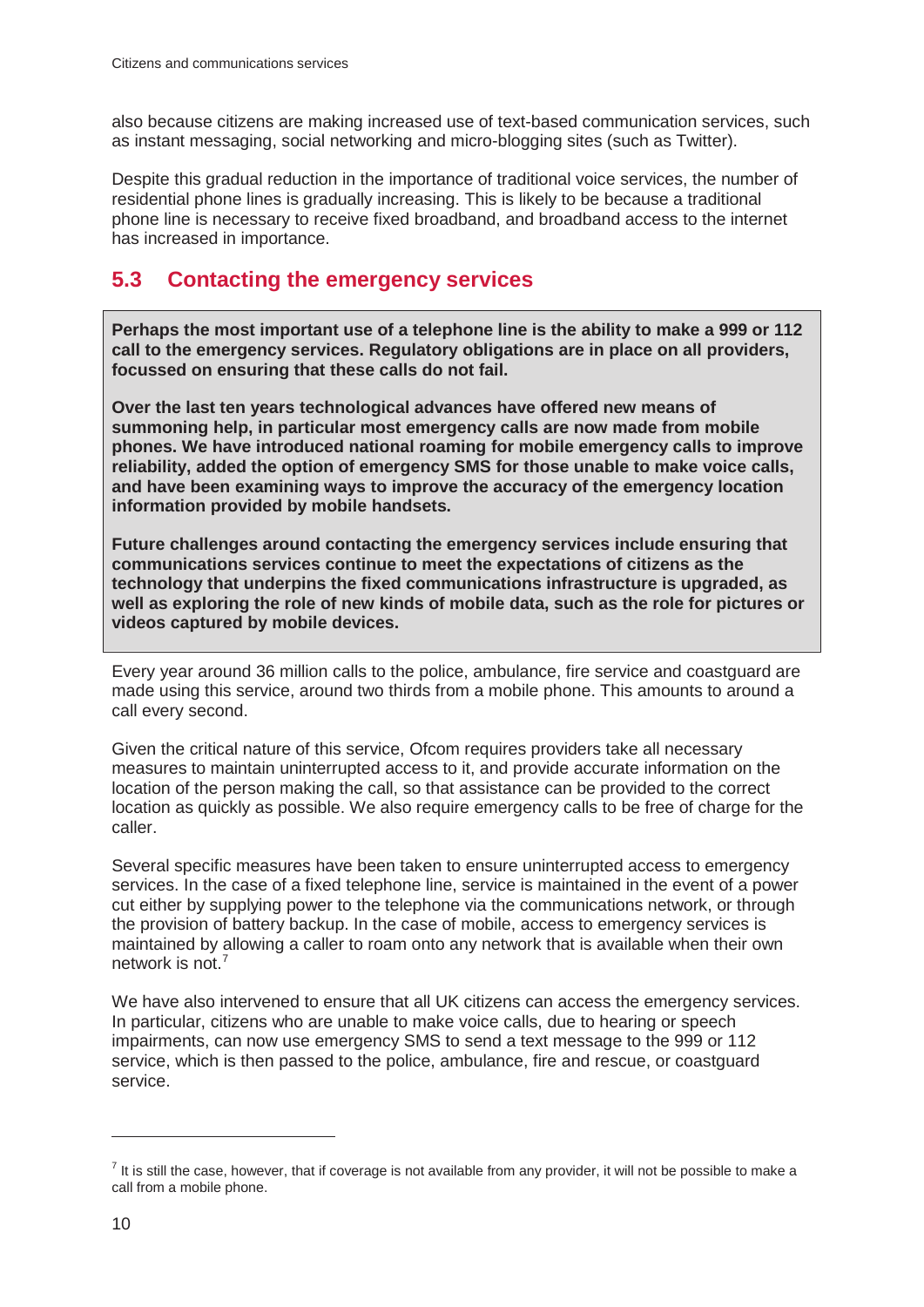also because citizens are making increased use of text-based communication services, such as instant messaging, social networking and micro-blogging sites (such as Twitter).

Despite this gradual reduction in the importance of traditional voice services, the number of residential phone lines is gradually increasing. This is likely to be because a traditional phone line is necessary to receive fixed broadband, and broadband access to the internet has increased in importance.

## 5.3 Contacting the emergency services

**Perhaps the most important use of a telephone line is the ability to make a 999 or 112 call to the emergency services. Regulatory obligations are in place on all providers, focussed on ensuring that these calls do not fail.**

**Over the last ten years technological advances have offered new means of summoning help, in particular most emergency calls are now made from mobile phones. We have introduced national roaming for mobile emergency calls to improve reliability, added the option of emergency SMS for those unable to make voice calls, and have been examining ways to improve the accuracy of the emergency location information provided by mobile handsets.**

**Future challenges around contacting the emergency services include ensuring that communications services continue to meet the expectations of citizens as the technology that underpins the fixed communications infrastructure is upgraded, as well as exploring the role of new kinds of mobile data, such as the role for pictures or videos captured by mobile devices.**

Every year around 36 million calls to the police, ambulance, fire service and coastguard are made using this service, around two thirds from a mobile phone. This amounts to around a call every second.

Given the critical nature of this service, Ofcom requires providers take all necessary measures to maintain uninterrupted access to it, and provide accurate information on the location of the person making the call, so that assistance can be provided to the correct location as quickly as possible. We also require emergency calls to be free of charge for the caller.

Several specific measures have been taken to ensure uninterrupted access to emergency services. In the case of a fixed telephone line, service is maintained in the event of a power cut either by supplying power to the telephone via the communications network, or through the provision of battery backup. In the case of mobile, access to emergency services is maintained by allowing a caller to roam onto any network that is available when their own network is not.[7]

We have also intervened to ensure that all UK citizens can access the emergency services. In particular, citizens who are unable to make voice calls, due to hearing or speech impairments, can now use emergency SMS to send a text message to the 999 or 112 service, which is then passed to the police, ambulance, fire and rescue, or coastguard service.

[7] It is still the case, however, that if coverage is not available from any provider, it will not be possible to make a call from a mobile phone.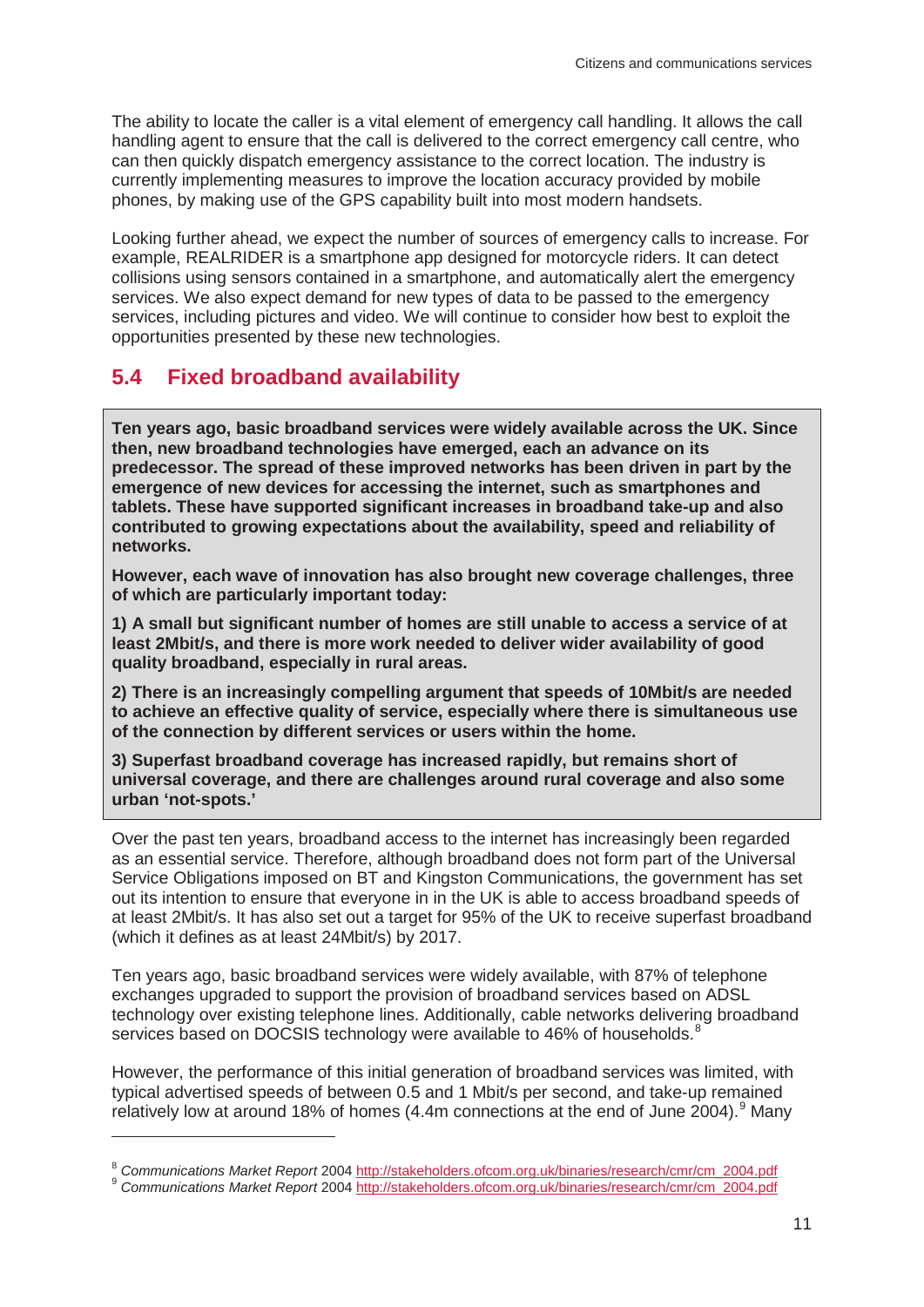The ability to locate the caller is a vital element of emergency call handling. It allows the call handling agent to ensure that the call is delivered to the correct emergency call centre, who can then quickly dispatch emergency assistance to the correct location. The industry is currently implementing measures to improve the location accuracy provided by mobile phones, by making use of the GPS capability built into most modern handsets.

Looking further ahead, we expect the number of sources of emergency calls to increase. For example, REALRIDER is a smartphone app designed for motorcycle riders. It can detect collisions using sensors contained in a smartphone, and automatically alert the emergency services. We also expect demand for new types of data to be passed to the emergency services, including pictures and video. We will continue to consider how best to exploit the opportunities presented by these new technologies.

## 5.4 Fixed broadband availability

**Ten years ago, basic broadband services were widely available across the UK. Since then, new broadband technologies have emerged, each an advance on its predecessor. The spread of these improved networks has been driven in part by the emergence of new devices for accessing the internet, such as smartphones and tablets. These have supported significant increases in broadband take-up and also contributed to growing expectations about the availability, speed and reliability of networks.**

**However, each wave of innovation has also brought new coverage challenges, three of which are particularly important today:**

**1) A small but significant number of homes are still unable to access a service of at least 2Mbit/s, and there is more work needed to deliver wider availability of good quality broadband, especially in rural areas.**

**2) There is an increasingly compelling argument that speeds of 10Mbit/s are needed to achieve an effective quality of service, especially where there is simultaneous use of the connection by different services or users within the home.**

**3) Superfast broadband coverage has increased rapidly, but remains short of universal coverage, and there are challenges around rural coverage and also some urban 'not-spots.'**

Over the past ten years, broadband access to the internet has increasingly been regarded as an essential service. Therefore, although broadband does not form part of the Universal Service Obligations imposed on BT and Kingston Communications, the government has set out its intention to ensure that everyone in in the UK is able to access broadband speeds of at least 2Mbit/s. It has also set out a target for 95% of the UK to receive superfast broadband (which it defines as at least 24Mbit/s) by 2017.

Ten years ago, basic broadband services were widely available, with 87% of telephone exchanges upgraded to support the provision of broadband services based on ADSL technology over existing telephone lines. Additionally, cable networks delivering broadband services based on DOCSIS technology were available to 46% of households.[8]

However, the performance of this initial generation of broadband services was limited, with typical advertised speeds of between 0.5 and 1 Mbit/s per second, and take-up remained relatively low at around 18% of homes (4.4m connections at the end of June 2004).[9] Many

---

[8] *Communications Market Report* 2004 http://stakeholders.ofcom.org.uk/binaries/research/cmr/cm_2004.pdf

[9] *Communications Market Report* 2004 http://stakeholders.ofcom.org.uk/binaries/research/cmr/cm_2004.pdf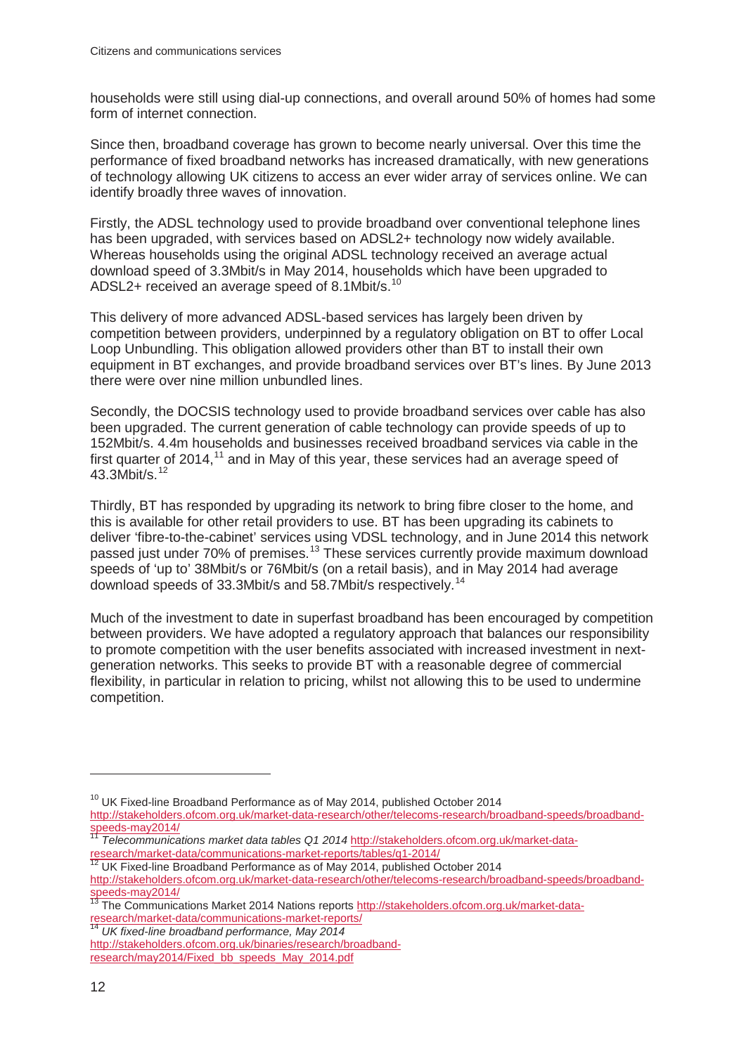households were still using dial-up connections, and overall around 50% of homes had some form of internet connection.

Since then, broadband coverage has grown to become nearly universal. Over this time the performance of fixed broadband networks has increased dramatically, with new generations of technology allowing UK citizens to access an ever wider array of services online. We can identify broadly three waves of innovation.

Firstly, the ADSL technology used to provide broadband over conventional telephone lines has been upgraded, with services based on ADSL2+ technology now widely available. Whereas households using the original ADSL technology received an average actual download speed of 3.3Mbit/s in May 2014, households which have been upgraded to ADSL2+ received an average speed of 8.1Mbit/s.[10]

This delivery of more advanced ADSL-based services has largely been driven by competition between providers, underpinned by a regulatory obligation on BT to offer Local Loop Unbundling. This obligation allowed providers other than BT to install their own equipment in BT exchanges, and provide broadband services over BT's lines. By June 2013 there were over nine million unbundled lines.

Secondly, the DOCSIS technology used to provide broadband services over cable has also been upgraded. The current generation of cable technology can provide speeds of up to 152Mbit/s. 4.4m households and businesses received broadband services via cable in the first quarter of 2014,[11] and in May of this year, these services had an average speed of 43.3Mbit/s.[12]

Thirdly, BT has responded by upgrading its network to bring fibre closer to the home, and this is available for other retail providers to use. BT has been upgrading its cabinets to deliver 'fibre-to-the-cabinet' services using VDSL technology, and in June 2014 this network passed just under 70% of premises.[13] These services currently provide maximum download speeds of 'up to' 38Mbit/s or 76Mbit/s (on a retail basis), and in May 2014 had average download speeds of 33.3Mbit/s and 58.7Mbit/s respectively.[14]

Much of the investment to date in superfast broadband has been encouraged by competition between providers. We have adopted a regulatory approach that balances our responsibility to promote competition with the user benefits associated with increased investment in next-generation networks. This seeks to provide BT with a reasonable degree of commercial flexibility, in particular in relation to pricing, whilst not allowing this to be used to undermine competition.

---

[10] UK Fixed-line Broadband Performance as of May 2014, published October 2014 http://stakeholders.ofcom.org.uk/market-data-research/other/telecoms-research/broadband-speeds/broadband-speeds-may2014/

[11] *Telecommunications market data tables Q1 2014* http://stakeholders.ofcom.org.uk/market-data-research/market-data/communications-market-reports/tables/q1-2014/

[12] UK Fixed-line Broadband Performance as of May 2014, published October 2014 http://stakeholders.ofcom.org.uk/market-data-research/other/telecoms-research/broadband-speeds/broadband-speeds-may2014/

[13] The Communications Market 2014 Nations reports http://stakeholders.ofcom.org.uk/market-data-research/market-data/communications-market-reports/

[14] *UK fixed-line broadband performance, May 2014* http://stakeholders.ofcom.org.uk/binaries/research/broadband-research/may2014/Fixed_bb_speeds_May_2014.pdf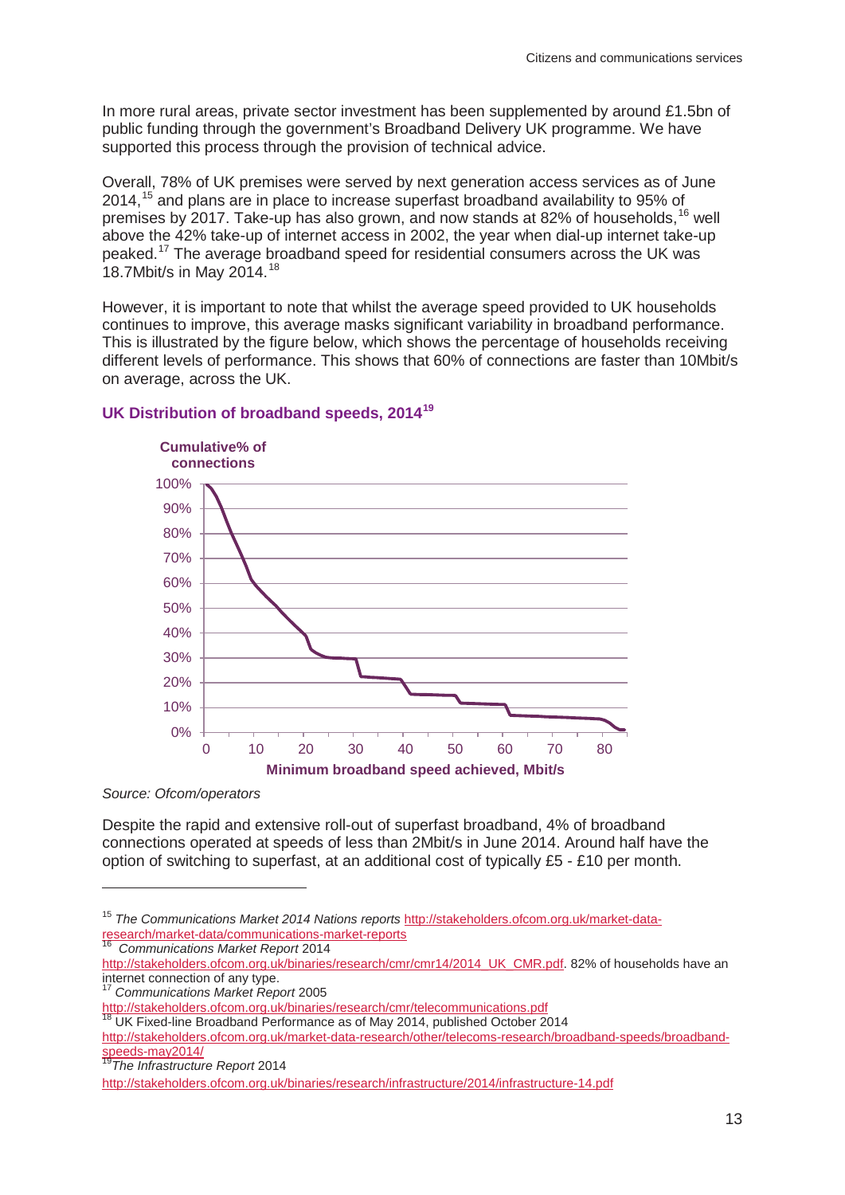In more rural areas, private sector investment has been supplemented by around £1.5bn of public funding through the government's Broadband Delivery UK programme. We have supported this process through the provision of technical advice.

Overall, 78% of UK premises were served by next generation access services as of June 2014,[15] and plans are in place to increase superfast broadband availability to 95% of premises by 2017. Take-up has also grown, and now stands at 82% of households,[16] well above the 42% take-up of internet access in 2002, the year when dial-up internet take-up peaked.[17] The average broadband speed for residential consumers across the UK was 18.7Mbit/s in May 2014.[18]

However, it is important to note that whilst the average speed provided to UK households continues to improve, this average masks significant variability in broadband performance. This is illustrated by the figure below, which shows the percentage of households receiving different levels of performance. This shows that 60% of connections are faster than 10Mbit/s on average, across the UK.

### UK Distribution of broadband speeds, 2014[19]

*Source: Ofcom/operators*

Despite the rapid and extensive roll-out of superfast broadband, 4% of broadband connections operated at speeds of less than 2Mbit/s in June 2014. Around half have the option of switching to superfast, at an additional cost of typically £5 - £10 per month.

---

[15] *The Communications Market 2014 Nations reports* http://stakeholders.ofcom.org.uk/market-data-research/market-data/communications-market-reports

[16] *Communications Market Report* 2014 http://stakeholders.ofcom.org.uk/binaries/research/cmr/cmr14/2014_UK_CMR.pdf. 82% of households have an internet connection of any type.

[17] *Communications Market Report* 2005 http://stakeholders.ofcom.org.uk/binaries/research/cmr/telecommunications.pdf

[18] UK Fixed-line Broadband Performance as of May 2014, published October 2014 http://stakeholders.ofcom.org.uk/market-data-research/other/telecoms-research/broadband-speeds/broadband-speeds-may2014/

[19] *The Infrastructure Report* 2014 http://stakeholders.ofcom.org.uk/binaries/research/infrastructure/2014/infrastructure-14.pdf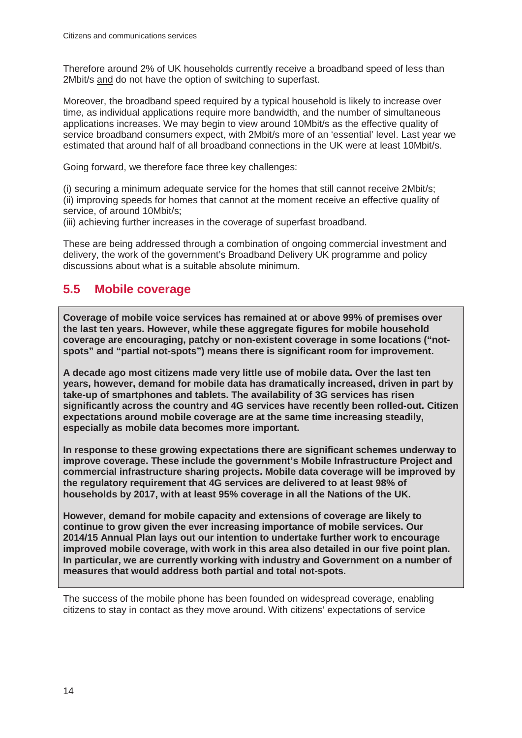Therefore around 2% of UK households currently receive a broadband speed of less than 2Mbit/s and do not have the option of switching to superfast.

Moreover, the broadband speed required by a typical household is likely to increase over time, as individual applications require more bandwidth, and the number of simultaneous applications increases. We may begin to view around 10Mbit/s as the effective quality of service broadband consumers expect, with 2Mbit/s more of an 'essential' level. Last year we estimated that around half of all broadband connections in the UK were at least 10Mbit/s.

Going forward, we therefore face three key challenges:

(i) securing a minimum adequate service for the homes that still cannot receive 2Mbit/s;
(ii) improving speeds for homes that cannot at the moment receive an effective quality of service, of around 10Mbit/s;
(iii) achieving further increases in the coverage of superfast broadband.

These are being addressed through a combination of ongoing commercial investment and delivery, the work of the government's Broadband Delivery UK programme and policy discussions about what is a suitable absolute minimum.

## 5.5 Mobile coverage

**Coverage of mobile voice services has remained at or above 99% of premises over the last ten years. However, while these aggregate figures for mobile household coverage are encouraging, patchy or non-existent coverage in some locations ("not-spots" and "partial not-spots") means there is significant room for improvement.**

**A decade ago most citizens made very little use of mobile data. Over the last ten years, however, demand for mobile data has dramatically increased, driven in part by take-up of smartphones and tablets. The availability of 3G services has risen significantly across the country and 4G services have recently been rolled-out. Citizen expectations around mobile coverage are at the same time increasing steadily, especially as mobile data becomes more important.**

**In response to these growing expectations there are significant schemes underway to improve coverage. These include the government's Mobile Infrastructure Project and commercial infrastructure sharing projects. Mobile data coverage will be improved by the regulatory requirement that 4G services are delivered to at least 98% of households by 2017, with at least 95% coverage in all the Nations of the UK.**

**However, demand for mobile capacity and extensions of coverage are likely to continue to grow given the ever increasing importance of mobile services. Our 2014/15 Annual Plan lays out our intention to undertake further work to encourage improved mobile coverage, with work in this area also detailed in our five point plan. In particular, we are currently working with industry and Government on a number of measures that would address both partial and total not-spots.**

The success of the mobile phone has been founded on widespread coverage, enabling citizens to stay in contact as they move around. With citizens' expectations of service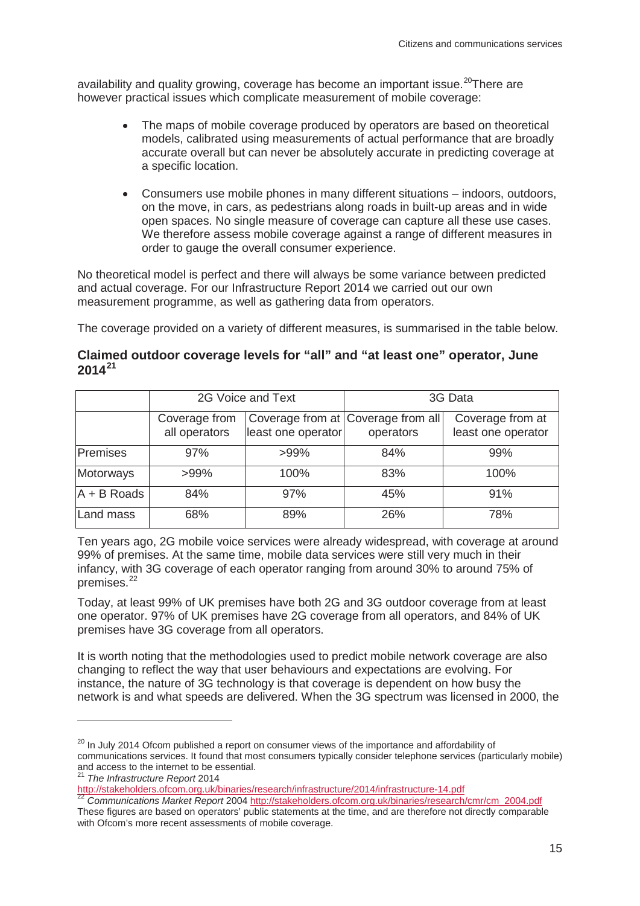availability and quality growing, coverage has become an important issue.[20] There are however practical issues which complicate measurement of mobile coverage:

- The maps of mobile coverage produced by operators are based on theoretical models, calibrated using measurements of actual performance that are broadly accurate overall but can never be absolutely accurate in predicting coverage at a specific location.

- Consumers use mobile phones in many different situations – indoors, outdoors, on the move, in cars, as pedestrians along roads in built-up areas and in wide open spaces. No single measure of coverage can capture all these use cases. We therefore assess mobile coverage against a range of different measures in order to gauge the overall consumer experience.

No theoretical model is perfect and there will always be some variance between predicted and actual coverage. For our Infrastructure Report 2014 we carried out our own measurement programme, as well as gathering data from operators.

The coverage provided on a variety of different measures, is summarised in the table below.

**Claimed outdoor coverage levels for "all" and "at least one" operator, June 2014[21]**

| | 2G Voice and Text | | 3G Data | |
|---|---|---|---|---|
| | Coverage from all operators | Coverage from at least one operator | Coverage from all operators | Coverage from at least one operator |
| Premises | 97% | >99% | 84% | 99% |
| Motorways | >99% | 100% | 83% | 100% |
| A + B Roads | 84% | 97% | 45% | 91% |
| Land mass | 68% | 89% | 26% | 78% |

Ten years ago, 2G mobile voice services were already widespread, with coverage at around 99% of premises. At the same time, mobile data services were still very much in their infancy, with 3G coverage of each operator ranging from around 30% to around 75% of premises.[22]

Today, at least 99% of UK premises have both 2G and 3G outdoor coverage from at least one operator. 97% of UK premises have 2G coverage from all operators, and 84% of UK premises have 3G coverage from all operators.

It is worth noting that the methodologies used to predict mobile network coverage are also changing to reflect the way that user behaviours and expectations are evolving. For instance, the nature of 3G technology is that coverage is dependent on how busy the network is and what speeds are delivered. When the 3G spectrum was licensed in 2000, the

---

[20] In July 2014 Ofcom published a report on consumer views of the importance and affordability of communications services. It found that most consumers typically consider telephone services (particularly mobile) and access to the internet to be essential.

[21] *The Infrastructure Report* 2014 http://stakeholders.ofcom.org.uk/binaries/research/infrastructure/2014/infrastructure-14.pdf

[22] *Communications Market Report* 2004 http://stakeholders.ofcom.org.uk/binaries/research/cmr/cm_2004.pdf These figures are based on operators' public statements at the time, and are therefore not directly comparable with Ofcom's more recent assessments of mobile coverage.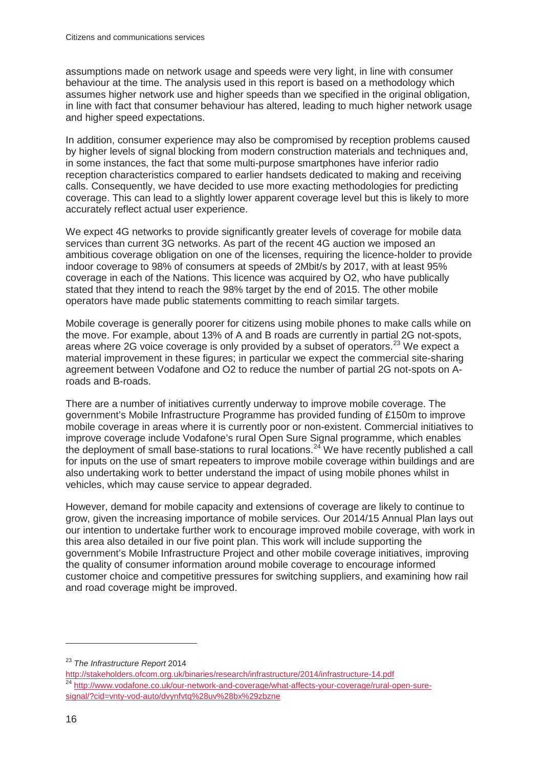assumptions made on network usage and speeds were very light, in line with consumer behaviour at the time. The analysis used in this report is based on a methodology which assumes higher network use and higher speeds than we specified in the original obligation, in line with fact that consumer behaviour has altered, leading to much higher network usage and higher speed expectations.

In addition, consumer experience may also be compromised by reception problems caused by higher levels of signal blocking from modern construction materials and techniques and, in some instances, the fact that some multi-purpose smartphones have inferior radio reception characteristics compared to earlier handsets dedicated to making and receiving calls. Consequently, we have decided to use more exacting methodologies for predicting coverage. This can lead to a slightly lower apparent coverage level but this is likely to more accurately reflect actual user experience.

We expect 4G networks to provide significantly greater levels of coverage for mobile data services than current 3G networks. As part of the recent 4G auction we imposed an ambitious coverage obligation on one of the licenses, requiring the licence-holder to provide indoor coverage to 98% of consumers at speeds of 2Mbit/s by 2017, with at least 95% coverage in each of the Nations. This licence was acquired by O2, who have publically stated that they intend to reach the 98% target by the end of 2015. The other mobile operators have made public statements committing to reach similar targets.

Mobile coverage is generally poorer for citizens using mobile phones to make calls while on the move. For example, about 13% of A and B roads are currently in partial 2G not-spots, areas where 2G voice coverage is only provided by a subset of operators.[23] We expect a material improvement in these figures; in particular we expect the commercial site-sharing agreement between Vodafone and O2 to reduce the number of partial 2G not-spots on A-roads and B-roads.

There are a number of initiatives currently underway to improve mobile coverage. The government's Mobile Infrastructure Programme has provided funding of £150m to improve mobile coverage in areas where it is currently poor or non-existent. Commercial initiatives to improve coverage include Vodafone's rural Open Sure Signal programme, which enables the deployment of small base-stations to rural locations.[24] We have recently published a call for inputs on the use of smart repeaters to improve mobile coverage within buildings and are also undertaking work to better understand the impact of using mobile phones whilst in vehicles, which may cause service to appear degraded.

However, demand for mobile capacity and extensions of coverage are likely to continue to grow, given the increasing importance of mobile services. Our 2014/15 Annual Plan lays out our intention to undertake further work to encourage improved mobile coverage, with work in this area also detailed in our five point plan. This work will include supporting the government's Mobile Infrastructure Project and other mobile coverage initiatives, improving the quality of consumer information around mobile coverage to encourage informed customer choice and competitive pressures for switching suppliers, and examining how rail and road coverage might be improved.

---

[23] *The Infrastructure Report* 2014 http://stakeholders.ofcom.org.uk/binaries/research/infrastructure/2014/infrastructure-14.pdf

[24] http://www.vodafone.co.uk/our-network-and-coverage/what-affects-your-coverage/rural-open-sure-signal/?cid=vnty-vod-auto/dvynfvtq%28uv%28bx%29zbzne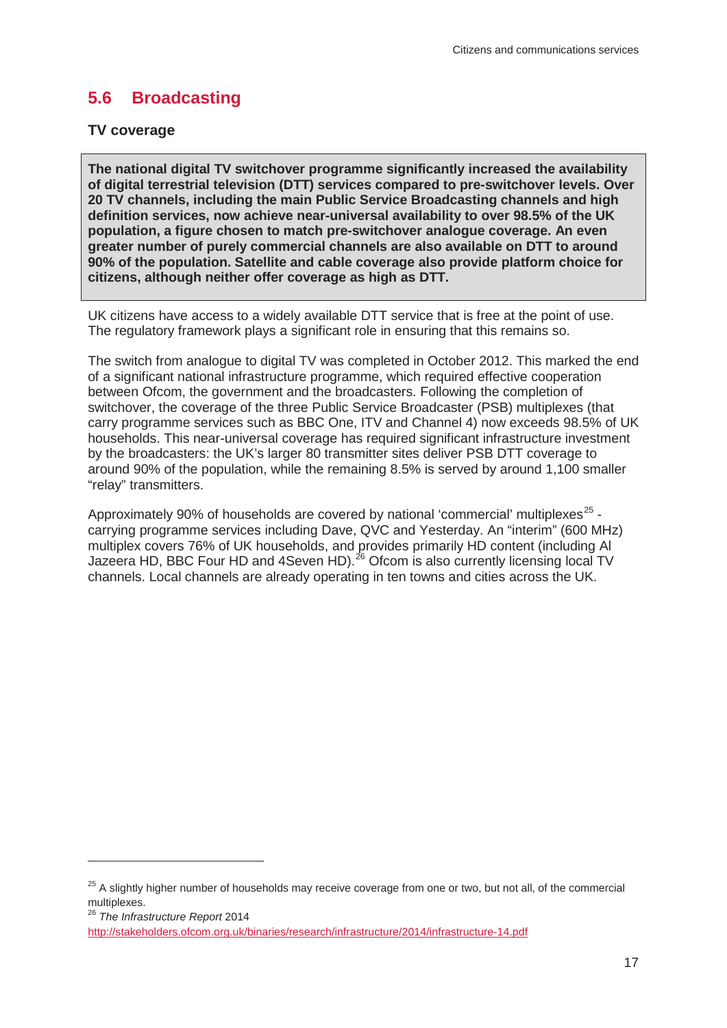## 5.6 Broadcasting

### TV coverage

**The national digital TV switchover programme significantly increased the availability of digital terrestrial television (DTT) services compared to pre-switchover levels. Over 20 TV channels, including the main Public Service Broadcasting channels and high definition services, now achieve near-universal availability to over 98.5% of the UK population, a figure chosen to match pre-switchover analogue coverage. An even greater number of purely commercial channels are also available on DTT to around 90% of the population. Satellite and cable coverage also provide platform choice for citizens, although neither offer coverage as high as DTT.**

UK citizens have access to a widely available DTT service that is free at the point of use. The regulatory framework plays a significant role in ensuring that this remains so.

The switch from analogue to digital TV was completed in October 2012. This marked the end of a significant national infrastructure programme, which required effective cooperation between Ofcom, the government and the broadcasters. Following the completion of switchover, the coverage of the three Public Service Broadcaster (PSB) multiplexes (that carry programme services such as BBC One, ITV and Channel 4) now exceeds 98.5% of UK households. This near-universal coverage has required significant infrastructure investment by the broadcasters: the UK's larger 80 transmitter sites deliver PSB DTT coverage to around 90% of the population, while the remaining 8.5% is served by around 1,100 smaller "relay" transmitters.

Approximately 90% of households are covered by national 'commercial' multiplexes[25] - carrying programme services including Dave, QVC and Yesterday. An "interim" (600 MHz) multiplex covers 76% of UK households, and provides primarily HD content (including Al Jazeera HD, BBC Four HD and 4Seven HD).[26] Ofcom is also currently licensing local TV channels. Local channels are already operating in ten towns and cities across the UK.

---

[25] A slightly higher number of households may receive coverage from one or two, but not all, of the commercial multiplexes.

[26] *The Infrastructure Report* 2014
http://stakeholders.ofcom.org.uk/binaries/research/infrastructure/2014/infrastructure-14.pdf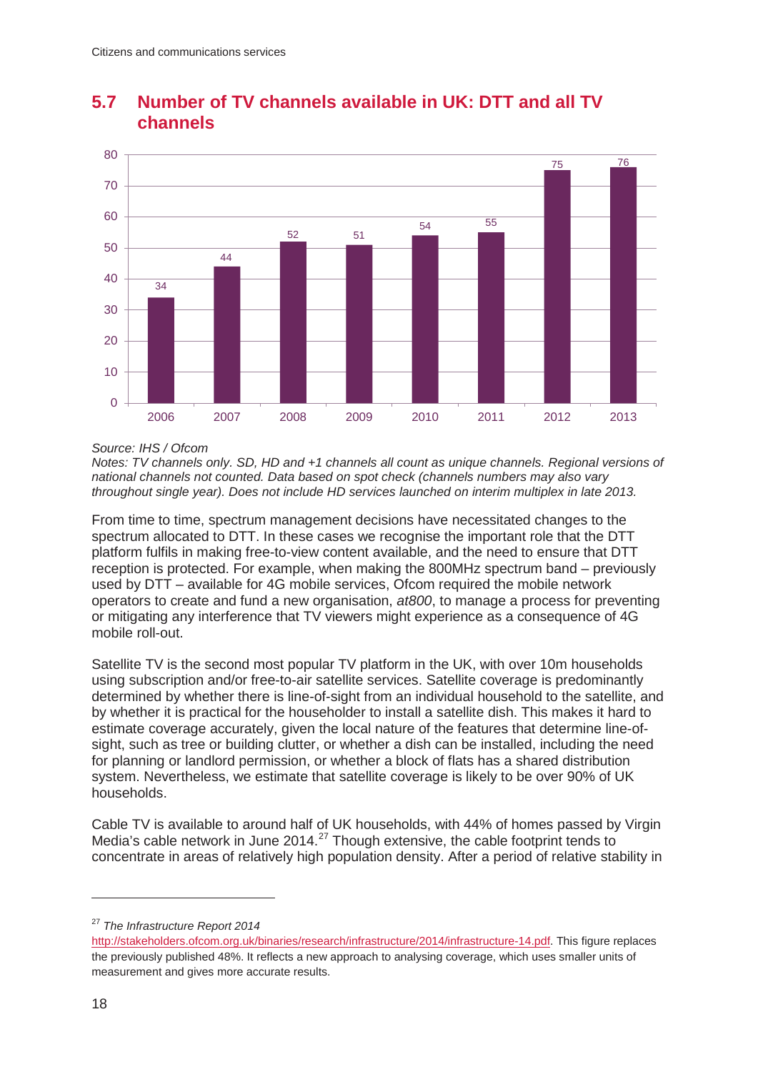## 5.7 Number of TV channels available in UK: DTT and all TV channels

| Year | Channels |
|---|---|
| 2006 | 34 |
| 2007 | 44 |
| 2008 | 52 |
| 2009 | 51 |
| 2010 | 54 |
| 2011 | 55 |
| 2012 | 75 |
| 2013 | 76 |

*Source: IHS / Ofcom*

*Notes: TV channels only. SD, HD and +1 channels all count as unique channels. Regional versions of national channels not counted. Data based on spot check (channels numbers may also vary throughout single year). Does not include HD services launched on interim multiplex in late 2013.*

From time to time, spectrum management decisions have necessitated changes to the spectrum allocated to DTT. In these cases we recognise the important role that the DTT platform fulfils in making free-to-view content available, and the need to ensure that DTT reception is protected. For example, when making the 800MHz spectrum band – previously used by DTT – available for 4G mobile services, Ofcom required the mobile network operators to create and fund a new organisation, *at800*, to manage a process for preventing or mitigating any interference that TV viewers might experience as a consequence of 4G mobile roll-out.

Satellite TV is the second most popular TV platform in the UK, with over 10m households using subscription and/or free-to-air satellite services. Satellite coverage is predominantly determined by whether there is line-of-sight from an individual household to the satellite, and by whether it is practical for the householder to install a satellite dish. This makes it hard to estimate coverage accurately, given the local nature of the features that determine line-of-sight, such as tree or building clutter, or whether a dish can be installed, including the need for planning or landlord permission, or whether a block of flats has a shared distribution system. Nevertheless, we estimate that satellite coverage is likely to be over 90% of UK households.

Cable TV is available to around half of UK households, with 44% of homes passed by Virgin Media's cable network in June 2014.[27] Though extensive, the cable footprint tends to concentrate in areas of relatively high population density. After a period of relative stability in

[27] *The Infrastructure Report 2014* http://stakeholders.ofcom.org.uk/binaries/research/infrastructure/2014/infrastructure-14.pdf. This figure replaces the previously published 48%. It reflects a new approach to analysing coverage, which uses smaller units of measurement and gives more accurate results.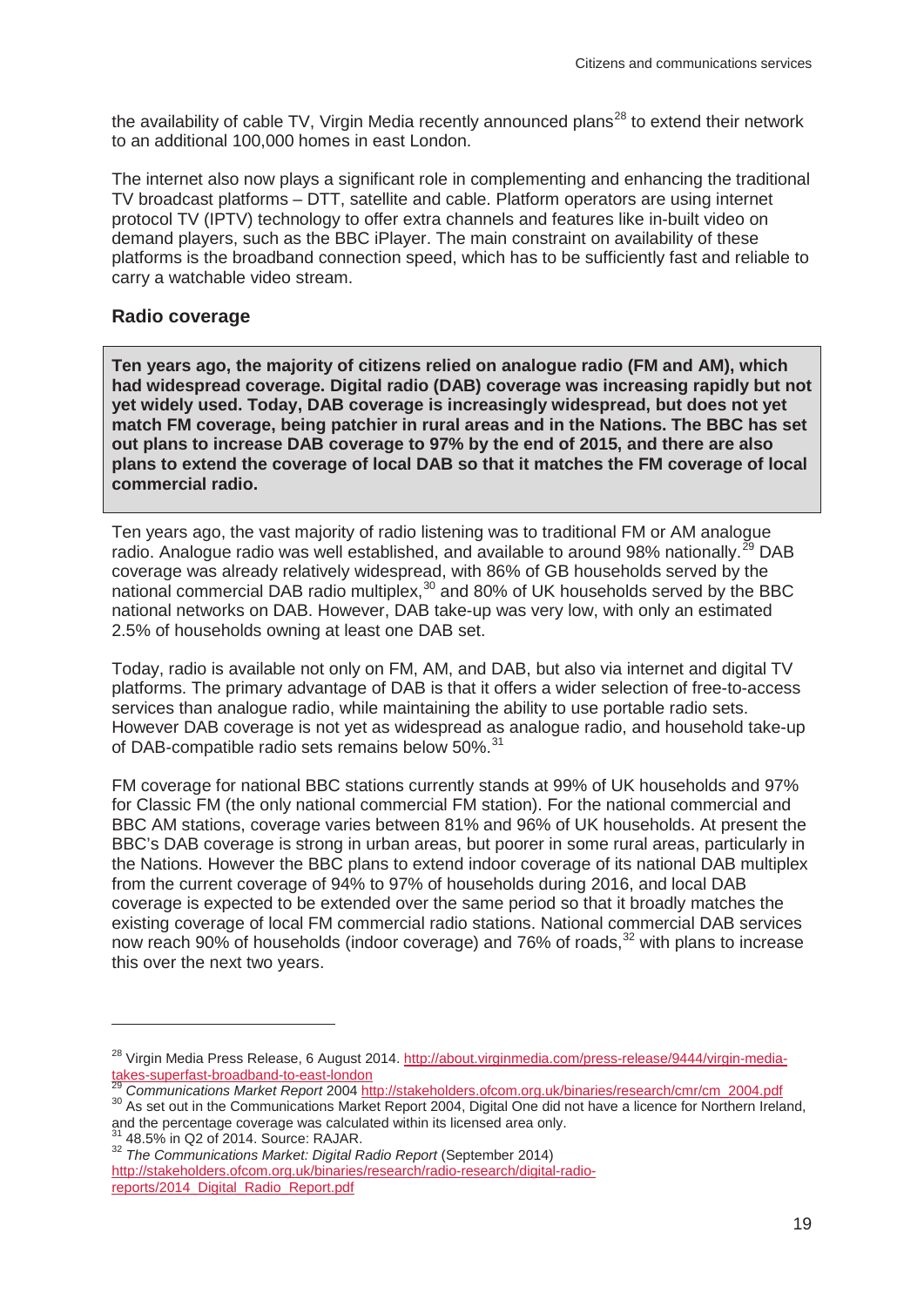the availability of cable TV, Virgin Media recently announced plans[28] to extend their network to an additional 100,000 homes in east London.

The internet also now plays a significant role in complementing and enhancing the traditional TV broadcast platforms – DTT, satellite and cable. Platform operators are using internet protocol TV (IPTV) technology to offer extra channels and features like in-built video on demand players, such as the BBC iPlayer. The main constraint on availability of these platforms is the broadband connection speed, which has to be sufficiently fast and reliable to carry a watchable video stream.

### Radio coverage

**Ten years ago, the majority of citizens relied on analogue radio (FM and AM), which had widespread coverage. Digital radio (DAB) coverage was increasing rapidly but not yet widely used. Today, DAB coverage is increasingly widespread, but does not yet match FM coverage, being patchier in rural areas and in the Nations. The BBC has set out plans to increase DAB coverage to 97% by the end of 2015, and there are also plans to extend the coverage of local DAB so that it matches the FM coverage of local commercial radio.**

Ten years ago, the vast majority of radio listening was to traditional FM or AM analogue radio. Analogue radio was well established, and available to around 98% nationally.[29] DAB coverage was already relatively widespread, with 86% of GB households served by the national commercial DAB radio multiplex,[30] and 80% of UK households served by the BBC national networks on DAB. However, DAB take-up was very low, with only an estimated 2.5% of households owning at least one DAB set.

Today, radio is available not only on FM, AM, and DAB, but also via internet and digital TV platforms. The primary advantage of DAB is that it offers a wider selection of free-to-access services than analogue radio, while maintaining the ability to use portable radio sets. However DAB coverage is not yet as widespread as analogue radio, and household take-up of DAB-compatible radio sets remains below 50%.[31]

FM coverage for national BBC stations currently stands at 99% of UK households and 97% for Classic FM (the only national commercial FM station). For the national commercial and BBC AM stations, coverage varies between 81% and 96% of UK households. At present the BBC's DAB coverage is strong in urban areas, but poorer in some rural areas, particularly in the Nations. However the BBC plans to extend indoor coverage of its national DAB multiplex from the current coverage of 94% to 97% of households during 2016, and local DAB coverage is expected to be extended over the same period so that it broadly matches the existing coverage of local FM commercial radio stations. National commercial DAB services now reach 90% of households (indoor coverage) and 76% of roads,[32] with plans to increase this over the next two years.

---

[28] Virgin Media Press Release, 6 August 2014. http://about.virginmedia.com/press-release/9444/virgin-media-takes-superfast-broadband-to-east-london

[29] *Communications Market Report* 2004 http://stakeholders.ofcom.org.uk/binaries/research/cmr/cm_2004.pdf

[30] As set out in the Communications Market Report 2004, Digital One did not have a licence for Northern Ireland, and the percentage coverage was calculated within its licensed area only.

[31] 48.5% in Q2 of 2014. Source: RAJAR.

[32] *The Communications Market: Digital Radio Report* (September 2014) http://stakeholders.ofcom.org.uk/binaries/research/radio-research/digital-radio-reports/2014_Digital_Radio_Report.pdf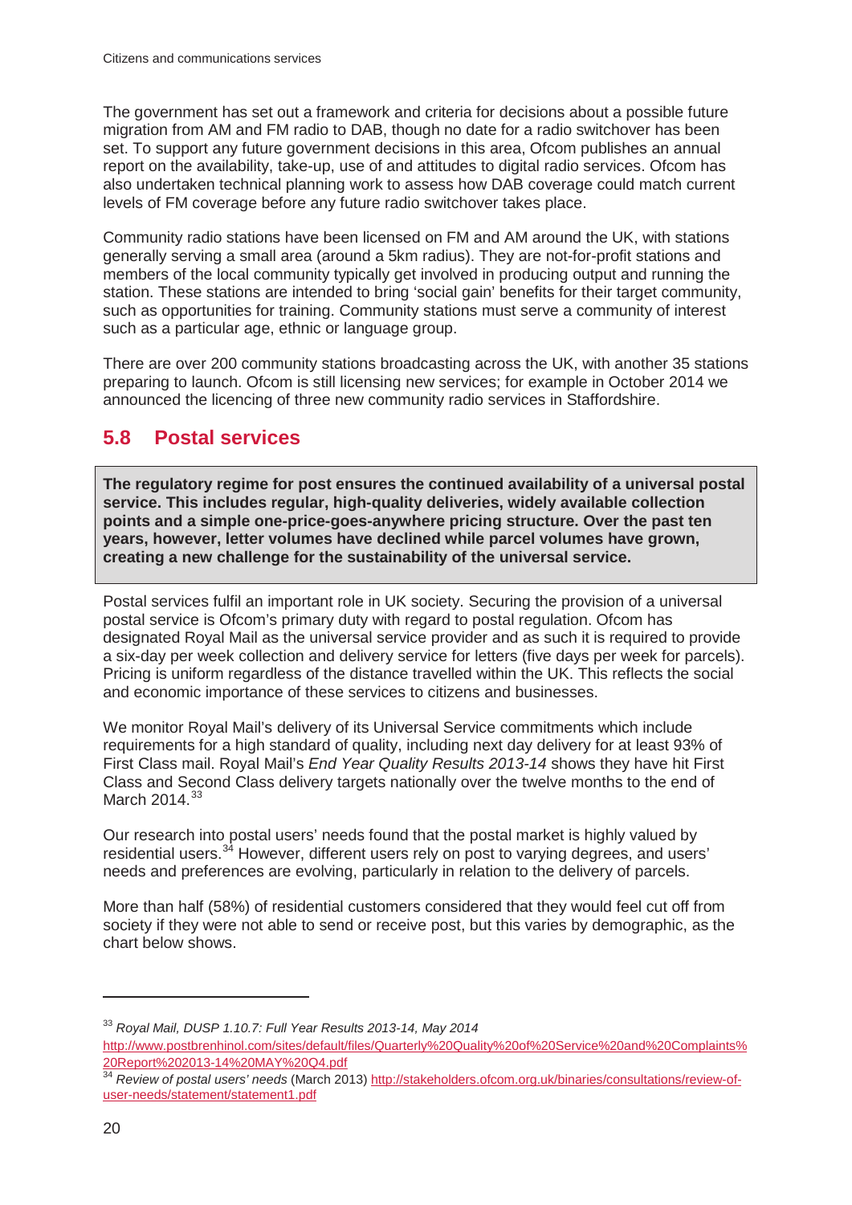The government has set out a framework and criteria for decisions about a possible future migration from AM and FM radio to DAB, though no date for a radio switchover has been set. To support any future government decisions in this area, Ofcom publishes an annual report on the availability, take-up, use of and attitudes to digital radio services. Ofcom has also undertaken technical planning work to assess how DAB coverage could match current levels of FM coverage before any future radio switchover takes place.

Community radio stations have been licensed on FM and AM around the UK, with stations generally serving a small area (around a 5km radius). They are not-for-profit stations and members of the local community typically get involved in producing output and running the station. These stations are intended to bring 'social gain' benefits for their target community, such as opportunities for training. Community stations must serve a community of interest such as a particular age, ethnic or language group.

There are over 200 community stations broadcasting across the UK, with another 35 stations preparing to launch. Ofcom is still licensing new services; for example in October 2014 we announced the licencing of three new community radio services in Staffordshire.

## 5.8 Postal services

**The regulatory regime for post ensures the continued availability of a universal postal service. This includes regular, high-quality deliveries, widely available collection points and a simple one-price-goes-anywhere pricing structure. Over the past ten years, however, letter volumes have declined while parcel volumes have grown, creating a new challenge for the sustainability of the universal service.**

Postal services fulfil an important role in UK society. Securing the provision of a universal postal service is Ofcom's primary duty with regard to postal regulation. Ofcom has designated Royal Mail as the universal service provider and as such it is required to provide a six-day per week collection and delivery service for letters (five days per week for parcels). Pricing is uniform regardless of the distance travelled within the UK. This reflects the social and economic importance of these services to citizens and businesses.

We monitor Royal Mail's delivery of its Universal Service commitments which include requirements for a high standard of quality, including next day delivery for at least 93% of First Class mail. Royal Mail's *End Year Quality Results 2013-14* shows they have hit First Class and Second Class delivery targets nationally over the twelve months to the end of March 2014.[33]

Our research into postal users' needs found that the postal market is highly valued by residential users.[34] However, different users rely on post to varying degrees, and users' needs and preferences are evolving, particularly in relation to the delivery of parcels.

More than half (58%) of residential customers considered that they would feel cut off from society if they were not able to send or receive post, but this varies by demographic, as the chart below shows.

---

[33] *Royal Mail, DUSP 1.10.7: Full Year Results 2013-14, May 2014* http://www.postbrenhinol.com/sites/default/files/Quarterly%20Quality%20of%20Service%20and%20Complaints%20Report%202013-14%20MAY%20Q4.pdf

[34] *Review of postal users' needs* (March 2013) http://stakeholders.ofcom.org.uk/binaries/consultations/review-of-user-needs/statement/statement1.pdf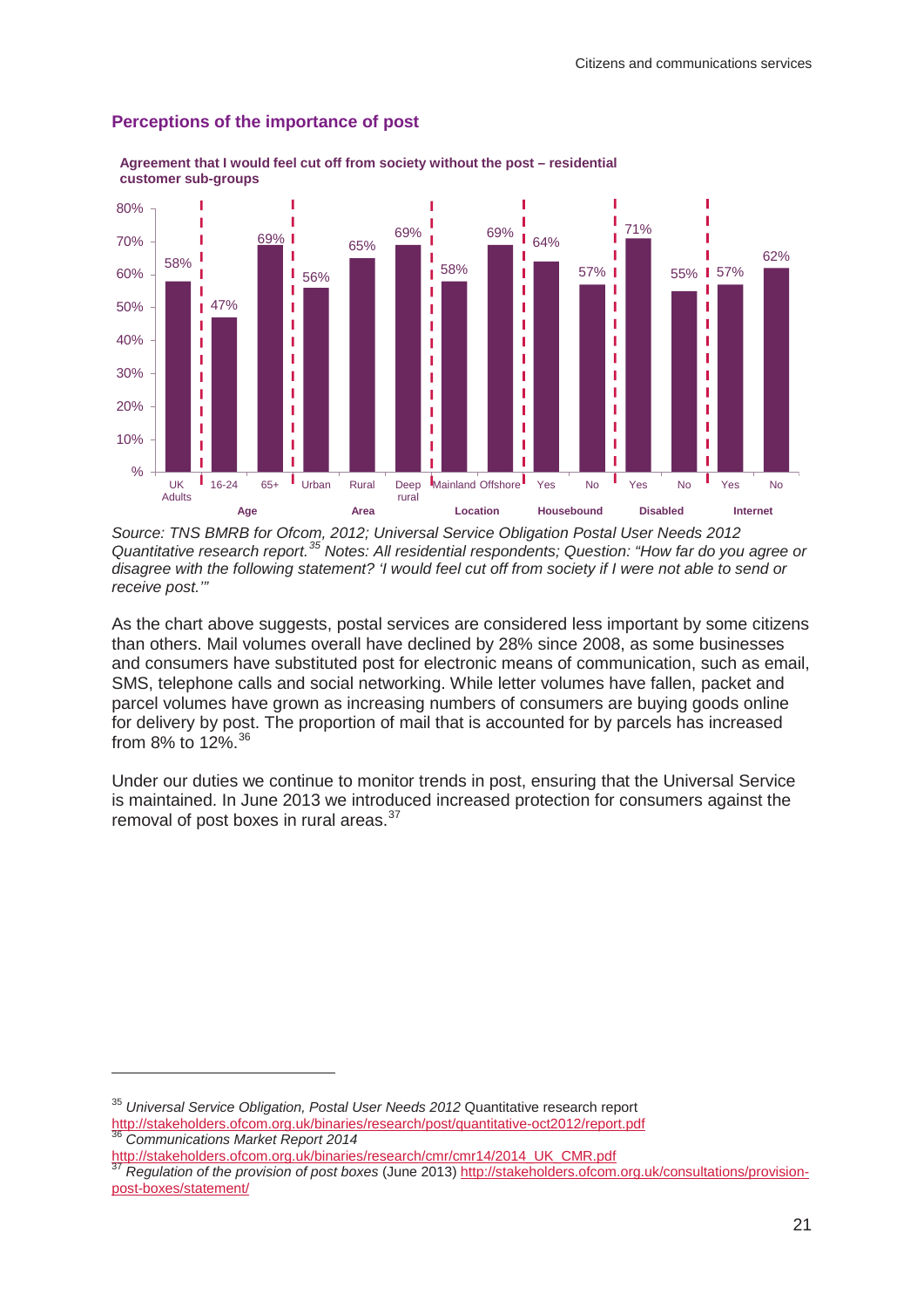### Perceptions of the importance of post

**Agreement that I would feel cut off from society without the post – residential customer sub-groups**

| Group | Sub-group | Agreement |
|---|---|---|
| | UK Adults | 58% |
| Age | 16-24 | 47% |
| | 65+ | 69% |
| Area | Urban | 56% |
| | Rural | 65% |
| | Deep rural | 69% |
| Location | Mainland | 58% |
| | Offshore | 69% |
| Housebound | Yes | 64% |
| | No | 57% |
| Disabled | Yes | 71% |
| | No | 55% |
| Internet | Yes | 57% |
| | No | 62% |

*Source: TNS BMRB for Ofcom, 2012; Universal Service Obligation Postal User Needs 2012 Quantitative research report.*[35] *Notes: All residential respondents; Question: "How far do you agree or disagree with the following statement? 'I would feel cut off from society if I were not able to send or receive post.'"*

As the chart above suggests, postal services are considered less important by some citizens than others. Mail volumes overall have declined by 28% since 2008, as some businesses and consumers have substituted post for electronic means of communication, such as email, SMS, telephone calls and social networking. While letter volumes have fallen, packet and parcel volumes have grown as increasing numbers of consumers are buying goods online for delivery by post. The proportion of mail that is accounted for by parcels has increased from 8% to 12%.[36]

Under our duties we continue to monitor trends in post, ensuring that the Universal Service is maintained. In June 2013 we introduced increased protection for consumers against the removal of post boxes in rural areas.[37]

---

[35] *Universal Service Obligation, Postal User Needs 2012* Quantitative research report http://stakeholders.ofcom.org.uk/binaries/research/post/quantitative-oct2012/report.pdf

[36] *Communications Market Report 2014* http://stakeholders.ofcom.org.uk/binaries/research/cmr/cmr14/2014_UK_CMR.pdf

[37] *Regulation of the provision of post boxes* (June 2013) http://stakeholders.ofcom.org.uk/consultations/provision-post-boxes/statement/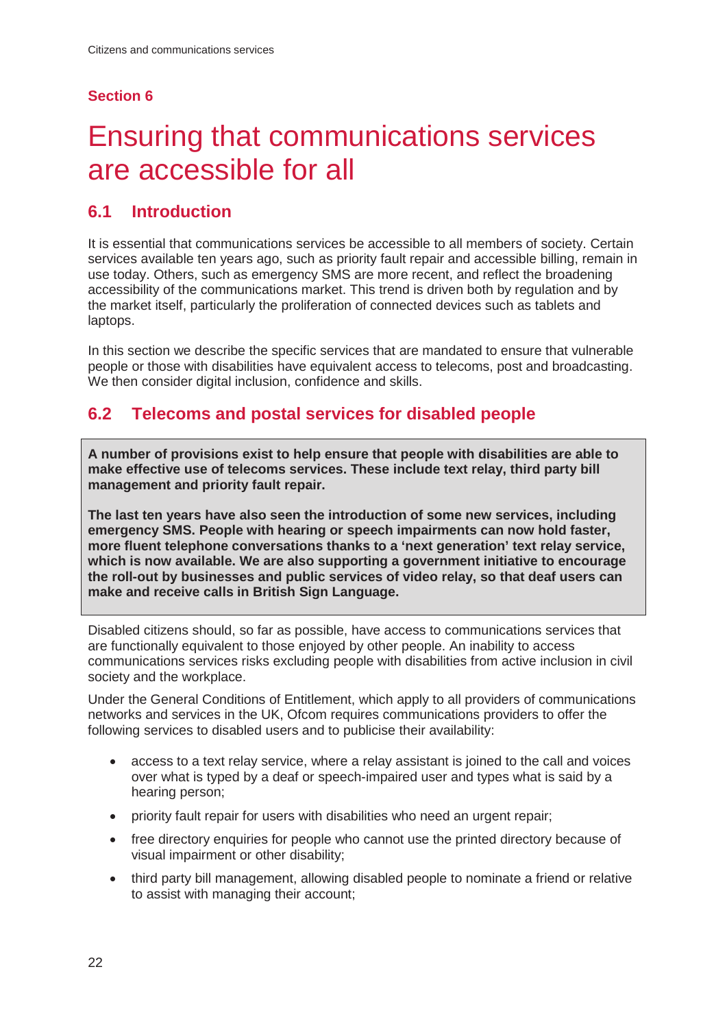**Section 6**

# Ensuring that communications services are accessible for all

## 6.1 Introduction

It is essential that communications services be accessible to all members of society. Certain services available ten years ago, such as priority fault repair and accessible billing, remain in use today. Others, such as emergency SMS are more recent, and reflect the broadening accessibility of the communications market. This trend is driven both by regulation and by the market itself, particularly the proliferation of connected devices such as tablets and laptops.

In this section we describe the specific services that are mandated to ensure that vulnerable people or those with disabilities have equivalent access to telecoms, post and broadcasting. We then consider digital inclusion, confidence and skills.

## 6.2 Telecoms and postal services for disabled people

**A number of provisions exist to help ensure that people with disabilities are able to make effective use of telecoms services. These include text relay, third party bill management and priority fault repair.**

**The last ten years have also seen the introduction of some new services, including emergency SMS. People with hearing or speech impairments can now hold faster, more fluent telephone conversations thanks to a 'next generation' text relay service, which is now available. We are also supporting a government initiative to encourage the roll-out by businesses and public services of video relay, so that deaf users can make and receive calls in British Sign Language.**

Disabled citizens should, so far as possible, have access to communications services that are functionally equivalent to those enjoyed by other people. An inability to access communications services risks excluding people with disabilities from active inclusion in civil society and the workplace.

Under the General Conditions of Entitlement, which apply to all providers of communications networks and services in the UK, Ofcom requires communications providers to offer the following services to disabled users and to publicise their availability:

- access to a text relay service, where a relay assistant is joined to the call and voices over what is typed by a deaf or speech-impaired user and types what is said by a hearing person;
- priority fault repair for users with disabilities who need an urgent repair;
- free directory enquiries for people who cannot use the printed directory because of visual impairment or other disability;
- third party bill management, allowing disabled people to nominate a friend or relative to assist with managing their account;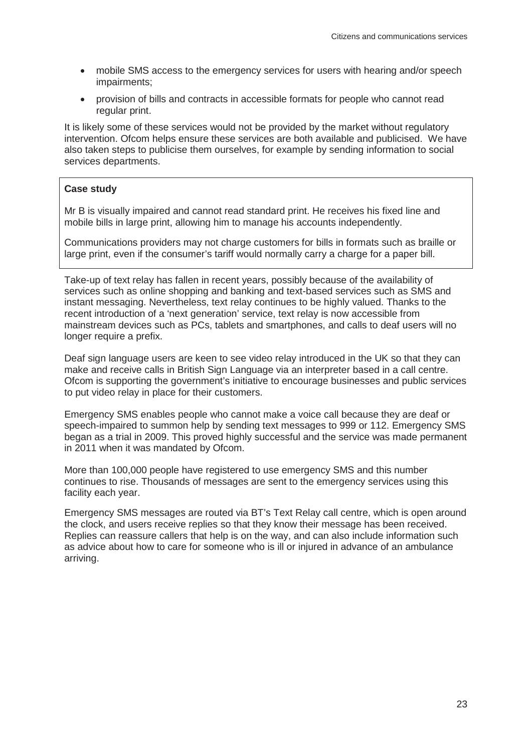- mobile SMS access to the emergency services for users with hearing and/or speech impairments;
- provision of bills and contracts in accessible formats for people who cannot read regular print.

It is likely some of these services would not be provided by the market without regulatory intervention. Ofcom helps ensure these services are both available and publicised. We have also taken steps to publicise them ourselves, for example by sending information to social services departments.

> **Case study**
>
> Mr B is visually impaired and cannot read standard print. He receives his fixed line and mobile bills in large print, allowing him to manage his accounts independently.
>
> Communications providers may not charge customers for bills in formats such as braille or large print, even if the consumer's tariff would normally carry a charge for a paper bill.

Take-up of text relay has fallen in recent years, possibly because of the availability of services such as online shopping and banking and text-based services such as SMS and instant messaging. Nevertheless, text relay continues to be highly valued. Thanks to the recent introduction of a 'next generation' service, text relay is now accessible from mainstream devices such as PCs, tablets and smartphones, and calls to deaf users will no longer require a prefix.

Deaf sign language users are keen to see video relay introduced in the UK so that they can make and receive calls in British Sign Language via an interpreter based in a call centre. Ofcom is supporting the government's initiative to encourage businesses and public services to put video relay in place for their customers.

Emergency SMS enables people who cannot make a voice call because they are deaf or speech-impaired to summon help by sending text messages to 999 or 112. Emergency SMS began as a trial in 2009. This proved highly successful and the service was made permanent in 2011 when it was mandated by Ofcom.

More than 100,000 people have registered to use emergency SMS and this number continues to rise. Thousands of messages are sent to the emergency services using this facility each year.

Emergency SMS messages are routed via BT's Text Relay call centre, which is open around the clock, and users receive replies so that they know their message has been received. Replies can reassure callers that help is on the way, and can also include information such as advice about how to care for someone who is ill or injured in advance of an ambulance arriving.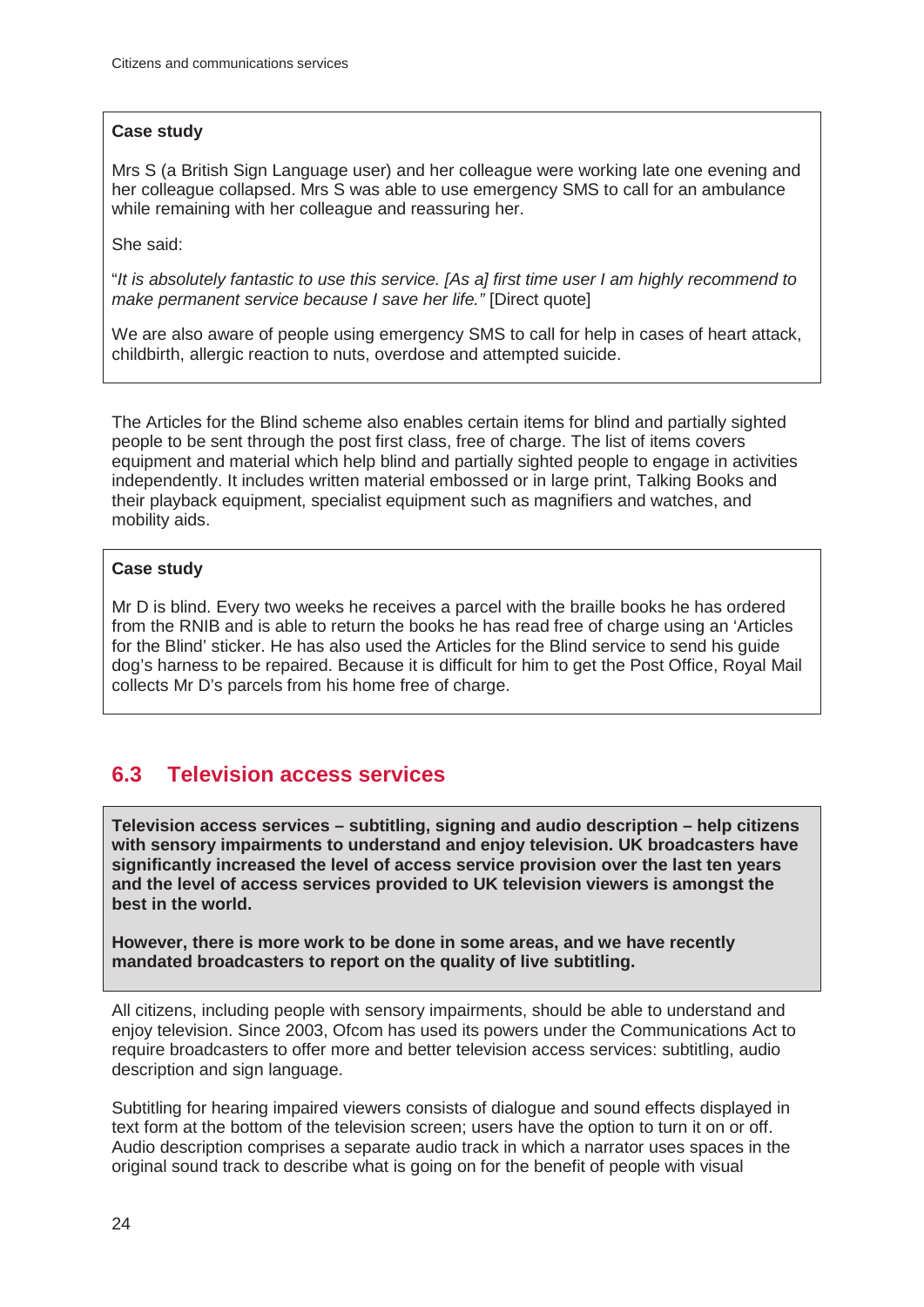**Case study**

Mrs S (a British Sign Language user) and her colleague were working late one evening and her colleague collapsed. Mrs S was able to use emergency SMS to call for an ambulance while remaining with her colleague and reassuring her.

She said:

"*It is absolutely fantastic to use this service. [As a] first time user I am highly recommend to make permanent service because I save her life."* [Direct quote]

We are also aware of people using emergency SMS to call for help in cases of heart attack, childbirth, allergic reaction to nuts, overdose and attempted suicide.

The Articles for the Blind scheme also enables certain items for blind and partially sighted people to be sent through the post first class, free of charge. The list of items covers equipment and material which help blind and partially sighted people to engage in activities independently. It includes written material embossed or in large print, Talking Books and their playback equipment, specialist equipment such as magnifiers and watches, and mobility aids.

**Case study**

Mr D is blind. Every two weeks he receives a parcel with the braille books he has ordered from the RNIB and is able to return the books he has read free of charge using an 'Articles for the Blind' sticker. He has also used the Articles for the Blind service to send his guide dog's harness to be repaired. Because it is difficult for him to get the Post Office, Royal Mail collects Mr D's parcels from his home free of charge.

## 6.3 Television access services

**Television access services – subtitling, signing and audio description – help citizens with sensory impairments to understand and enjoy television. UK broadcasters have significantly increased the level of access service provision over the last ten years and the level of access services provided to UK television viewers is amongst the best in the world.**

**However, there is more work to be done in some areas, and we have recently mandated broadcasters to report on the quality of live subtitling.**

All citizens, including people with sensory impairments, should be able to understand and enjoy television. Since 2003, Ofcom has used its powers under the Communications Act to require broadcasters to offer more and better television access services: subtitling, audio description and sign language.

Subtitling for hearing impaired viewers consists of dialogue and sound effects displayed in text form at the bottom of the television screen; users have the option to turn it on or off. Audio description comprises a separate audio track in which a narrator uses spaces in the original sound track to describe what is going on for the benefit of people with visual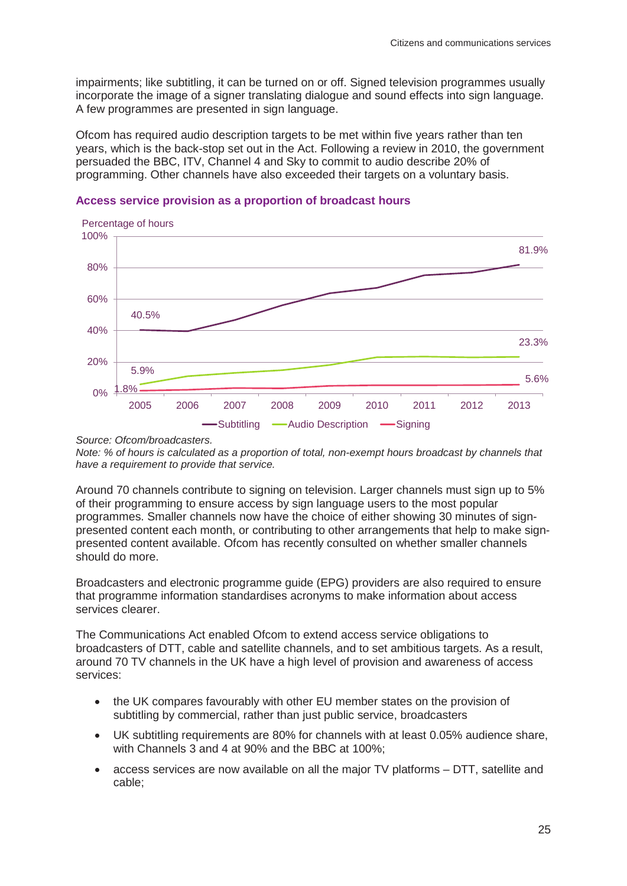impairments; like subtitling, it can be turned on or off. Signed television programmes usually incorporate the image of a signer translating dialogue and sound effects into sign language. A few programmes are presented in sign language.

Ofcom has required audio description targets to be met within five years rather than ten years, which is the back-stop set out in the Act. Following a review in 2010, the government persuaded the BBC, ITV, Channel 4 and Sky to commit to audio describe 20% of programming. Other channels have also exceeded their targets on a voluntary basis.

### Access service provision as a proportion of broadcast hours

Percentage of hours

| | 2005 | 2013 |
|---|---|---|
| Subtitling | 40.5% | 81.9% |
| Audio Description | 5.9% | 23.3% |
| Signing | 1.8% | 5.6% |

*Source: Ofcom/broadcasters.*
*Note: % of hours is calculated as a proportion of total, non-exempt hours broadcast by channels that have a requirement to provide that service.*

Around 70 channels contribute to signing on television. Larger channels must sign up to 5% of their programming to ensure access by sign language users to the most popular programmes. Smaller channels now have the choice of either showing 30 minutes of sign-presented content each month, or contributing to other arrangements that help to make sign-presented content available. Ofcom has recently consulted on whether smaller channels should do more.

Broadcasters and electronic programme guide (EPG) providers are also required to ensure that programme information standardises acronyms to make information about access services clearer.

The Communications Act enabled Ofcom to extend access service obligations to broadcasters of DTT, cable and satellite channels, and to set ambitious targets. As a result, around 70 TV channels in the UK have a high level of provision and awareness of access services:

- the UK compares favourably with other EU member states on the provision of subtitling by commercial, rather than just public service, broadcasters
- UK subtitling requirements are 80% for channels with at least 0.05% audience share, with Channels 3 and 4 at 90% and the BBC at 100%;
- access services are now available on all the major TV platforms – DTT, satellite and cable;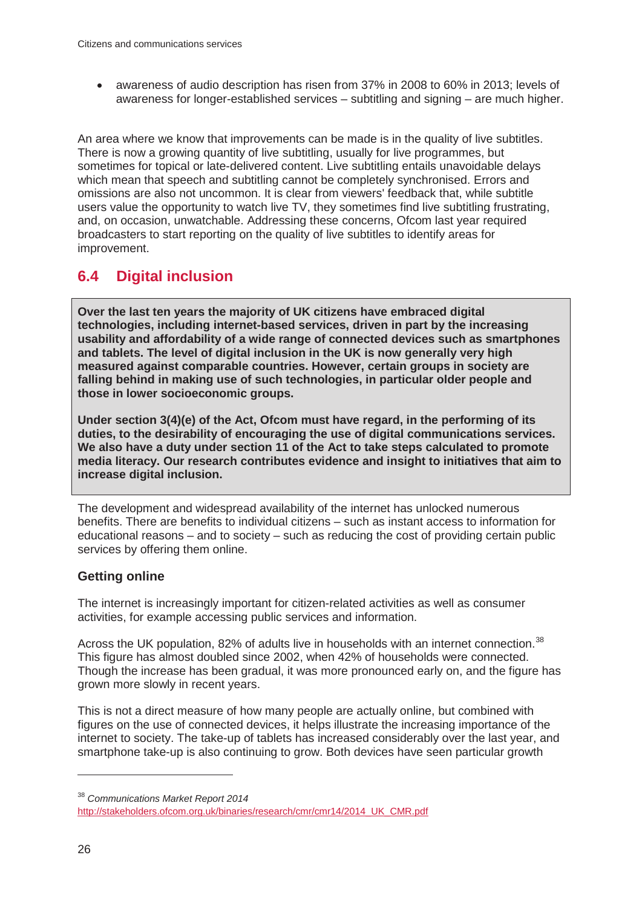- awareness of audio description has risen from 37% in 2008 to 60% in 2013; levels of awareness for longer-established services – subtitling and signing – are much higher.

An area where we know that improvements can be made is in the quality of live subtitles. There is now a growing quantity of live subtitling, usually for live programmes, but sometimes for topical or late-delivered content. Live subtitling entails unavoidable delays which mean that speech and subtitling cannot be completely synchronised. Errors and omissions are also not uncommon. It is clear from viewers' feedback that, while subtitle users value the opportunity to watch live TV, they sometimes find live subtitling frustrating, and, on occasion, unwatchable. Addressing these concerns, Ofcom last year required broadcasters to start reporting on the quality of live subtitles to identify areas for improvement.

## 6.4 Digital inclusion

**Over the last ten years the majority of UK citizens have embraced digital technologies, including internet-based services, driven in part by the increasing usability and affordability of a wide range of connected devices such as smartphones and tablets. The level of digital inclusion in the UK is now generally very high measured against comparable countries. However, certain groups in society are falling behind in making use of such technologies, in particular older people and those in lower socioeconomic groups.**

**Under section 3(4)(e) of the Act, Ofcom must have regard, in the performing of its duties, to the desirability of encouraging the use of digital communications services. We also have a duty under section 11 of the Act to take steps calculated to promote media literacy. Our research contributes evidence and insight to initiatives that aim to increase digital inclusion.**

The development and widespread availability of the internet has unlocked numerous benefits. There are benefits to individual citizens – such as instant access to information for educational reasons – and to society – such as reducing the cost of providing certain public services by offering them online.

### Getting online

The internet is increasingly important for citizen-related activities as well as consumer activities, for example accessing public services and information.

Across the UK population, 82% of adults live in households with an internet connection.[38] This figure has almost doubled since 2002, when 42% of households were connected. Though the increase has been gradual, it was more pronounced early on, and the figure has grown more slowly in recent years.

This is not a direct measure of how many people are actually online, but combined with figures on the use of connected devices, it helps illustrate the increasing importance of the internet to society. The take-up of tablets has increased considerably over the last year, and smartphone take-up is also continuing to grow. Both devices have seen particular growth

---

[38] *Communications Market Report 2014* http://stakeholders.ofcom.org.uk/binaries/research/cmr/cmr14/2014_UK_CMR.pdf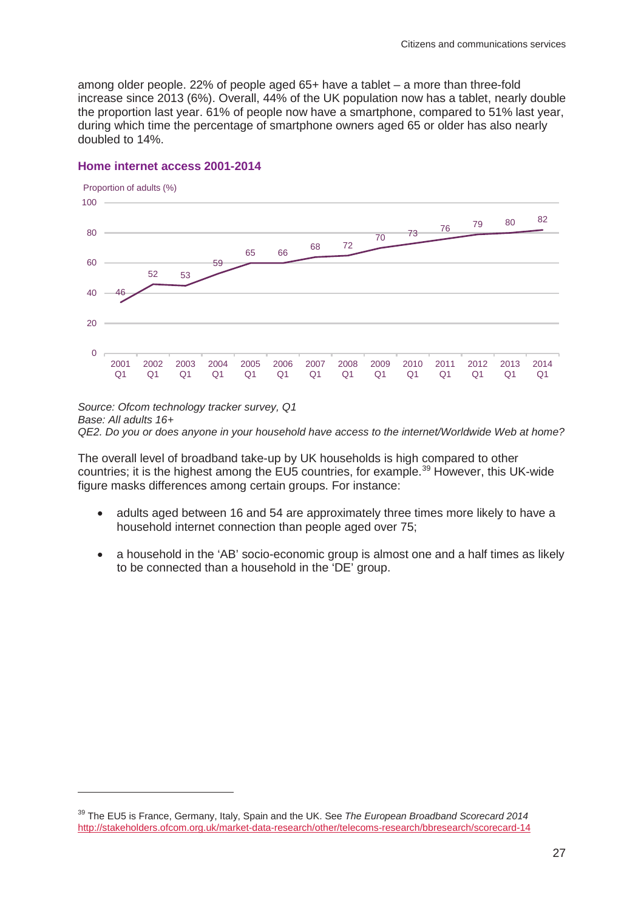among older people. 22% of people aged 65+ have a tablet – a more than three-fold increase since 2013 (6%). Overall, 44% of the UK population now has a tablet, nearly double the proportion last year. 61% of people now have a smartphone, compared to 51% last year, during which time the percentage of smartphone owners aged 65 or older has also nearly doubled to 14%.

### Home internet access 2001-2014

Proportion of adults (%)

| | 2001 Q1 | 2002 Q1 | 2003 Q1 | 2004 Q1 | 2005 Q1 | 2006 Q1 | 2007 Q1 | 2008 Q1 | 2009 Q1 | 2010 Q1 | 2011 Q1 | 2012 Q1 | 2013 Q1 | 2014 Q1 |
|---|---|---|---|---|---|---|---|---|---|---|---|---|---|---|
| Proportion of adults (%) | 46 | 52 | 53 | 59 | 65 | 66 | 68 | 72 | 70 | 73 | 76 | 79 | 80 | 82 |

*Source: Ofcom technology tracker survey, Q1*
*Base: All adults 16+*
*QE2. Do you or does anyone in your household have access to the internet/Worldwide Web at home?*

The overall level of broadband take-up by UK households is high compared to other countries; it is the highest among the EU5 countries, for example.[39] However, this UK-wide figure masks differences among certain groups. For instance:

- adults aged between 16 and 54 are approximately three times more likely to have a household internet connection than people aged over 75;
- a household in the 'AB' socio-economic group is almost one and a half times as likely to be connected than a household in the 'DE' group.

[39] The EU5 is France, Germany, Italy, Spain and the UK. See *The European Broadband Scorecard 2014* http://stakeholders.ofcom.org.uk/market-data-research/other/telecoms-research/bbresearch/scorecard-14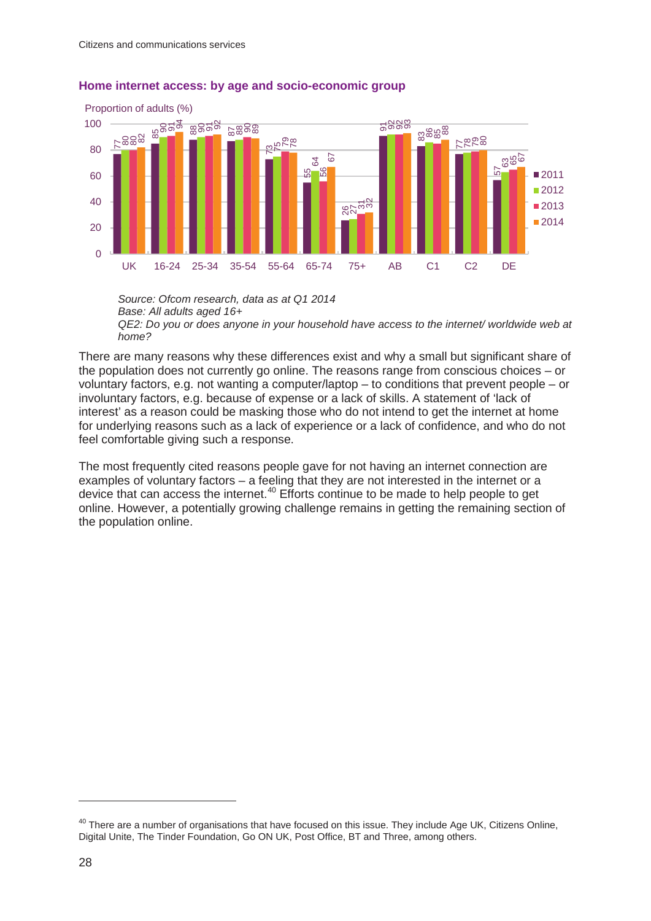### Home internet access: by age and socio-economic group

Proportion of adults (%)

| | 2011 | 2012 | 2013 | 2014 |
|---|---|---|---|---|
| UK | 77 | 80 | 80 | 82 |
| 16-24 | 85 | 90 | 91 | 94 |
| 25-34 | 88 | 90 | 91 | 92 |
| 35-54 | 87 | 88 | 90 | 89 |
| 55-64 | 73 | 75 | 79 | 78 |
| 65-74 | 55 | 64 | 56 | 67 |
| 75+ | 26 | 27 | 31 | 32 |
| AB | 91 | 92 | 92 | 93 |
| C1 | 83 | 86 | 85 | 88 |
| C2 | 77 | 78 | 79 | 80 |
| DE | 57 | 63 | 65 | 67 |

*Source: Ofcom research, data as at Q1 2014*
*Base: All adults aged 16+*
*QE2: Do you or does anyone in your household have access to the internet/ worldwide web at home?*

There are many reasons why these differences exist and why a small but significant share of the population does not currently go online. The reasons range from conscious choices – or voluntary factors, e.g. not wanting a computer/laptop – to conditions that prevent people – or involuntary factors, e.g. because of expense or a lack of skills. A statement of 'lack of interest' as a reason could be masking those who do not intend to get the internet at home for underlying reasons such as a lack of experience or a lack of confidence, and who do not feel comfortable giving such a response.

The most frequently cited reasons people gave for not having an internet connection are examples of voluntary factors – a feeling that they are not interested in the internet or a device that can access the internet.[40] Efforts continue to be made to help people to get online. However, a potentially growing challenge remains in getting the remaining section of the population online.

[40] There are a number of organisations that have focused on this issue. They include Age UK, Citizens Online, Digital Unite, The Tinder Foundation, Go ON UK, Post Office, BT and Three, among others.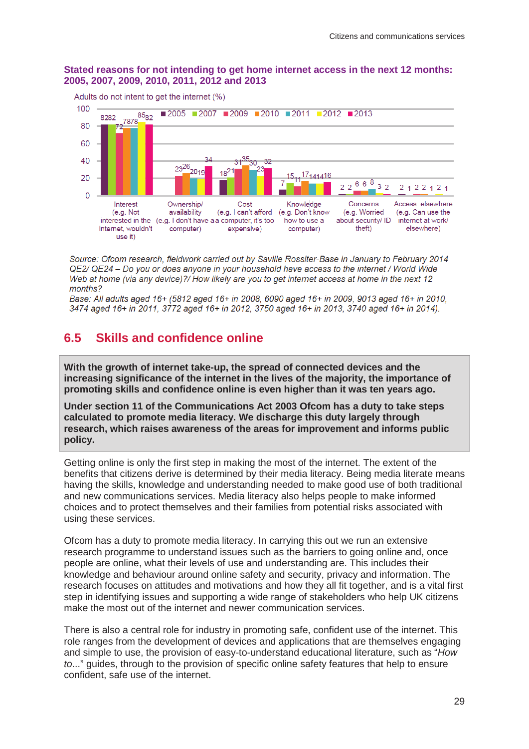**Stated reasons for not intending to get home internet access in the next 12 months: 2005, 2007, 2009, 2010, 2011, 2012 and 2013**

Adults do not intent to get the internet (%)

| Reason | 2005 | 2007 | 2009 | 2010 | 2011 | 2012 | 2013 |
|---|---|---|---|---|---|---|---|
| Interest (e.g. Not interested in the internet, wouldn't use it) | 82 | 82 | 72 | 78 | 78 | 85 | 82 |
| Ownership/ availability (e.g. I don't have a computer) | | | 23 | 26 | 20 | 19 | 34 |
| Cost (e.g. I can't afford a computer, it's too expensive) | 18 | 21 | 31 | 35 | 30 | 23 | 32 |
| Knowledge (e.g. Don't know how to use a computer) | 7 | 15 | 11 | 17 | 14 | 14 | 16 |
| Concerns (e.g. Worried about security/ ID theft) | 2 | 2 | 6 | 6 | 8 | 3 | 2 |
| Access elsewhere (e.g. Can use the internet at work/ elsewhere) | 2 | 1 | 2 | 2 | 1 | 2 | 1 |

*Source: Ofcom research, fieldwork carried out by Saville Rossiter-Base in January to February 2014*
*QE2/ QE24 – Do you or does anyone in your household have access to the internet / World Wide Web at home (via any device)?/ How likely are you to get internet access at home in the next 12 months?*
*Base: All adults aged 16+ (5812 aged 16+ in 2008, 6090 aged 16+ in 2009, 9013 aged 16+ in 2010, 3474 aged 16+ in 2011, 3772 aged 16+ in 2012, 3750 aged 16+ in 2013, 3740 aged 16+ in 2014).*

## 6.5 Skills and confidence online

**With the growth of internet take-up, the spread of connected devices and the increasing significance of the internet in the lives of the majority, the importance of promoting skills and confidence online is even higher than it was ten years ago.**

**Under section 11 of the Communications Act 2003 Ofcom has a duty to take steps calculated to promote media literacy. We discharge this duty largely through research, which raises awareness of the areas for improvement and informs public policy.**

Getting online is only the first step in making the most of the internet. The extent of the benefits that citizens derive is determined by their media literacy. Being media literate means having the skills, knowledge and understanding needed to make good use of both traditional and new communications services. Media literacy also helps people to make informed choices and to protect themselves and their families from potential risks associated with using these services.

Ofcom has a duty to promote media literacy. In carrying this out we run an extensive research programme to understand issues such as the barriers to going online and, once people are online, what their levels of use and understanding are. This includes their knowledge and behaviour around online safety and security, privacy and information. The research focuses on attitudes and motivations and how they all fit together, and is a vital first step in identifying issues and supporting a wide range of stakeholders who help UK citizens make the most out of the internet and newer communication services.

There is also a central role for industry in promoting safe, confident use of the internet. This role ranges from the development of devices and applications that are themselves engaging and simple to use, the provision of easy-to-understand educational literature, such as "*How to*..." guides, through to the provision of specific online safety features that help to ensure confident, safe use of the internet.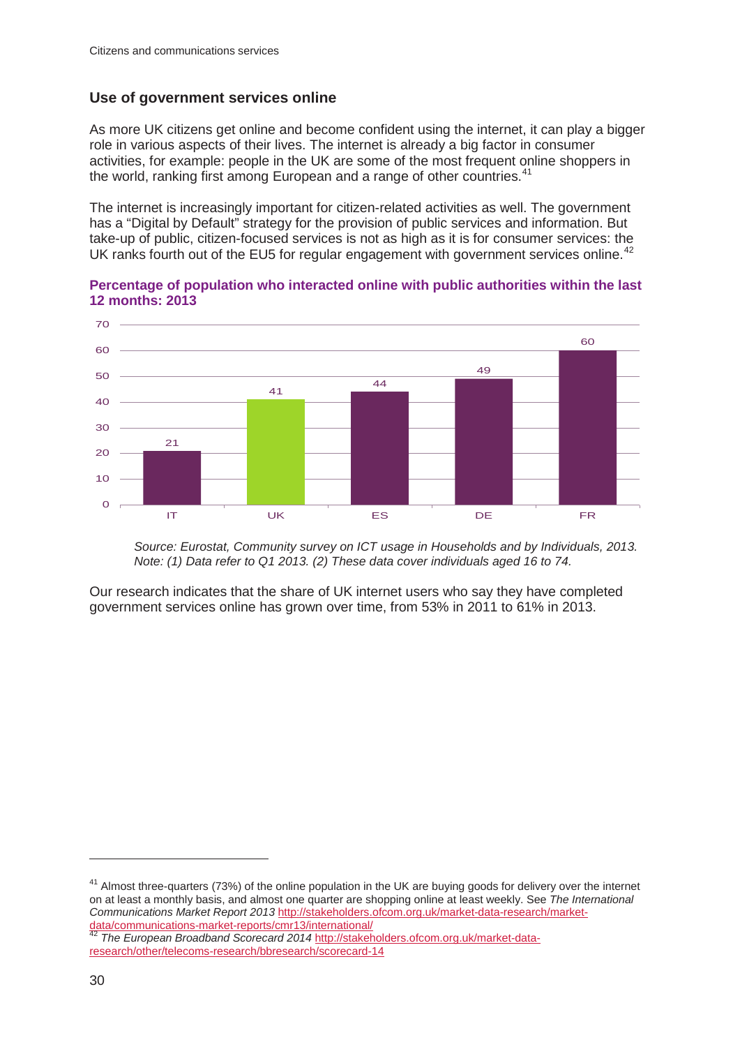## Use of government services online

As more UK citizens get online and become confident using the internet, it can play a bigger role in various aspects of their lives. The internet is already a big factor in consumer activities, for example: people in the UK are some of the most frequent online shoppers in the world, ranking first among European and a range of other countries.[41]

The internet is increasingly important for citizen-related activities as well. The government has a "Digital by Default" strategy for the provision of public services and information. But take-up of public, citizen-focused services is not as high as it is for consumer services: the UK ranks fourth out of the EU5 for regular engagement with government services online.[42]

**Percentage of population who interacted online with public authorities within the last 12 months: 2013**

| Country | % |
|---|---|
| IT | 21 |
| UK | 41 |
| ES | 44 |
| DE | 49 |
| FR | 60 |

*Source: Eurostat, Community survey on ICT usage in Households and by Individuals, 2013. Note: (1) Data refer to Q1 2013. (2) These data cover individuals aged 16 to 74.*

Our research indicates that the share of UK internet users who say they have completed government services online has grown over time, from 53% in 2011 to 61% in 2013.

---

[41] Almost three-quarters (73%) of the online population in the UK are buying goods for delivery over the internet on at least a monthly basis, and almost one quarter are shopping online at least weekly. See *The International Communications Market Report 2013* http://stakeholders.ofcom.org.uk/market-data-research/market-data/communications-market-reports/cmr13/international/

[42] *The European Broadband Scorecard 2014* http://stakeholders.ofcom.org.uk/market-data-research/other/telecoms-research/bbresearch/scorecard-14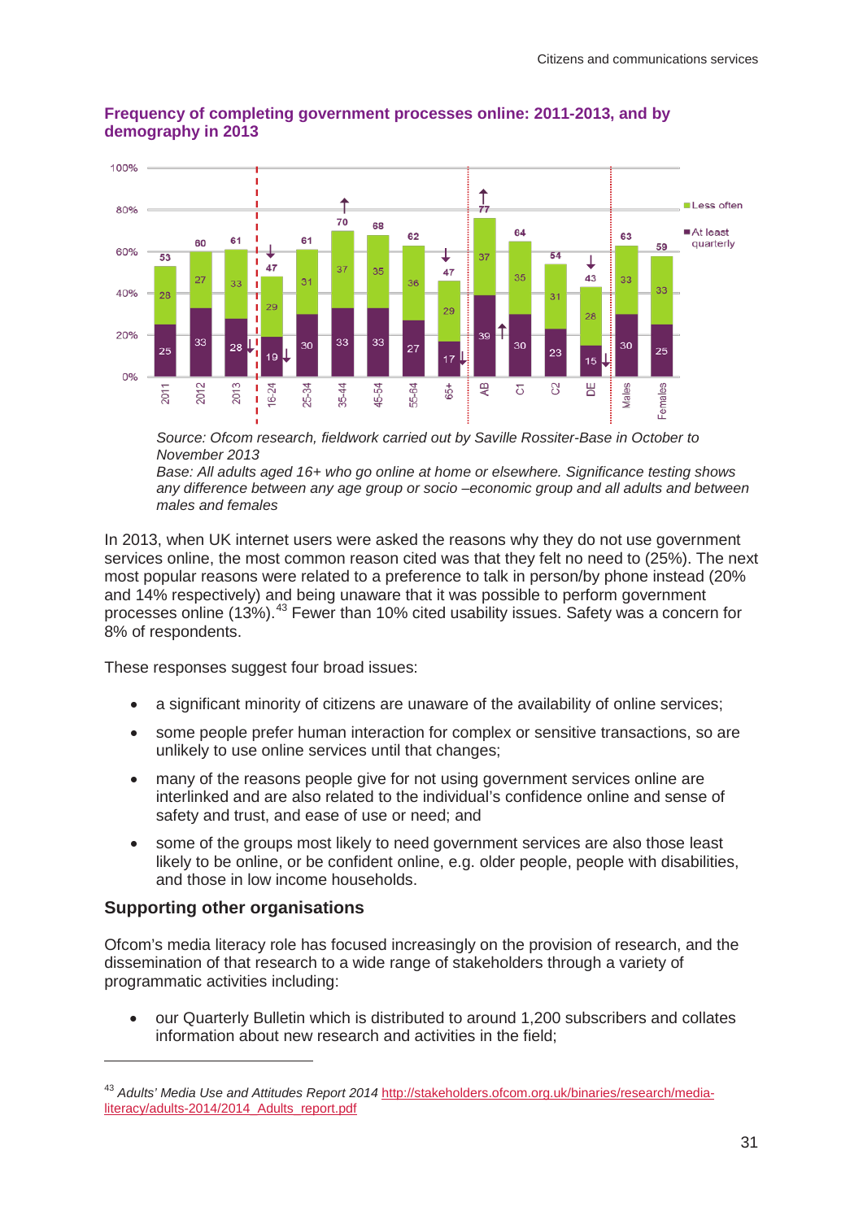**Frequency of completing government processes online: 2011-2013, and by demography in 2013**

| | 2011 | 2012 | 2013 | 16-24 | 25-34 | 35-44 | 45-54 | 55-64 | 65+ | AB | C1 | C2 | DE | Males | Females |
|---|---|---|---|---|---|---|---|---|---|---|---|---|---|---|---|
| Less often | 28 | 27 | 33 | 29 | 31 | 37 | 35 | 36 | 29 | 37 | 35 | 31 | 28 | 33 | 33 |
| At least quarterly | 25 | 33 | 28 | 19 ↓ | 30 | 33 | 33 | 27 | 17 ↓ | 39 ↑ | 30 | 23 | 15 ↓ | 30 | 25 |
| Total | 53 | 60 | 61 | 47 ↓ | 61 | 70 ↑ | 68 | 62 | 47 ↓ | 77 ↑ | 64 | 54 | 43 ↓ | 63 | 59 |

*Source: Ofcom research, fieldwork carried out by Saville Rossiter-Base in October to November 2013*
*Base: All adults aged 16+ who go online at home or elsewhere. Significance testing shows any difference between any age group or socio –economic group and all adults and between males and females*

In 2013, when UK internet users were asked the reasons why they do not use government services online, the most common reason cited was that they felt no need to (25%). The next most popular reasons were related to a preference to talk in person/by phone instead (20% and 14% respectively) and being unaware that it was possible to perform government processes online (13%).[43] Fewer than 10% cited usability issues. Safety was a concern for 8% of respondents.

These responses suggest four broad issues:

- a significant minority of citizens are unaware of the availability of online services;
- some people prefer human interaction for complex or sensitive transactions, so are unlikely to use online services until that changes;
- many of the reasons people give for not using government services online are interlinked and are also related to the individual's confidence online and sense of safety and trust, and ease of use or need; and
- some of the groups most likely to need government services are also those least likely to be online, or be confident online, e.g. older people, people with disabilities, and those in low income households.

## Supporting other organisations

Ofcom's media literacy role has focused increasingly on the provision of research, and the dissemination of that research to a wide range of stakeholders through a variety of programmatic activities including:

- our Quarterly Bulletin which is distributed to around 1,200 subscribers and collates information about new research and activities in the field;

---

[43] *Adults' Media Use and Attitudes Report 2014* http://stakeholders.ofcom.org.uk/binaries/research/media-literacy/adults-2014/2014_Adults_report.pdf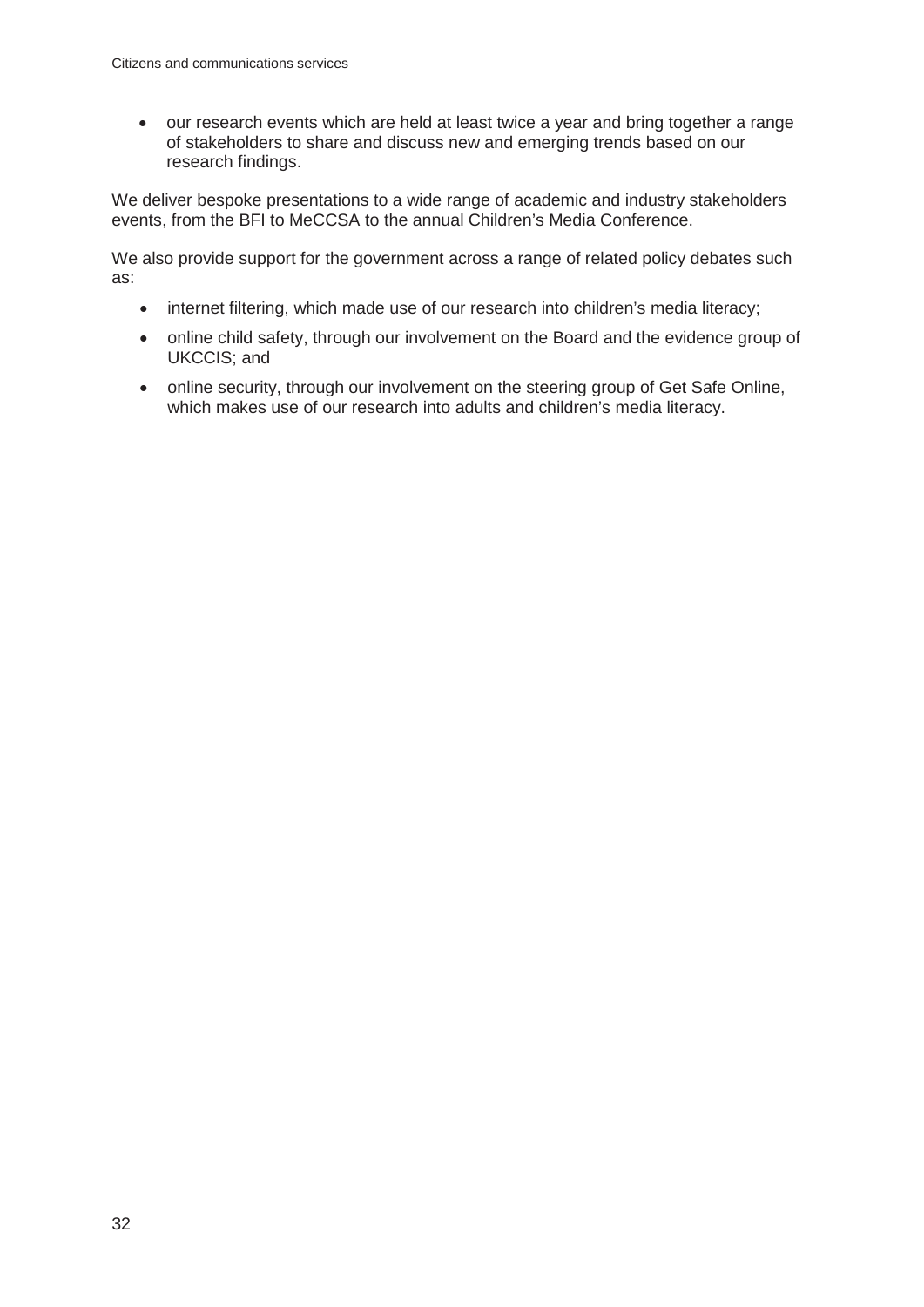- our research events which are held at least twice a year and bring together a range of stakeholders to share and discuss new and emerging trends based on our research findings.

We deliver bespoke presentations to a wide range of academic and industry stakeholders events, from the BFI to MeCCSA to the annual Children's Media Conference.

We also provide support for the government across a range of related policy debates such as:

- internet filtering, which made use of our research into children's media literacy;
- online child safety, through our involvement on the Board and the evidence group of UKCCIS; and
- online security, through our involvement on the steering group of Get Safe Online, which makes use of our research into adults and children's media literacy.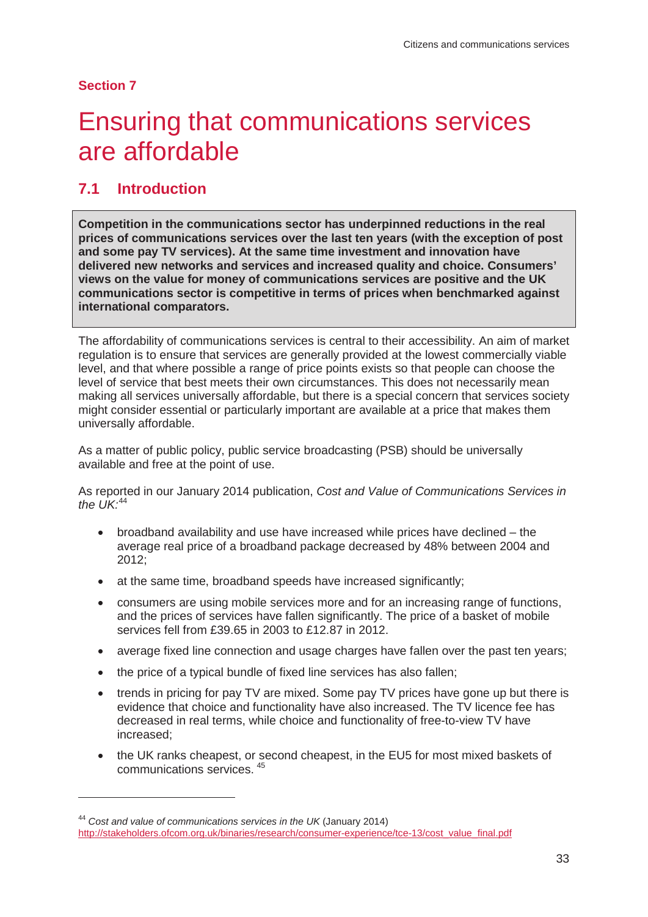## Section 7

# Ensuring that communications services are affordable

## 7.1 Introduction

**Competition in the communications sector has underpinned reductions in the real prices of communications services over the last ten years (with the exception of post and some pay TV services). At the same time investment and innovation have delivered new networks and services and increased quality and choice. Consumers' views on the value for money of communications services are positive and the UK communications sector is competitive in terms of prices when benchmarked against international comparators.**

The affordability of communications services is central to their accessibility. An aim of market regulation is to ensure that services are generally provided at the lowest commercially viable level, and that where possible a range of price points exists so that people can choose the level of service that best meets their own circumstances. This does not necessarily mean making all services universally affordable, but there is a special concern that services society might consider essential or particularly important are available at a price that makes them universally affordable.

As a matter of public policy, public service broadcasting (PSB) should be universally available and free at the point of use.

As reported in our January 2014 publication, *Cost and Value of Communications Services in the UK:*[44]

- broadband availability and use have increased while prices have declined – the average real price of a broadband package decreased by 48% between 2004 and 2012;
- at the same time, broadband speeds have increased significantly;
- consumers are using mobile services more and for an increasing range of functions, and the prices of services have fallen significantly. The price of a basket of mobile services fell from £39.65 in 2003 to £12.87 in 2012.
- average fixed line connection and usage charges have fallen over the past ten years;
- the price of a typical bundle of fixed line services has also fallen;
- trends in pricing for pay TV are mixed. Some pay TV prices have gone up but there is evidence that choice and functionality have also increased. The TV licence fee has decreased in real terms, while choice and functionality of free-to-view TV have increased;
- the UK ranks cheapest, or second cheapest, in the EU5 for most mixed baskets of communications services. [45]

---

[44] *Cost and value of communications services in the UK* (January 2014) http://stakeholders.ofcom.org.uk/binaries/research/consumer-experience/tce-13/cost_value_final.pdf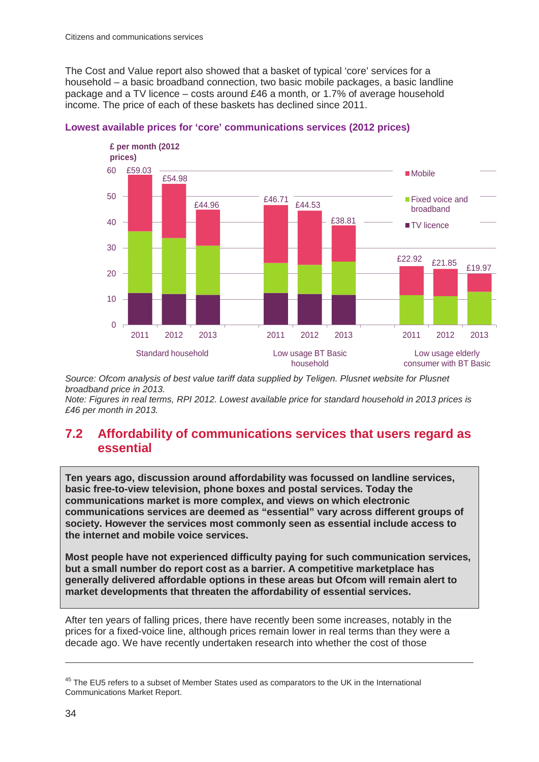The Cost and Value report also showed that a basket of typical 'core' services for a household – a basic broadband connection, two basic mobile packages, a basic landline package and a TV licence – costs around £46 a month, or 1.7% of average household income. The price of each of these baskets has declined since 2011.

**Lowest available prices for 'core' communications services (2012 prices)**

| £ per month (2012 prices) | Standard household 2011 | Standard household 2012 | Standard household 2013 | Low usage BT Basic household 2011 | Low usage BT Basic household 2012 | Low usage BT Basic household 2013 | Low usage elderly consumer with BT Basic 2011 | Low usage elderly consumer with BT Basic 2012 | Low usage elderly consumer with BT Basic 2013 |
|---|---|---|---|---|---|---|---|---|---|
| Total | £59.03 | £54.98 | £44.96 | £46.71 | £44.53 | £38.81 | £22.92 | £21.85 | £19.97 |

Series: Mobile; Fixed voice and broadband; TV licence

*Source: Ofcom analysis of best value tariff data supplied by Teligen. Plusnet website for Plusnet broadband price in 2013.*
*Note: Figures in real terms, RPI 2012. Lowest available price for standard household in 2013 prices is £46 per month in 2013.*

## 7.2 Affordability of communications services that users regard as essential

**Ten years ago, discussion around affordability was focussed on landline services, basic free-to-view television, phone boxes and postal services. Today the communications market is more complex, and views on which electronic communications services are deemed as "essential" vary across different groups of society. However the services most commonly seen as essential include access to the internet and mobile voice services.**

**Most people have not experienced difficulty paying for such communication services, but a small number do report cost as a barrier. A competitive marketplace has generally delivered affordable options in these areas but Ofcom will remain alert to market developments that threaten the affordability of essential services.**

After ten years of falling prices, there have recently been some increases, notably in the prices for a fixed-voice line, although prices remain lower in real terms than they were a decade ago. We have recently undertaken research into whether the cost of those

---

[45] The EU5 refers to a subset of Member States used as comparators to the UK in the International Communications Market Report.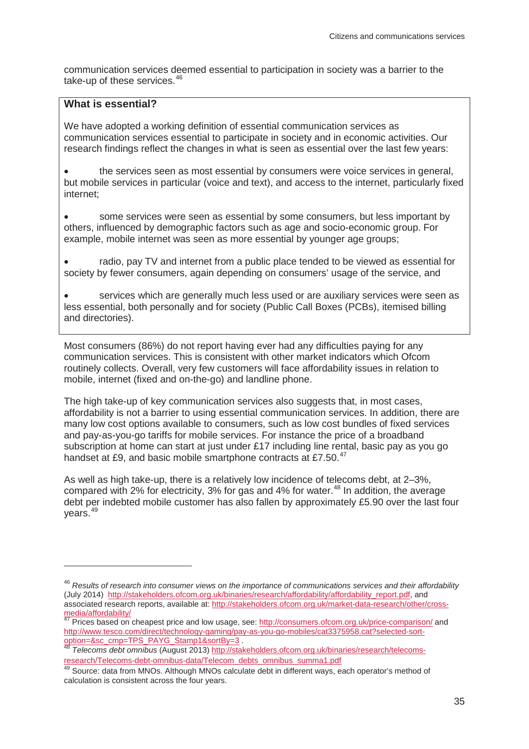communication services deemed essential to participation in society was a barrier to the take-up of these services.[46]

**What is essential?**

We have adopted a working definition of essential communication services as communication services essential to participate in society and in economic activities. Our research findings reflect the changes in what is seen as essential over the last few years:

- the services seen as most essential by consumers were voice services in general, but mobile services in particular (voice and text), and access to the internet, particularly fixed internet;
- some services were seen as essential by some consumers, but less important by others, influenced by demographic factors such as age and socio-economic group. For example, mobile internet was seen as more essential by younger age groups;
- radio, pay TV and internet from a public place tended to be viewed as essential for society by fewer consumers, again depending on consumers' usage of the service, and
- services which are generally much less used or are auxiliary services were seen as less essential, both personally and for society (Public Call Boxes (PCBs), itemised billing and directories).

Most consumers (86%) do not report having ever had any difficulties paying for any communication services. This is consistent with other market indicators which Ofcom routinely collects. Overall, very few customers will face affordability issues in relation to mobile, internet (fixed and on-the-go) and landline phone.

The high take-up of key communication services also suggests that, in most cases, affordability is not a barrier to using essential communication services. In addition, there are many low cost options available to consumers, such as low cost bundles of fixed services and pay-as-you-go tariffs for mobile services. For instance the price of a broadband subscription at home can start at just under £17 including line rental, basic pay as you go handset at £9, and basic mobile smartphone contracts at £7.50.[47]

As well as high take-up, there is a relatively low incidence of telecoms debt, at 2–3%, compared with 2% for electricity, 3% for gas and 4% for water.[48] In addition, the average debt per indebted mobile customer has also fallen by approximately £5.90 over the last four years.[49]

---

[46] *Results of research into consumer views on the importance of communications services and their affordability* (July 2014) http://stakeholders.ofcom.org.uk/binaries/research/affordability/affordability_report.pdf, and associated research reports, available at: http://stakeholders.ofcom.org.uk/market-data-research/other/cross-media/affordability/

[47] Prices based on cheapest price and low usage, see: http://consumers.ofcom.org.uk/price-comparison/ and http://www.tesco.com/direct/technology-gaming/pay-as-you-go-mobiles/cat3375958.cat?selected-sort-option=&sc_cmp=TPS_PAYG_Stamp1&sortBy=3 .

[48] *Telecoms debt omnibus* (August 2013) http://stakeholders.ofcom.org.uk/binaries/research/telecoms-research/Telecoms-debt-omnibus-data/Telecom_debts_omnibus_summa1.pdf

[49] Source: data from MNOs. Although MNOs calculate debt in different ways, each operator's method of calculation is consistent across the four years.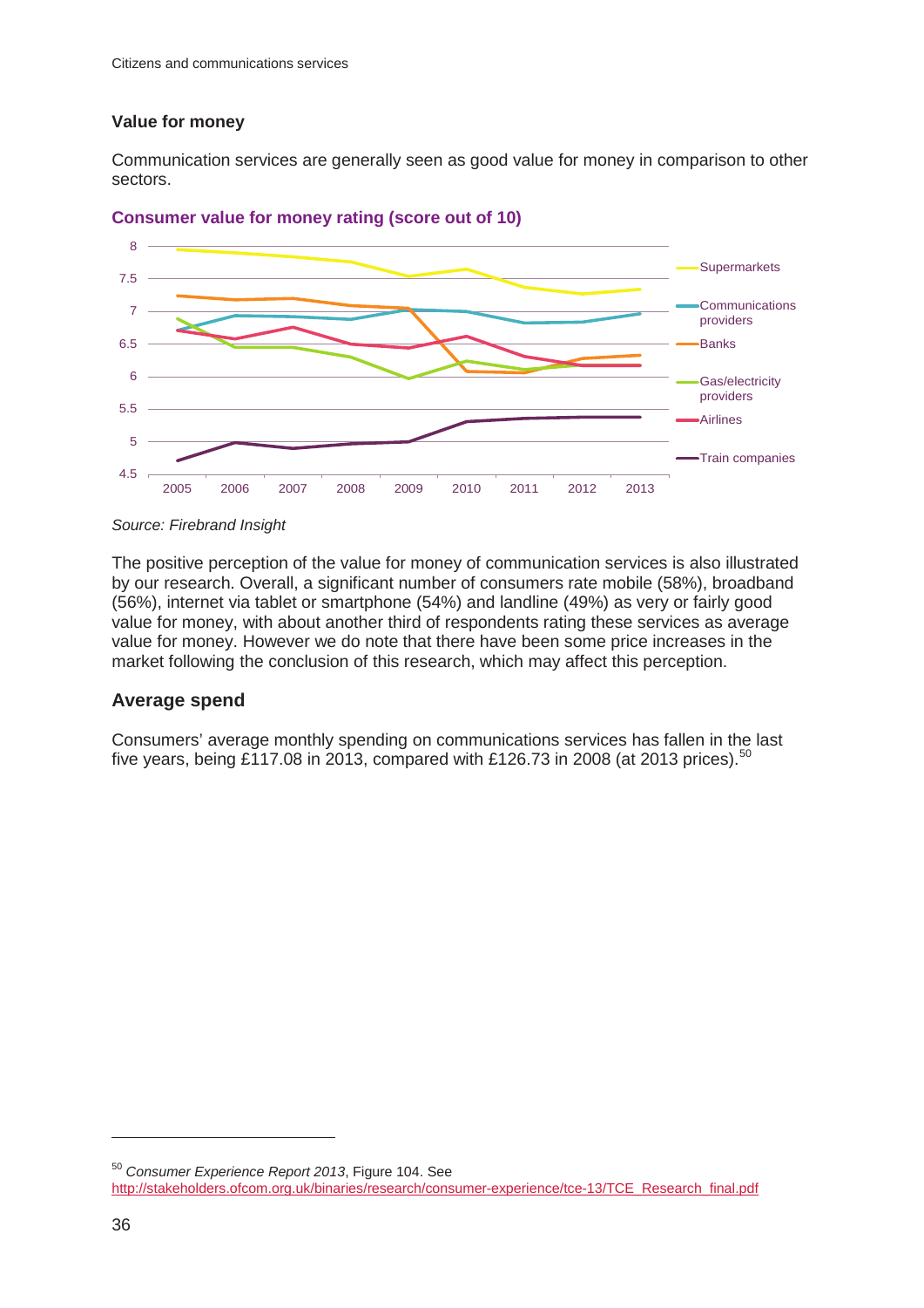### Value for money

Communication services are generally seen as good value for money in comparison to other sectors.

**Consumer value for money rating (score out of 10)**

*Source: Firebrand Insight*

The positive perception of the value for money of communication services is also illustrated by our research. Overall, a significant number of consumers rate mobile (58%), broadband (56%), internet via tablet or smartphone (54%) and landline (49%) as very or fairly good value for money, with about another third of respondents rating these services as average value for money. However we do note that there have been some price increases in the market following the conclusion of this research, which may affect this perception.

## Average spend

Consumers' average monthly spending on communications services has fallen in the last five years, being £117.08 in 2013, compared with £126.73 in 2008 (at 2013 prices).[50]

---

[50] *Consumer Experience Report 2013*, Figure 104. See http://stakeholders.ofcom.org.uk/binaries/research/consumer-experience/tce-13/TCE_Research_final.pdf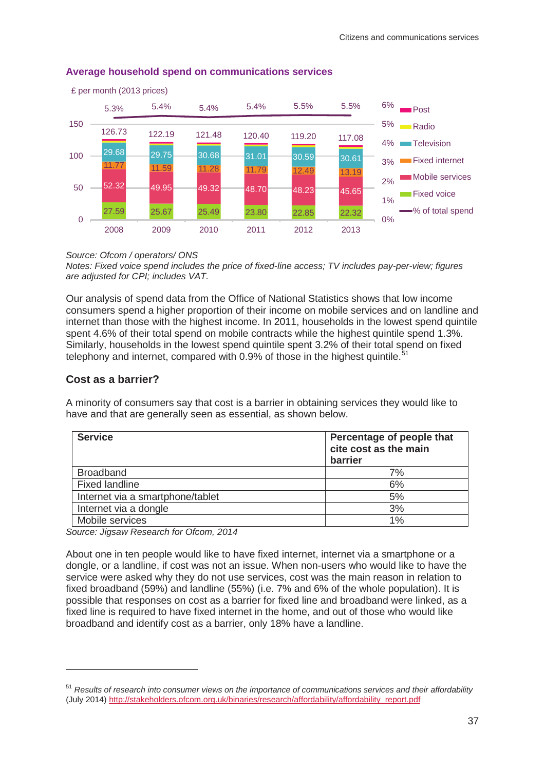**Average household spend on communications services**

£ per month (2013 prices)

| | 2008 | 2009 | 2010 | 2011 | 2012 | 2013 |
|---|---|---|---|---|---|---|
| Total | 126.73 | 122.19 | 121.48 | 120.40 | 119.20 | 117.08 |
| Television | 29.68 | 29.75 | 30.68 | 31.01 | 30.59 | 30.61 |
| Fixed internet | 11.77 | 11.59 | 11.28 | 11.79 | 12.49 | 13.19 |
| Mobile services | 52.32 | 49.95 | 49.32 | 48.70 | 48.23 | 45.65 |
| Fixed voice | 27.59 | 25.67 | 25.49 | 23.80 | 22.85 | 22.32 |
| % of total spend | 5.3% | 5.4% | 5.4% | 5.4% | 5.5% | 5.5% |

*Source: Ofcom / operators/ ONS*

*Notes: Fixed voice spend includes the price of fixed-line access; TV includes pay-per-view; figures are adjusted for CPI; includes VAT.*

Our analysis of spend data from the Office of National Statistics shows that low income consumers spend a higher proportion of their income on mobile services and on landline and internet than those with the highest income. In 2011, households in the lowest spend quintile spent 4.6% of their total spend on mobile contracts while the highest quintile spend 1.3%. Similarly, households in the lowest spend quintile spent 3.2% of their total spend on fixed telephony and internet, compared with 0.9% of those in the highest quintile.[51]

### Cost as a barrier?

A minority of consumers say that cost is a barrier in obtaining services they would like to have and that are generally seen as essential, as shown below.

| Service | Percentage of people that cite cost as the main barrier |
|---|---|
| Broadband | 7% |
| Fixed landline | 6% |
| Internet via a smartphone/tablet | 5% |
| Internet via a dongle | 3% |
| Mobile services | 1% |

*Source: Jigsaw Research for Ofcom, 2014*

About one in ten people would like to have fixed internet, internet via a smartphone or a dongle, or a landline, if cost was not an issue. When non-users who would like to have the service were asked why they do not use services, cost was the main reason in relation to fixed broadband (59%) and landline (55%) (i.e. 7% and 6% of the whole population). It is possible that responses on cost as a barrier for fixed line and broadband were linked, as a fixed line is required to have fixed internet in the home, and out of those who would like broadband and identify cost as a barrier, only 18% have a landline.

[51] *Results of research into consumer views on the importance of communications services and their affordability* (July 2014) http://stakeholders.ofcom.org.uk/binaries/research/affordability/affordability_report.pdf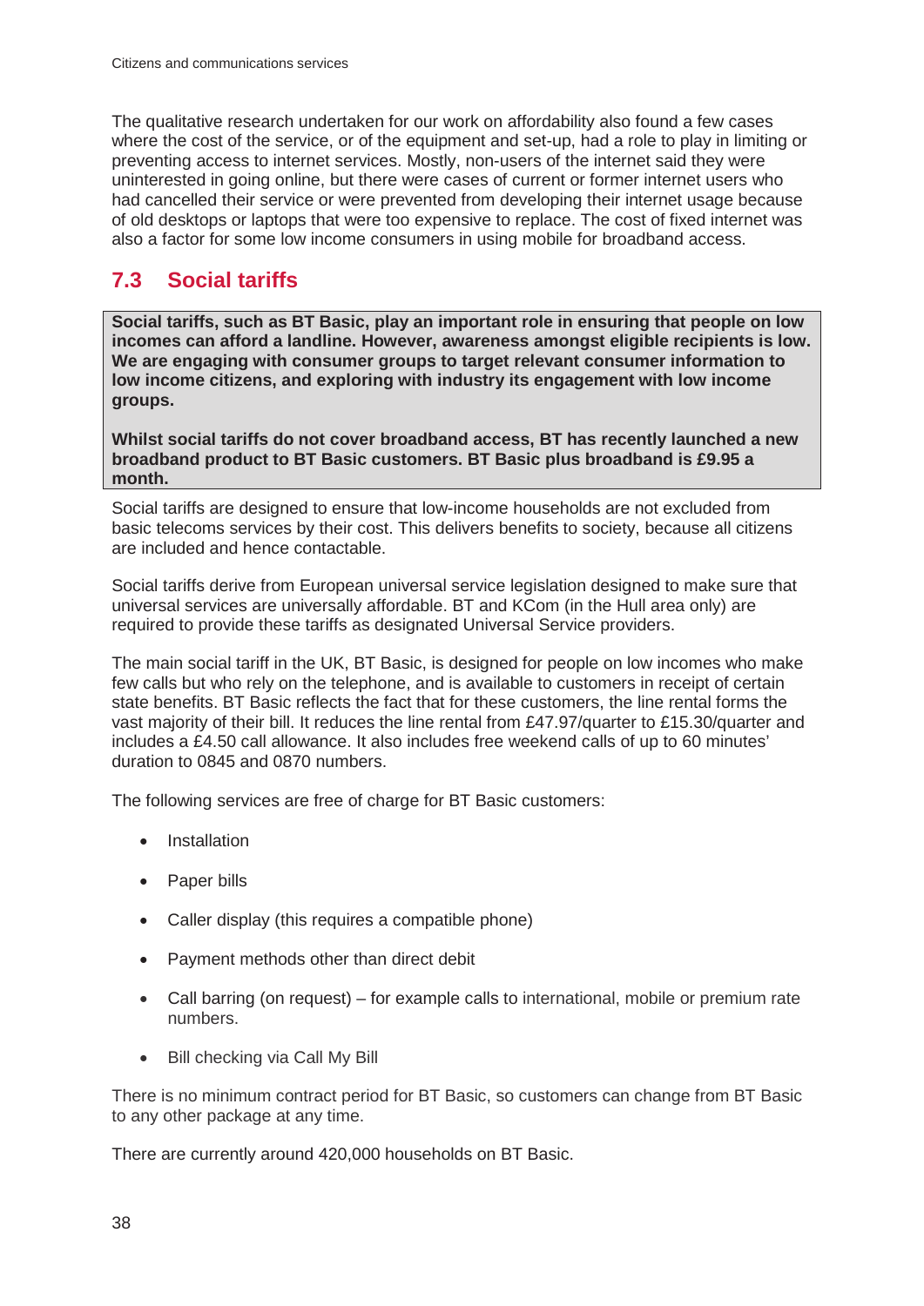The qualitative research undertaken for our work on affordability also found a few cases where the cost of the service, or of the equipment and set-up, had a role to play in limiting or preventing access to internet services. Mostly, non-users of the internet said they were uninterested in going online, but there were cases of current or former internet users who had cancelled their service or were prevented from developing their internet usage because of old desktops or laptops that were too expensive to replace. The cost of fixed internet was also a factor for some low income consumers in using mobile for broadband access.

## 7.3 Social tariffs

**Social tariffs, such as BT Basic, play an important role in ensuring that people on low incomes can afford a landline. However, awareness amongst eligible recipients is low. We are engaging with consumer groups to target relevant consumer information to low income citizens, and exploring with industry its engagement with low income groups.**

**Whilst social tariffs do not cover broadband access, BT has recently launched a new broadband product to BT Basic customers. BT Basic plus broadband is £9.95 a month.**

Social tariffs are designed to ensure that low-income households are not excluded from basic telecoms services by their cost. This delivers benefits to society, because all citizens are included and hence contactable.

Social tariffs derive from European universal service legislation designed to make sure that universal services are universally affordable. BT and KCom (in the Hull area only) are required to provide these tariffs as designated Universal Service providers.

The main social tariff in the UK, BT Basic, is designed for people on low incomes who make few calls but who rely on the telephone, and is available to customers in receipt of certain state benefits. BT Basic reflects the fact that for these customers, the line rental forms the vast majority of their bill. It reduces the line rental from £47.97/quarter to £15.30/quarter and includes a £4.50 call allowance. It also includes free weekend calls of up to 60 minutes' duration to 0845 and 0870 numbers.

The following services are free of charge for BT Basic customers:

- Installation
- Paper bills
- Caller display (this requires a compatible phone)
- Payment methods other than direct debit
- Call barring (on request) – for example calls to international, mobile or premium rate numbers.
- Bill checking via Call My Bill

There is no minimum contract period for BT Basic, so customers can change from BT Basic to any other package at any time.

There are currently around 420,000 households on BT Basic.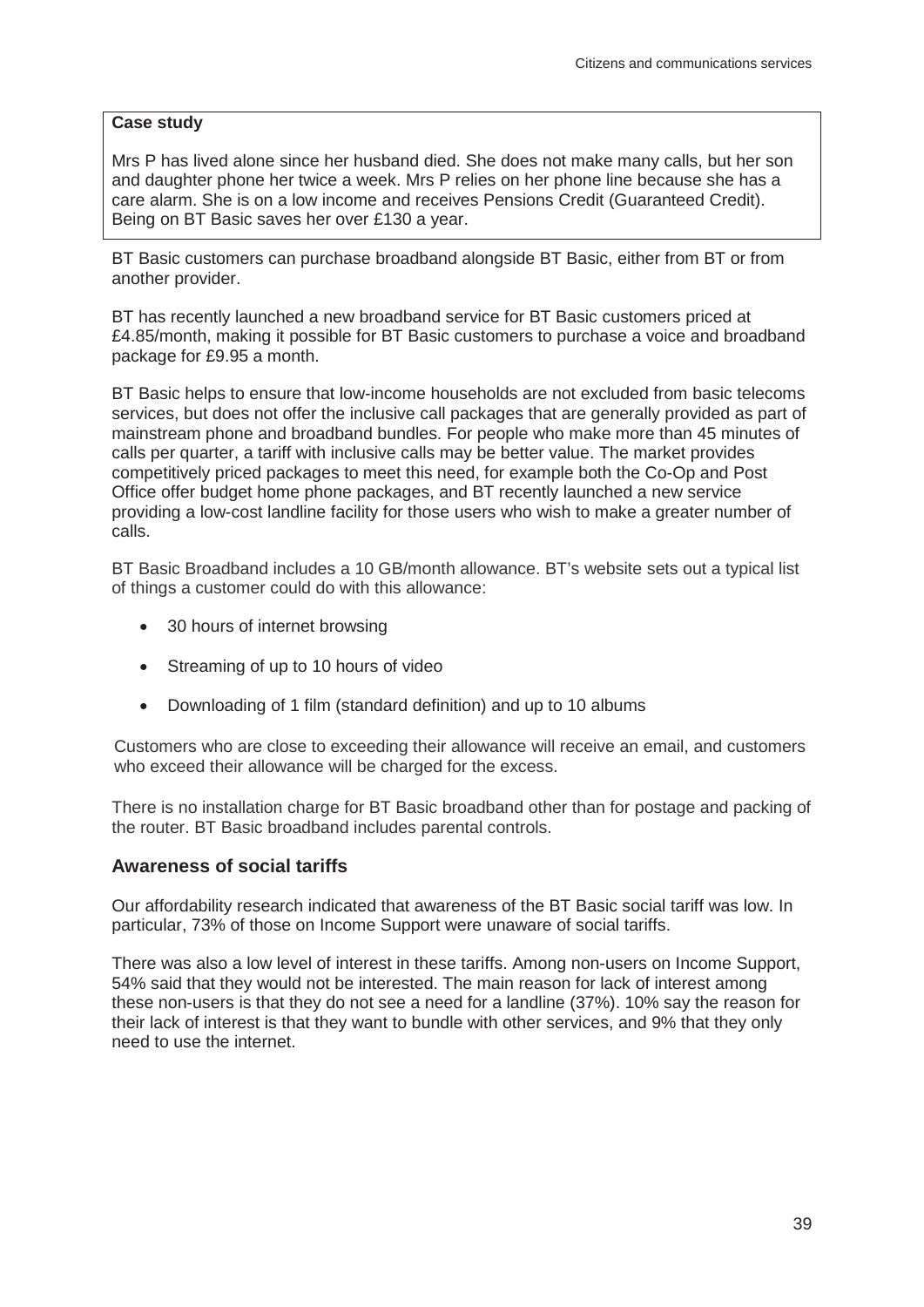**Case study**

Mrs P has lived alone since her husband died. She does not make many calls, but her son and daughter phone her twice a week. Mrs P relies on her phone line because she has a care alarm. She is on a low income and receives Pensions Credit (Guaranteed Credit). Being on BT Basic saves her over £130 a year.

BT Basic customers can purchase broadband alongside BT Basic, either from BT or from another provider.

BT has recently launched a new broadband service for BT Basic customers priced at £4.85/month, making it possible for BT Basic customers to purchase a voice and broadband package for £9.95 a month.

BT Basic helps to ensure that low-income households are not excluded from basic telecoms services, but does not offer the inclusive call packages that are generally provided as part of mainstream phone and broadband bundles. For people who make more than 45 minutes of calls per quarter, a tariff with inclusive calls may be better value. The market provides competitively priced packages to meet this need, for example both the Co-Op and Post Office offer budget home phone packages, and BT recently launched a new service providing a low-cost landline facility for those users who wish to make a greater number of calls.

BT Basic Broadband includes a 10 GB/month allowance. BT's website sets out a typical list of things a customer could do with this allowance:

- 30 hours of internet browsing
- Streaming of up to 10 hours of video
- Downloading of 1 film (standard definition) and up to 10 albums

Customers who are close to exceeding their allowance will receive an email, and customers who exceed their allowance will be charged for the excess.

There is no installation charge for BT Basic broadband other than for postage and packing of the router. BT Basic broadband includes parental controls.

### Awareness of social tariffs

Our affordability research indicated that awareness of the BT Basic social tariff was low. In particular, 73% of those on Income Support were unaware of social tariffs.

There was also a low level of interest in these tariffs. Among non-users on Income Support, 54% said that they would not be interested. The main reason for lack of interest among these non-users is that they do not see a need for a landline (37%). 10% say the reason for their lack of interest is that they want to bundle with other services, and 9% that they only need to use the internet.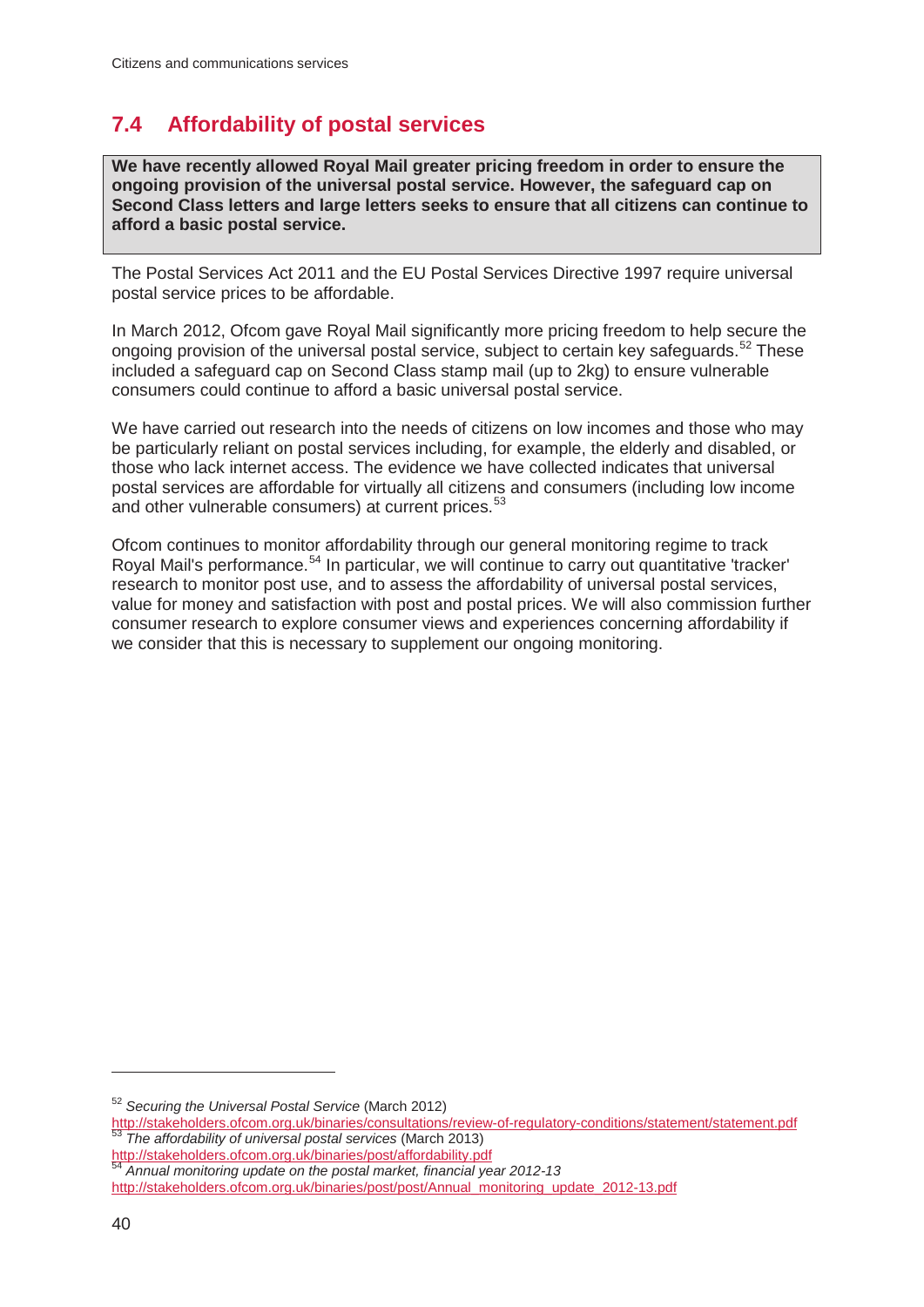## 7.4 Affordability of postal services

**We have recently allowed Royal Mail greater pricing freedom in order to ensure the ongoing provision of the universal postal service. However, the safeguard cap on Second Class letters and large letters seeks to ensure that all citizens can continue to afford a basic postal service.**

The Postal Services Act 2011 and the EU Postal Services Directive 1997 require universal postal service prices to be affordable.

In March 2012, Ofcom gave Royal Mail significantly more pricing freedom to help secure the ongoing provision of the universal postal service, subject to certain key safeguards.[52] These included a safeguard cap on Second Class stamp mail (up to 2kg) to ensure vulnerable consumers could continue to afford a basic universal postal service.

We have carried out research into the needs of citizens on low incomes and those who may be particularly reliant on postal services including, for example, the elderly and disabled, or those who lack internet access. The evidence we have collected indicates that universal postal services are affordable for virtually all citizens and consumers (including low income and other vulnerable consumers) at current prices.[53]

Ofcom continues to monitor affordability through our general monitoring regime to track Royal Mail's performance.[54] In particular, we will continue to carry out quantitative 'tracker' research to monitor post use, and to assess the affordability of universal postal services, value for money and satisfaction with post and postal prices. We will also commission further consumer research to explore consumer views and experiences concerning affordability if we consider that this is necessary to supplement our ongoing monitoring.

---

[52] *Securing the Universal Postal Service* (March 2012) http://stakeholders.ofcom.org.uk/binaries/consultations/review-of-regulatory-conditions/statement/statement.pdf

[53] *The affordability of universal postal services* (March 2013) http://stakeholders.ofcom.org.uk/binaries/post/affordability.pdf

[54] *Annual monitoring update on the postal market, financial year 2012-13* http://stakeholders.ofcom.org.uk/binaries/post/post/Annual_monitoring_update_2012-13.pdf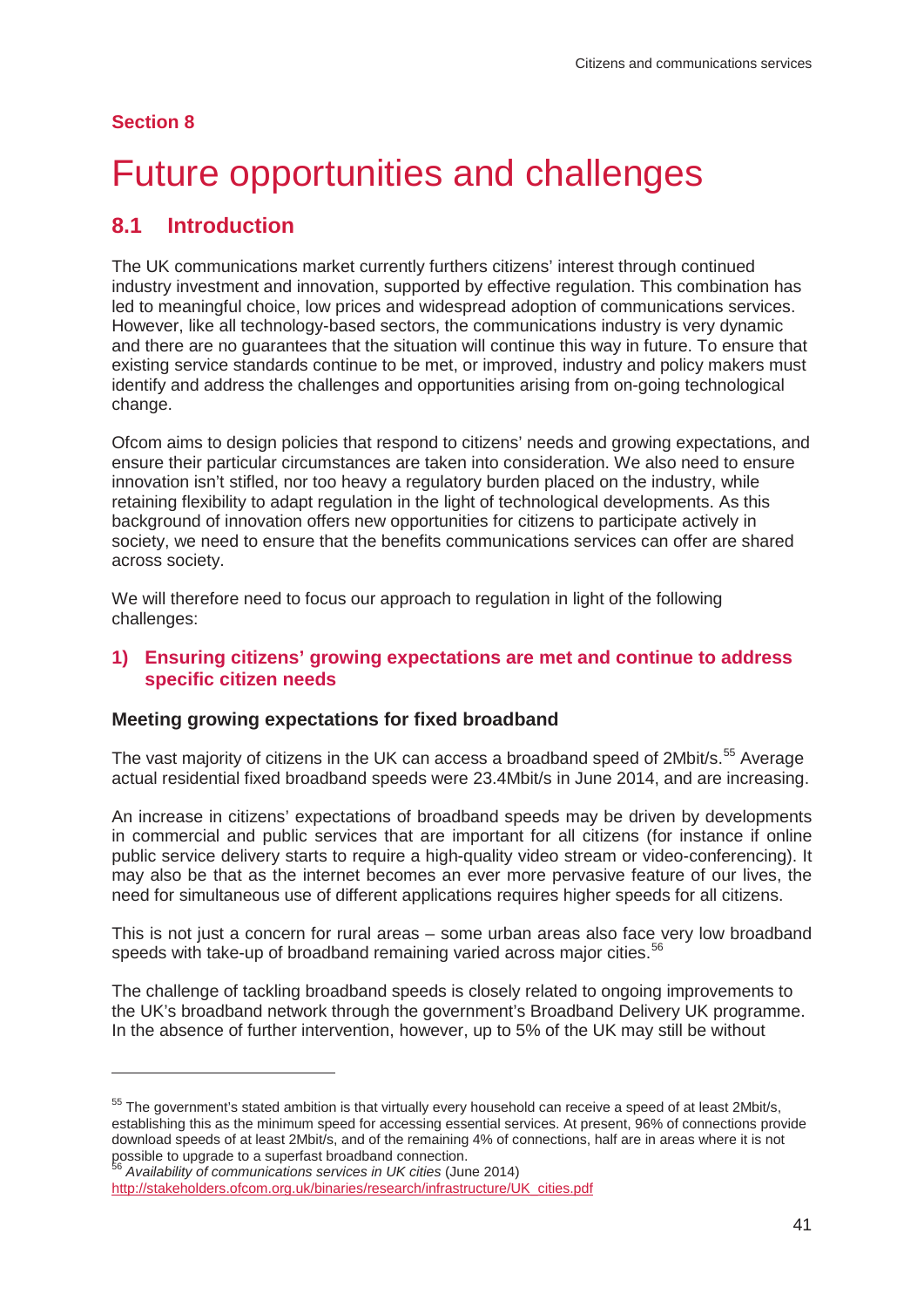**Section 8**

# Future opportunities and challenges

## 8.1 Introduction

The UK communications market currently furthers citizens' interest through continued industry investment and innovation, supported by effective regulation. This combination has led to meaningful choice, low prices and widespread adoption of communications services. However, like all technology-based sectors, the communications industry is very dynamic and there are no guarantees that the situation will continue this way in future. To ensure that existing service standards continue to be met, or improved, industry and policy makers must identify and address the challenges and opportunities arising from on-going technological change.

Ofcom aims to design policies that respond to citizens' needs and growing expectations, and ensure their particular circumstances are taken into consideration. We also need to ensure innovation isn't stifled, nor too heavy a regulatory burden placed on the industry, while retaining flexibility to adapt regulation in the light of technological developments. As this background of innovation offers new opportunities for citizens to participate actively in society, we need to ensure that the benefits communications services can offer are shared across society.

We will therefore need to focus our approach to regulation in light of the following challenges:

### 1) Ensuring citizens' growing expectations are met and continue to address specific citizen needs

#### Meeting growing expectations for fixed broadband

The vast majority of citizens in the UK can access a broadband speed of 2Mbit/s.[55] Average actual residential fixed broadband speeds were 23.4Mbit/s in June 2014, and are increasing.

An increase in citizens' expectations of broadband speeds may be driven by developments in commercial and public services that are important for all citizens (for instance if online public service delivery starts to require a high-quality video stream or video-conferencing). It may also be that as the internet becomes an ever more pervasive feature of our lives, the need for simultaneous use of different applications requires higher speeds for all citizens.

This is not just a concern for rural areas – some urban areas also face very low broadband speeds with take-up of broadband remaining varied across major cities.[56]

The challenge of tackling broadband speeds is closely related to ongoing improvements to the UK's broadband network through the government's Broadband Delivery UK programme. In the absence of further intervention, however, up to 5% of the UK may still be without

---

[55] The government's stated ambition is that virtually every household can receive a speed of at least 2Mbit/s, establishing this as the minimum speed for accessing essential services. At present, 96% of connections provide download speeds of at least 2Mbit/s, and of the remaining 4% of connections, half are in areas where it is not possible to upgrade to a superfast broadband connection.

[56] *Availability of communications services in UK cities* (June 2014) http://stakeholders.ofcom.org.uk/binaries/research/infrastructure/UK_cities.pdf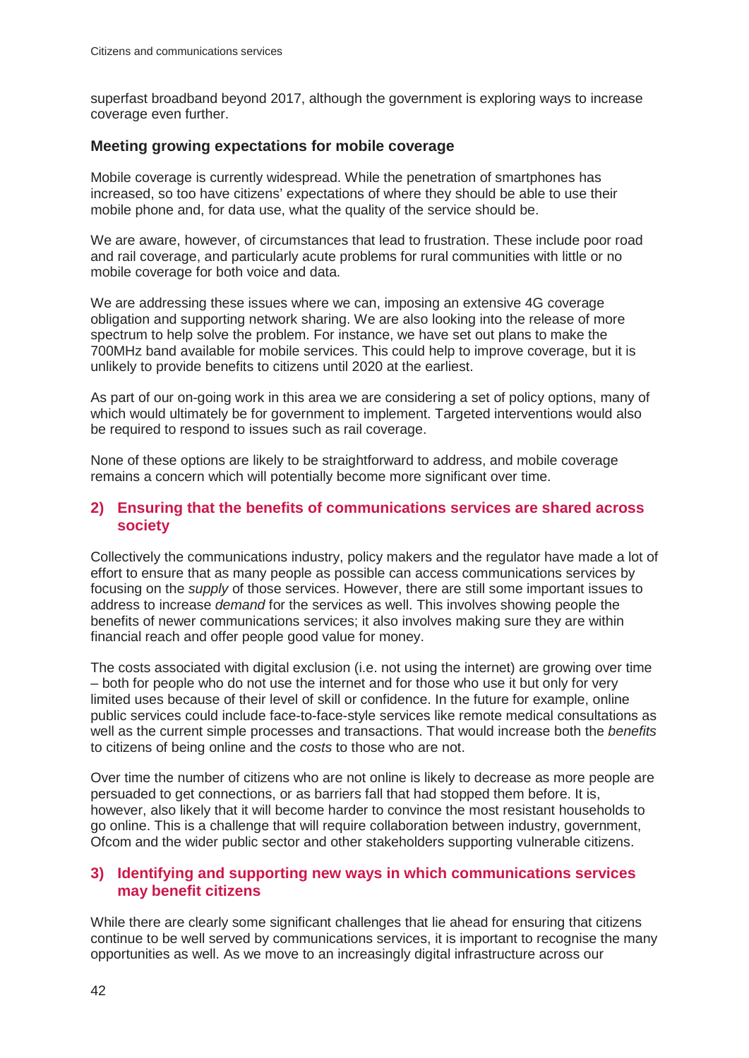superfast broadband beyond 2017, although the government is exploring ways to increase coverage even further.

### Meeting growing expectations for mobile coverage

Mobile coverage is currently widespread. While the penetration of smartphones has increased, so too have citizens' expectations of where they should be able to use their mobile phone and, for data use, what the quality of the service should be.

We are aware, however, of circumstances that lead to frustration. These include poor road and rail coverage, and particularly acute problems for rural communities with little or no mobile coverage for both voice and data.

We are addressing these issues where we can, imposing an extensive 4G coverage obligation and supporting network sharing. We are also looking into the release of more spectrum to help solve the problem. For instance, we have set out plans to make the 700MHz band available for mobile services. This could help to improve coverage, but it is unlikely to provide benefits to citizens until 2020 at the earliest.

As part of our on-going work in this area we are considering a set of policy options, many of which would ultimately be for government to implement. Targeted interventions would also be required to respond to issues such as rail coverage.

None of these options are likely to be straightforward to address, and mobile coverage remains a concern which will potentially become more significant over time.

## 2) Ensuring that the benefits of communications services are shared across society

Collectively the communications industry, policy makers and the regulator have made a lot of effort to ensure that as many people as possible can access communications services by focusing on the *supply* of those services. However, there are still some important issues to address to increase *demand* for the services as well. This involves showing people the benefits of newer communications services; it also involves making sure they are within financial reach and offer people good value for money.

The costs associated with digital exclusion (i.e. not using the internet) are growing over time – both for people who do not use the internet and for those who use it but only for very limited uses because of their level of skill or confidence. In the future for example, online public services could include face-to-face-style services like remote medical consultations as well as the current simple processes and transactions. That would increase both the *benefits* to citizens of being online and the *costs* to those who are not.

Over time the number of citizens who are not online is likely to decrease as more people are persuaded to get connections, or as barriers fall that had stopped them before. It is, however, also likely that it will become harder to convince the most resistant households to go online. This is a challenge that will require collaboration between industry, government, Ofcom and the wider public sector and other stakeholders supporting vulnerable citizens.

## 3) Identifying and supporting new ways in which communications services may benefit citizens

While there are clearly some significant challenges that lie ahead for ensuring that citizens continue to be well served by communications services, it is important to recognise the many opportunities as well. As we move to an increasingly digital infrastructure across our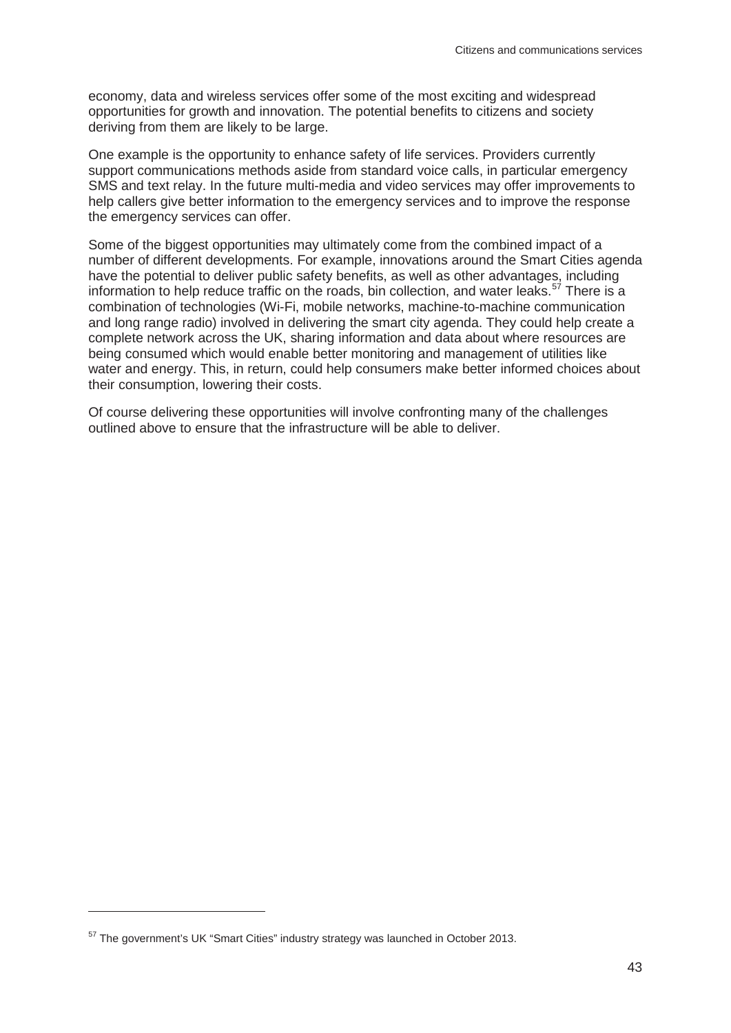economy, data and wireless services offer some of the most exciting and widespread opportunities for growth and innovation. The potential benefits to citizens and society deriving from them are likely to be large.

One example is the opportunity to enhance safety of life services. Providers currently support communications methods aside from standard voice calls, in particular emergency SMS and text relay. In the future multi-media and video services may offer improvements to help callers give better information to the emergency services and to improve the response the emergency services can offer.

Some of the biggest opportunities may ultimately come from the combined impact of a number of different developments. For example, innovations around the Smart Cities agenda have the potential to deliver public safety benefits, as well as other advantages, including information to help reduce traffic on the roads, bin collection, and water leaks.[57] There is a combination of technologies (Wi-Fi, mobile networks, machine-to-machine communication and long range radio) involved in delivering the smart city agenda. They could help create a complete network across the UK, sharing information and data about where resources are being consumed which would enable better monitoring and management of utilities like water and energy. This, in return, could help consumers make better informed choices about their consumption, lowering their costs.

Of course delivering these opportunities will involve confronting many of the challenges outlined above to ensure that the infrastructure will be able to deliver.

---

[57] The government's UK "Smart Cities" industry strategy was launched in October 2013.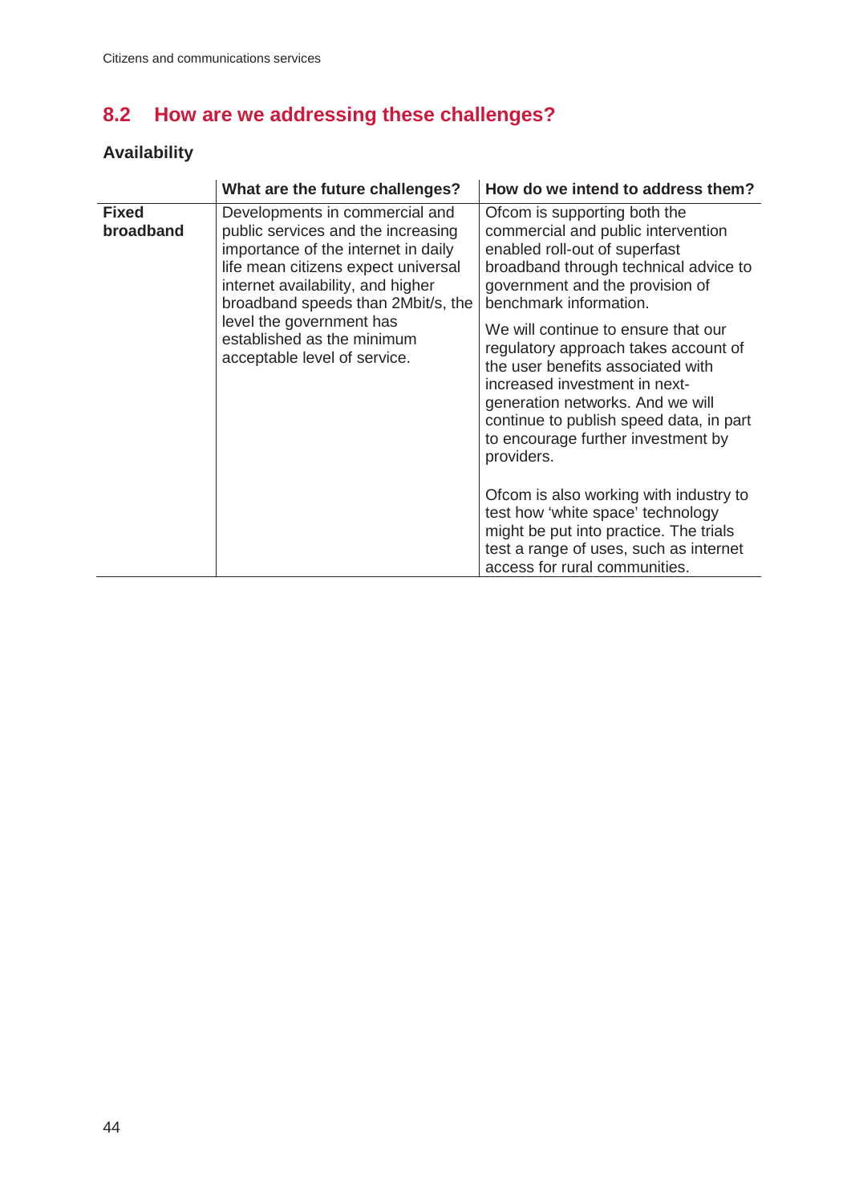## 8.2 How are we addressing these challenges?

### Availability

| | What are the future challenges? | How do we intend to address them? |
|---|---|---|
| **Fixed broadband** | Developments in commercial and public services and the increasing importance of the internet in daily life mean citizens expect universal internet availability, and higher broadband speeds than 2Mbit/s, the level the government has established as the minimum acceptable level of service. | Ofcom is supporting both the commercial and public intervention enabled roll-out of superfast broadband through technical advice to government and the provision of benchmark information.<br><br>We will continue to ensure that our regulatory approach takes account of the user benefits associated with increased investment in next-generation networks. And we will continue to publish speed data, in part to encourage further investment by providers.<br><br>Ofcom is also working with industry to test how 'white space' technology might be put into practice. The trials test a range of uses, such as internet access for rural communities. |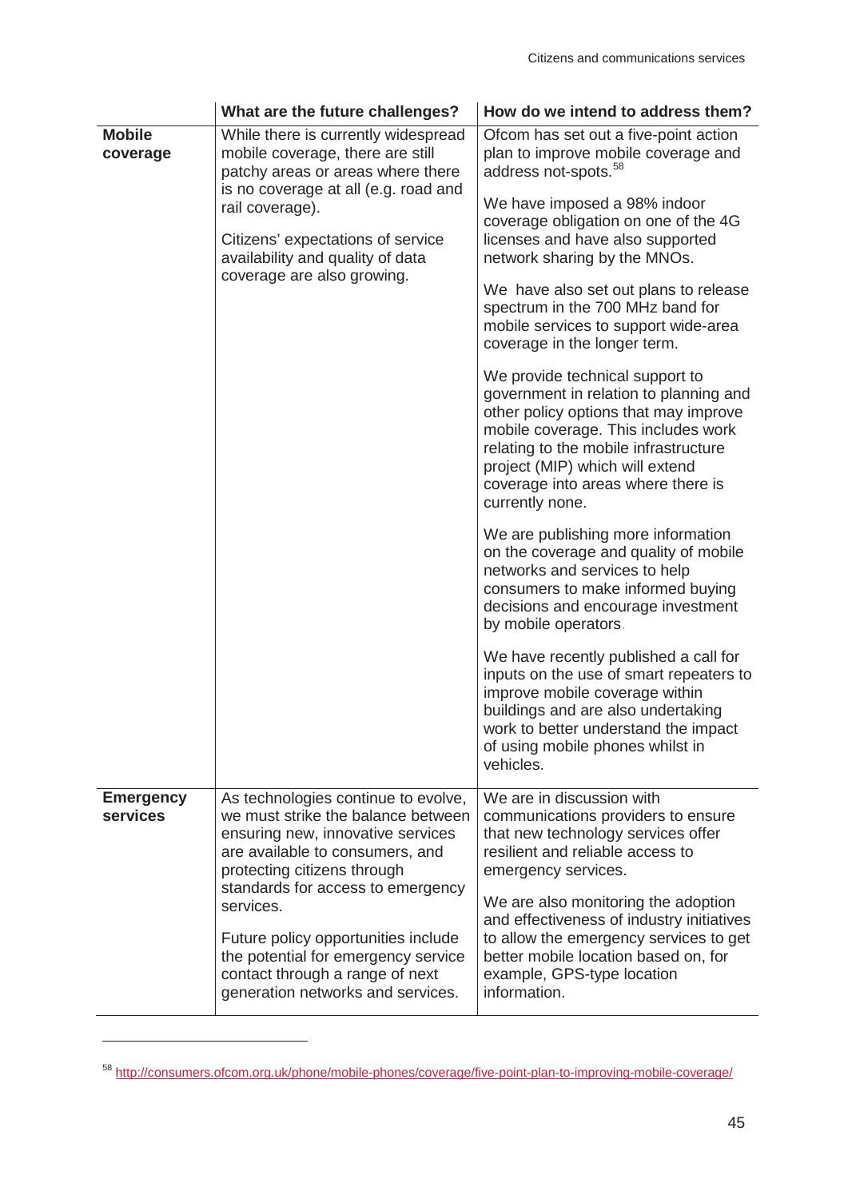| | What are the future challenges? | How do we intend to address them? |
|---|---|---|
| **Mobile coverage** | While there is currently widespread mobile coverage, there are still patchy areas or areas where there is no coverage at all (e.g. road and rail coverage).<br><br>Citizens' expectations of service availability and quality of data coverage are also growing. | Ofcom has set out a five-point action plan to improve mobile coverage and address not-spots.[58]<br><br>We have imposed a 98% indoor coverage obligation on one of the 4G licenses and have also supported network sharing by the MNOs.<br><br>We have also set out plans to release spectrum in the 700 MHz band for mobile services to support wide-area coverage in the longer term.<br><br>We provide technical support to government in relation to planning and other policy options that may improve mobile coverage. This includes work relating to the mobile infrastructure project (MIP) which will extend coverage into areas where there is currently none.<br><br>We are publishing more information on the coverage and quality of mobile networks and services to help consumers to make informed buying decisions and encourage investment by mobile operators.<br><br>We have recently published a call for inputs on the use of smart repeaters to improve mobile coverage within buildings and are also undertaking work to better understand the impact of using mobile phones whilst in vehicles. |
| **Emergency services** | As technologies continue to evolve, we must strike the balance between ensuring new, innovative services are available to consumers, and protecting citizens through standards for access to emergency services.<br><br>Future policy opportunities include the potential for emergency service contact through a range of next generation networks and services. | We are in discussion with communications providers to ensure that new technology services offer resilient and reliable access to emergency services.<br><br>We are also monitoring the adoption and effectiveness of industry initiatives to allow the emergency services to get better mobile location based on, for example, GPS-type location information. |

[58] http://consumers.ofcom.org.uk/phone/mobile-phones/coverage/five-point-plan-to-improving-mobile-coverage/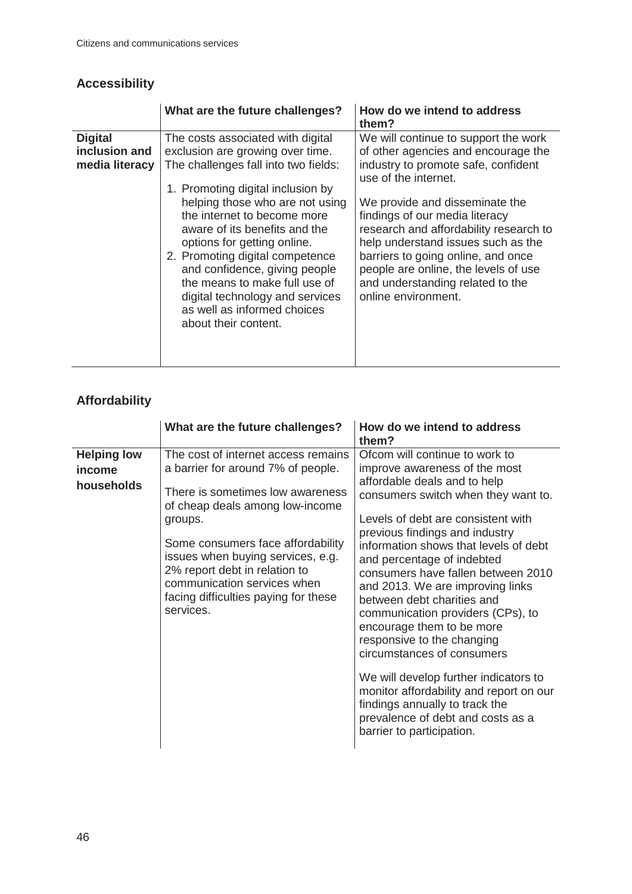## Accessibility

| | What are the future challenges? | How do we intend to address them? |
|---|---|---|
| **Digital inclusion and media literacy** | The costs associated with digital exclusion are growing over time. The challenges fall into two fields:<br><br>1. Promoting digital inclusion by helping those who are not using the internet to become more aware of its benefits and the options for getting online.<br>2. Promoting digital competence and confidence, giving people the means to make full use of digital technology and services as well as informed choices about their content. | We will continue to support the work of other agencies and encourage the industry to promote safe, confident use of the internet.<br><br>We provide and disseminate the findings of our media literacy research and affordability research to help understand issues such as the barriers to going online, and once people are online, the levels of use and understanding related to the online environment. |

## Affordability

| | What are the future challenges? | How do we intend to address them? |
|---|---|---|
| **Helping low income households** | The cost of internet access remains a barrier for around 7% of people.<br><br>There is sometimes low awareness of cheap deals among low-income groups.<br><br>Some consumers face affordability issues when buying services, e.g. 2% report debt in relation to communication services when facing difficulties paying for these services. | Ofcom will continue to work to improve awareness of the most affordable deals and to help consumers switch when they want to.<br><br>Levels of debt are consistent with previous findings and industry information shows that levels of debt and percentage of indebted consumers have fallen between 2010 and 2013. We are improving links between debt charities and communication providers (CPs), to encourage them to be more responsive to the changing circumstances of consumers<br><br>We will develop further indicators to monitor affordability and report on our findings annually to track the prevalence of debt and costs as a barrier to participation. |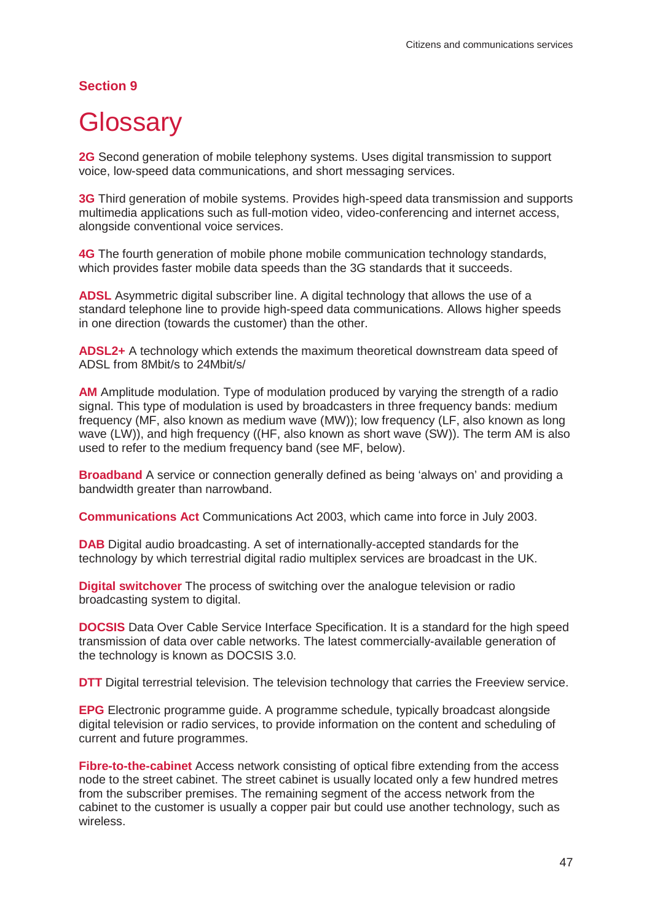**Section 9**

# Glossary

**2G** Second generation of mobile telephony systems. Uses digital transmission to support voice, low-speed data communications, and short messaging services.

**3G** Third generation of mobile systems. Provides high-speed data transmission and supports multimedia applications such as full-motion video, video-conferencing and internet access, alongside conventional voice services.

**4G** The fourth generation of mobile phone mobile communication technology standards, which provides faster mobile data speeds than the 3G standards that it succeeds.

**ADSL** Asymmetric digital subscriber line. A digital technology that allows the use of a standard telephone line to provide high-speed data communications. Allows higher speeds in one direction (towards the customer) than the other.

**ADSL2+** A technology which extends the maximum theoretical downstream data speed of ADSL from 8Mbit/s to 24Mbit/s/

**AM** Amplitude modulation. Type of modulation produced by varying the strength of a radio signal. This type of modulation is used by broadcasters in three frequency bands: medium frequency (MF, also known as medium wave (MW)); low frequency (LF, also known as long wave (LW)), and high frequency ((HF, also known as short wave (SW)). The term AM is also used to refer to the medium frequency band (see MF, below).

**Broadband** A service or connection generally defined as being 'always on' and providing a bandwidth greater than narrowband.

**Communications Act** Communications Act 2003, which came into force in July 2003.

**DAB** Digital audio broadcasting. A set of internationally-accepted standards for the technology by which terrestrial digital radio multiplex services are broadcast in the UK.

**Digital switchover** The process of switching over the analogue television or radio broadcasting system to digital.

**DOCSIS** Data Over Cable Service Interface Specification. It is a standard for the high speed transmission of data over cable networks. The latest commercially-available generation of the technology is known as DOCSIS 3.0.

**DTT** Digital terrestrial television. The television technology that carries the Freeview service.

**EPG** Electronic programme guide. A programme schedule, typically broadcast alongside digital television or radio services, to provide information on the content and scheduling of current and future programmes.

**Fibre-to-the-cabinet** Access network consisting of optical fibre extending from the access node to the street cabinet. The street cabinet is usually located only a few hundred metres from the subscriber premises. The remaining segment of the access network from the cabinet to the customer is usually a copper pair but could use another technology, such as wireless.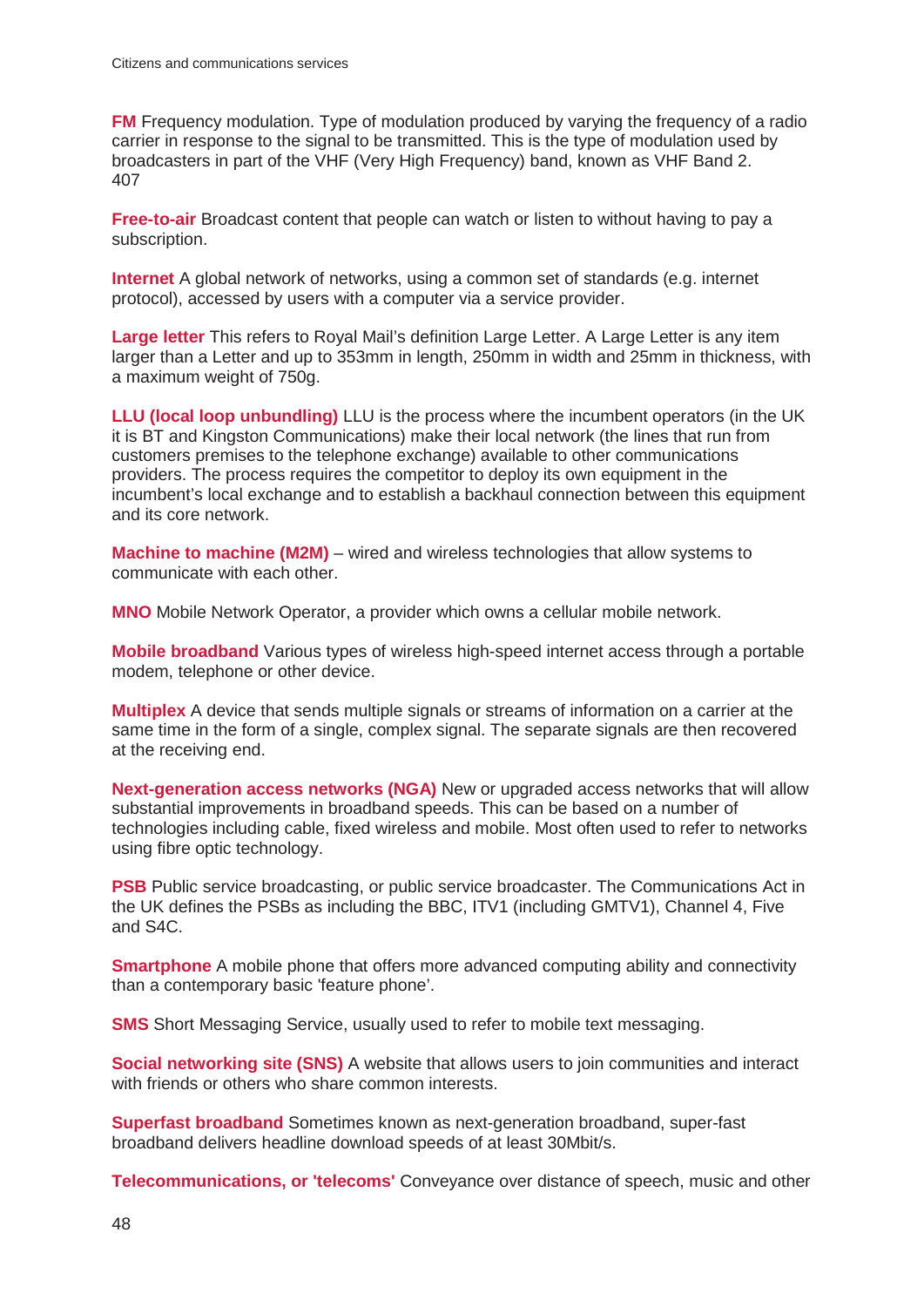**FM** Frequency modulation. Type of modulation produced by varying the frequency of a radio carrier in response to the signal to be transmitted. This is the type of modulation used by broadcasters in part of the VHF (Very High Frequency) band, known as VHF Band 2. 407

**Free-to-air** Broadcast content that people can watch or listen to without having to pay a subscription.

**Internet** A global network of networks, using a common set of standards (e.g. internet protocol), accessed by users with a computer via a service provider.

**Large letter** This refers to Royal Mail's definition Large Letter. A Large Letter is any item larger than a Letter and up to 353mm in length, 250mm in width and 25mm in thickness, with a maximum weight of 750g.

**LLU (local loop unbundling)** LLU is the process where the incumbent operators (in the UK it is BT and Kingston Communications) make their local network (the lines that run from customers premises to the telephone exchange) available to other communications providers. The process requires the competitor to deploy its own equipment in the incumbent's local exchange and to establish a backhaul connection between this equipment and its core network.

**Machine to machine (M2M)** – wired and wireless technologies that allow systems to communicate with each other.

**MNO** Mobile Network Operator, a provider which owns a cellular mobile network.

**Mobile broadband** Various types of wireless high-speed internet access through a portable modem, telephone or other device.

**Multiplex** A device that sends multiple signals or streams of information on a carrier at the same time in the form of a single, complex signal. The separate signals are then recovered at the receiving end.

**Next-generation access networks (NGA)** New or upgraded access networks that will allow substantial improvements in broadband speeds. This can be based on a number of technologies including cable, fixed wireless and mobile. Most often used to refer to networks using fibre optic technology.

**PSB** Public service broadcasting, or public service broadcaster. The Communications Act in the UK defines the PSBs as including the BBC, ITV1 (including GMTV1), Channel 4, Five and S4C.

**Smartphone** A mobile phone that offers more advanced computing ability and connectivity than a contemporary basic 'feature phone'.

**SMS** Short Messaging Service, usually used to refer to mobile text messaging.

**Social networking site (SNS)** A website that allows users to join communities and interact with friends or others who share common interests.

**Superfast broadband** Sometimes known as next-generation broadband, super-fast broadband delivers headline download speeds of at least 30Mbit/s.

**Telecommunications, or 'telecoms'** Conveyance over distance of speech, music and other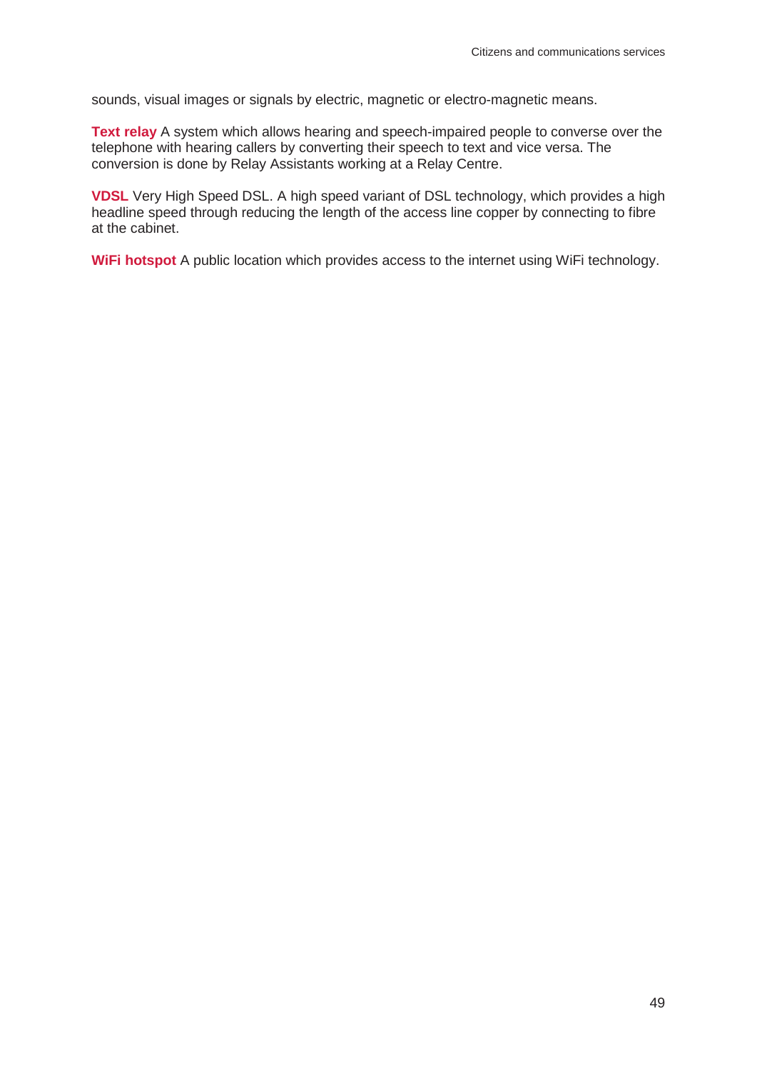sounds, visual images or signals by electric, magnetic or electro-magnetic means.

**Text relay** A system which allows hearing and speech-impaired people to converse over the telephone with hearing callers by converting their speech to text and vice versa. The conversion is done by Relay Assistants working at a Relay Centre.

**VDSL** Very High Speed DSL. A high speed variant of DSL technology, which provides a high headline speed through reducing the length of the access line copper by connecting to fibre at the cabinet.

**WiFi hotspot** A public location which provides access to the internet using WiFi technology.